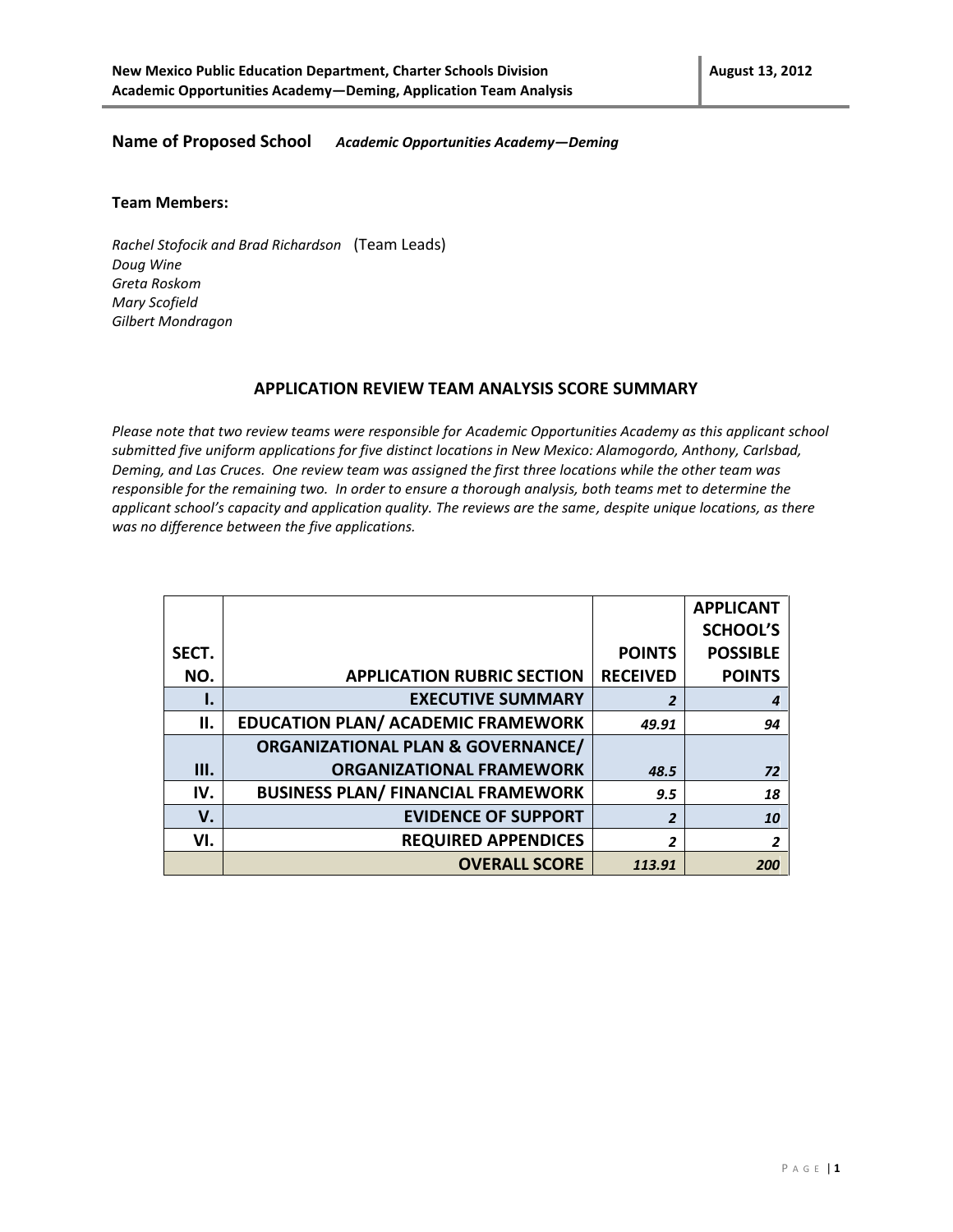**Name of Proposed School** *Academic Opportunities Academy—Deming*

**Team Members:**

*Rachel Stofocik and Brad Richardson* (Team Leads)
*Doug Wine*
*Greta Roskom*
*Mary Scofield*
*Gilbert Mondragon*

## APPLICATION REVIEW TEAM ANALYSIS SCORE SUMMARY

*Please note that two review teams were responsible for Academic Opportunities Academy as this applicant school submitted five uniform applications for five distinct locations in New Mexico: Alamogordo, Anthony, Carlsbad, Deming, and Las Cruces. One review team was assigned the first three locations while the other team was responsible for the remaining two. In order to ensure a thorough analysis, both teams met to determine the applicant school's capacity and application quality. The reviews are the same, despite unique locations, as there was no difference between the five applications.*

| SECT. NO. | APPLICATION RUBRIC SECTION | POINTS RECEIVED | APPLICANT SCHOOL'S POSSIBLE POINTS |
|---|---|---|---|
| I. | EXECUTIVE SUMMARY | *2* | *4* |
| II. | EDUCATION PLAN/ ACADEMIC FRAMEWORK | *49.91* | *94* |
| III. | ORGANIZATIONAL PLAN & GOVERNANCE/ ORGANIZATIONAL FRAMEWORK | *48.5* | *72* |
| IV. | BUSINESS PLAN/ FINANCIAL FRAMEWORK | *9.5* | *18* |
| V. | EVIDENCE OF SUPPORT | *2* | *10* |
| VI. | REQUIRED APPENDICES | *2* | *2* |
| | **OVERALL SCORE** | ***113.91*** | ***200*** |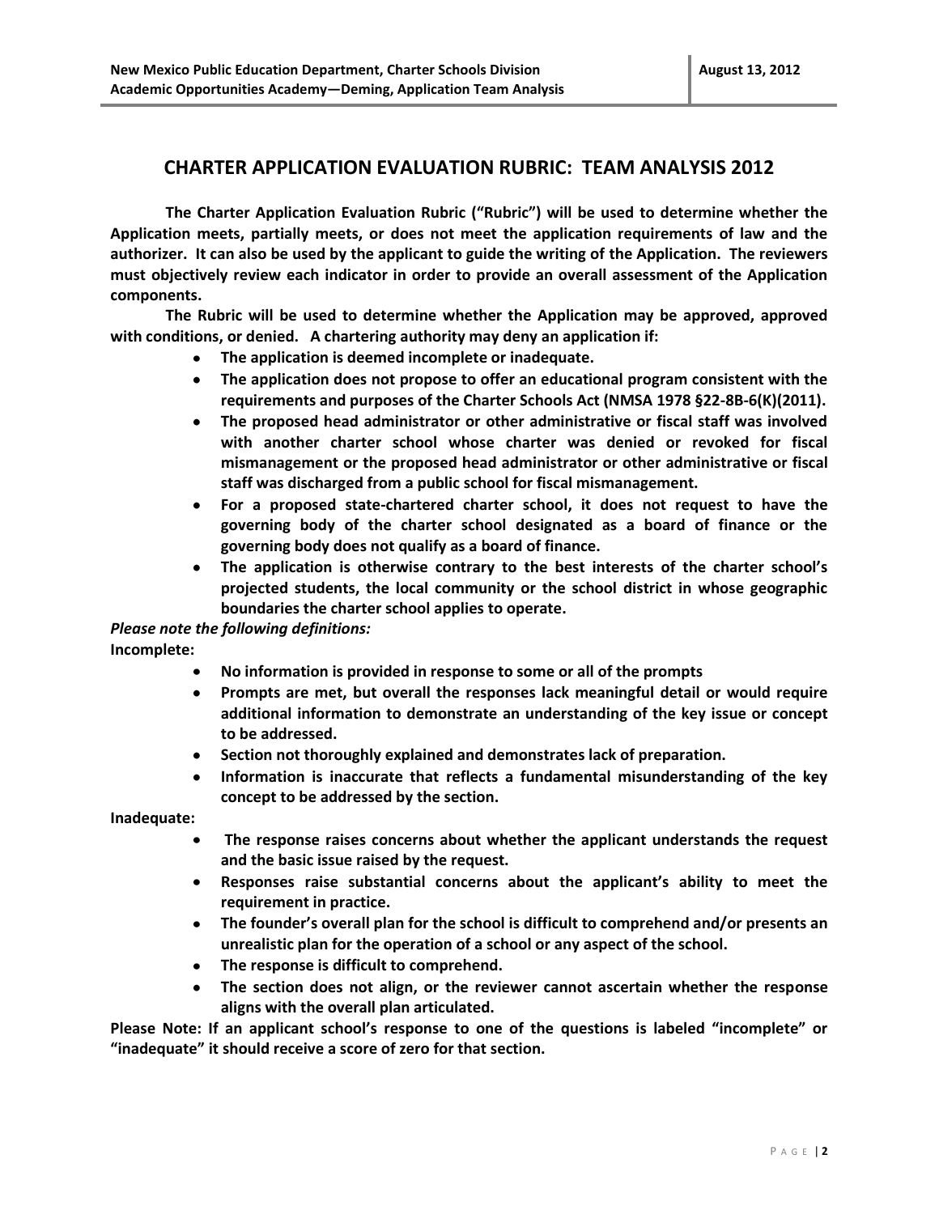# CHARTER APPLICATION EVALUATION RUBRIC: TEAM ANALYSIS 2012

**The Charter Application Evaluation Rubric ("Rubric") will be used to determine whether the Application meets, partially meets, or does not meet the application requirements of law and the authorizer. It can also be used by the applicant to guide the writing of the Application. The reviewers must objectively review each indicator in order to provide an overall assessment of the Application components.**

**The Rubric will be used to determine whether the Application may be approved, approved with conditions, or denied. A chartering authority may deny an application if:**

- **The application is deemed incomplete or inadequate.**
- **The application does not propose to offer an educational program consistent with the requirements and purposes of the Charter Schools Act (NMSA 1978 §22-8B-6(K)(2011).**
- **The proposed head administrator or other administrative or fiscal staff was involved with another charter school whose charter was denied or revoked for fiscal mismanagement or the proposed head administrator or other administrative or fiscal staff was discharged from a public school for fiscal mismanagement.**
- **For a proposed state-chartered charter school, it does not request to have the governing body of the charter school designated as a board of finance or the governing body does not qualify as a board of finance.**
- **The application is otherwise contrary to the best interests of the charter school's projected students, the local community or the school district in whose geographic boundaries the charter school applies to operate.**

***Please note the following definitions:***

**Incomplete:**

- **No information is provided in response to some or all of the prompts**
- **Prompts are met, but overall the responses lack meaningful detail or would require additional information to demonstrate an understanding of the key issue or concept to be addressed.**
- **Section not thoroughly explained and demonstrates lack of preparation.**
- **Information is inaccurate that reflects a fundamental misunderstanding of the key concept to be addressed by the section.**

**Inadequate:**

- **The response raises concerns about whether the applicant understands the request and the basic issue raised by the request.**
- **Responses raise substantial concerns about the applicant's ability to meet the requirement in practice.**
- **The founder's overall plan for the school is difficult to comprehend and/or presents an unrealistic plan for the operation of a school or any aspect of the school.**
- **The response is difficult to comprehend.**
- **The section does not align, or the reviewer cannot ascertain whether the response aligns with the overall plan articulated.**

**Please Note: If an applicant school's response to one of the questions is labeled "incomplete" or "inadequate" it should receive a score of zero for that section.**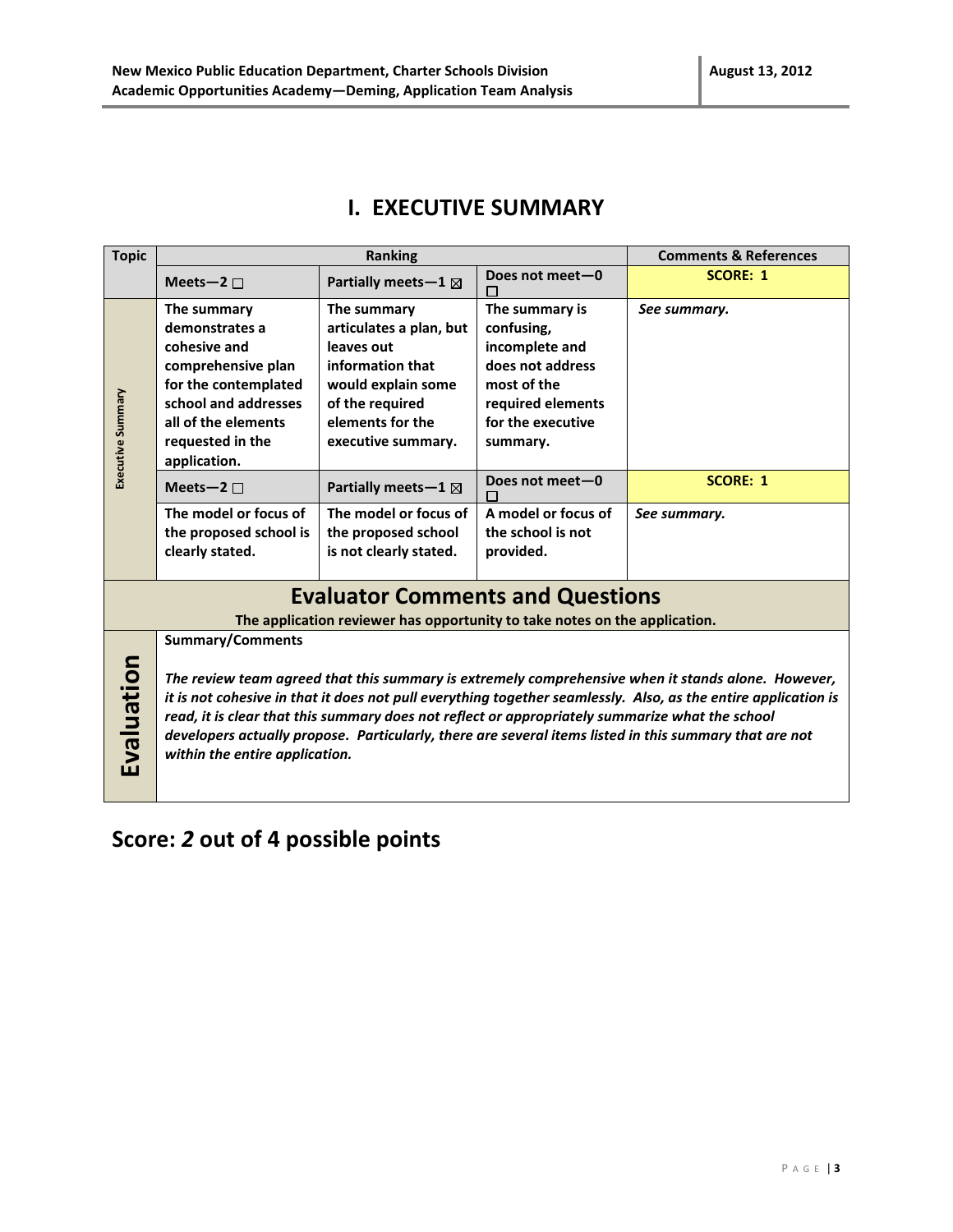# I. EXECUTIVE SUMMARY

| Topic | Ranking | | | Comments & References |
|---|---|---|---|---|
| | **Meets—2** ☐ | **Partially meets—1** ☒ | **Does not meet—0** ☐ | **SCORE: 1** |
| Executive Summary | **The summary demonstrates a cohesive and comprehensive plan for the contemplated school and addresses all of the elements requested in the application.** | **The summary articulates a plan, but leaves out information that would explain some of the required elements for the executive summary.** | **The summary is confusing, incomplete and does not address most of the required elements for the executive summary.** | ***See summary.*** |
| | **Meets—2** ☐ | **Partially meets—1** ☒ | **Does not meet—0** ☐ | **SCORE: 1** |
| | **The model or focus of the proposed school is clearly stated.** | **The model or focus of the proposed school is not clearly stated.** | **A model or focus of the school is not provided.** | ***See summary.*** |

## Evaluator Comments and Questions

**The application reviewer has opportunity to take notes on the application.**

| Evaluation | **Summary/Comments**<br><br>***The review team agreed that this summary is extremely comprehensive when it stands alone. However, it is not cohesive in that it does not pull everything together seamlessly. Also, as the entire application is read, it is clear that this summary does not reflect or appropriately summarize what the school developers actually propose. Particularly, there are several items listed in this summary that are not within the entire application.*** |
|---|---|

## Score: *2* out of 4 possible points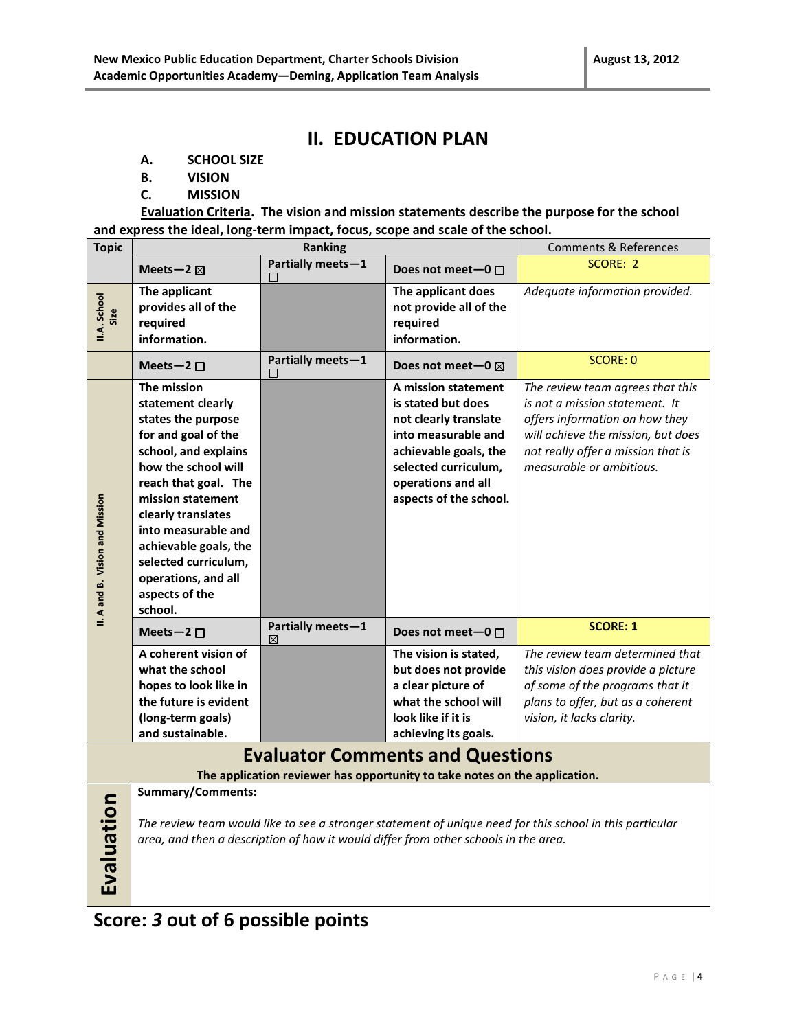# II. EDUCATION PLAN

**A. SCHOOL SIZE**
**B. VISION**
**C. MISSION**

**Evaluation Criteria. The vision and mission statements describe the purpose for the school and express the ideal, long-term impact, focus, scope and scale of the school.**

| Topic | Ranking | | | Comments & References |
|---|---|---|---|---|
| | **Meets—2** ☒ | **Partially meets—1** ☐ | **Does not meet—0** ☐ | SCORE: 2 |
| **II.A. School Size** | **The applicant provides all of the required information.** | | **The applicant does not provide all of the required information.** | *Adequate information provided.* |
| | **Meets—2** ☐ | **Partially meets—1** ☐ | **Does not meet—0** ☒ | SCORE: 0 |
| **II. A and B. Vision and Mission** | **The mission statement clearly states the purpose for and goal of the school, and explains how the school will reach that goal. The mission statement clearly translates into measurable and achievable goals, the selected curriculum, operations, and all aspects of the school.** | | **A mission statement is stated but does not clearly translate into measurable and achievable goals, the selected curriculum, operations and all aspects of the school.** | *The review team agrees that this is not a mission statement. It offers information on how they will achieve the mission, but does not really offer a mission that is measurable or ambitious.* |
| | **Meets—2** ☐ | **Partially meets—1** ☒ | **Does not meet—0** ☐ | **SCORE: 1** |
| | **A coherent vision of what the school hopes to look like in the future is evident (long-term goals) and sustainable.** | | **The vision is stated, but does not provide a clear picture of what the school will look like if it is achieving its goals.** | *The review team determined that this vision does provide a picture of some of the programs that it plans to offer, but as a coherent vision, it lacks clarity.* |

## Evaluator Comments and Questions

**The application reviewer has opportunity to take notes on the application.**

**Evaluation**

**Summary/Comments:**

*The review team would like to see a stronger statement of unique need for this school in this particular area, and then a description of how it would differ from other schools in the area.*

## Score: *3* out of 6 possible points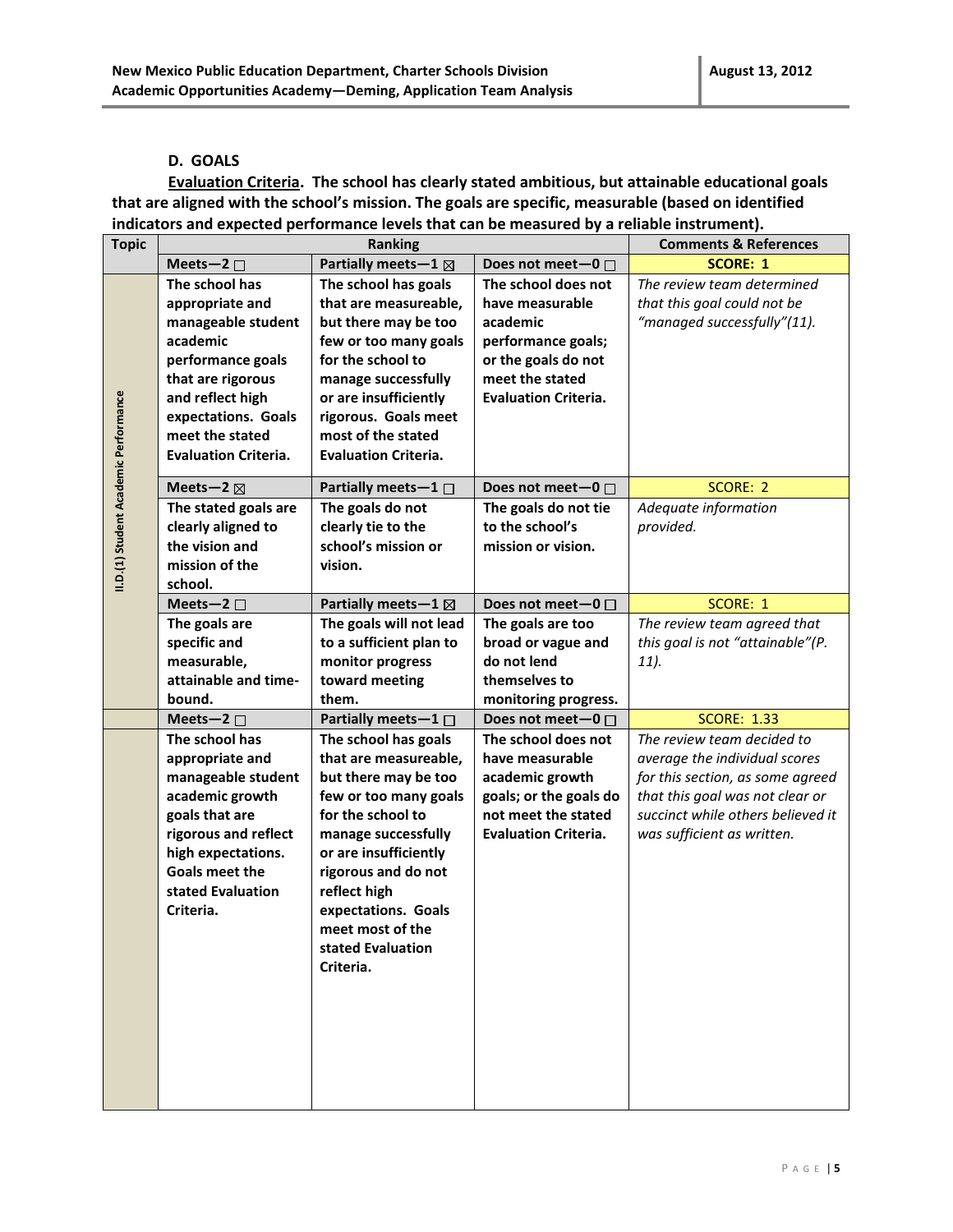### D. GOALS

**Evaluation Criteria. The school has clearly stated ambitious, but attainable educational goals that are aligned with the school's mission. The goals are specific, measurable (based on identified indicators and expected performance levels that can be measured by a reliable instrument).**

| Topic | Ranking | | | Comments & References |
|---|---|---|---|---|
| | **Meets—2 ☐** | **Partially meets—1 ☒** | **Does not meet—0 ☐** | **SCORE: 1** |
| **II.D.(1) Student Academic Performance** | **The school has appropriate and manageable student academic performance goals that are rigorous and reflect high expectations. Goals meet the stated Evaluation Criteria.** | **The school has goals that are measureable, but there may be too few or too many goals for the school to manage successfully or are insufficiently rigorous. Goals meet most of the stated Evaluation Criteria.** | **The school does not have measurable academic performance goals; or the goals do not meet the stated Evaluation Criteria.** | *The review team determined that this goal could not be "managed successfully"(11).* |
| | **Meets—2 ☒** | **Partially meets—1 ☐** | **Does not meet—0 ☐** | SCORE: 2 |
| | **The stated goals are clearly aligned to the vision and mission of the school.** | **The goals do not clearly tie to the school's mission or vision.** | **The goals do not tie to the school's mission or vision.** | *Adequate information provided.* |
| | **Meets—2 ☐** | **Partially meets—1 ☒** | **Does not meet—0 ☐** | SCORE: 1 |
| | **The goals are specific and measurable, attainable and time-bound.** | **The goals will not lead to a sufficient plan to monitor progress toward meeting them.** | **The goals are too broad or vague and do not lend themselves to monitoring progress.** | *The review team agreed that this goal is not "attainable"(P. 11).* |
| | **Meets—2 ☐** | **Partially meets—1 ☐** | **Does not meet—0 ☐** | SCORE: 1.33 |
| | **The school has appropriate and manageable student academic growth goals that are rigorous and reflect high expectations. Goals meet the stated Evaluation Criteria.** | **The school has goals that are measureable, but there may be too few or too many goals for the school to manage successfully or are insufficiently rigorous and do not reflect high expectations. Goals meet most of the stated Evaluation Criteria.** | **The school does not have measurable academic growth goals; or the goals do not meet the stated Evaluation Criteria.** | *The review team decided to average the individual scores for this section, as some agreed that this goal was not clear or succinct while others believed it was sufficient as written.* |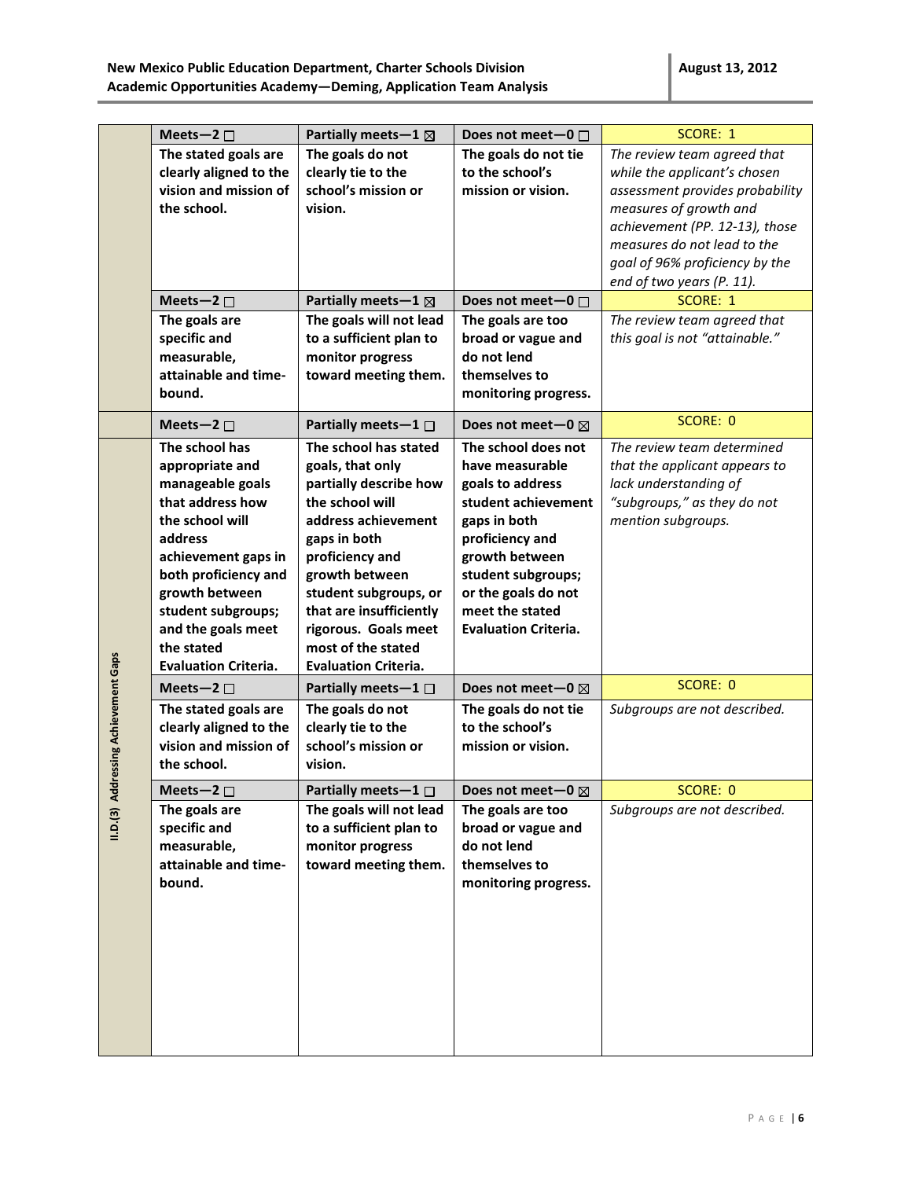| | Meets—2 ☐ | Partially meets—1 ☒ | Does not meet—0 ☐ | SCORE: 1 |
|---|---|---|---|---|
| | **The stated goals are clearly aligned to the vision and mission of the school.** | **The goals do not clearly tie to the school's mission or vision.** | **The goals do not tie to the school's mission or vision.** | *The review team agreed that while the applicant's chosen assessment provides probability measures of growth and achievement (PP. 12-13), those measures do not lead to the goal of 96% proficiency by the end of two years (P. 11).* |
| | **Meets—2 ☐** | **Partially meets—1 ☒** | **Does not meet—0 ☐** | SCORE: 1 |
| | **The goals are specific and measurable, attainable and time-bound.** | **The goals will not lead to a sufficient plan to monitor progress toward meeting them.** | **The goals are too broad or vague and do not lend themselves to monitoring progress.** | *The review team agreed that this goal is not "attainable."* |
| **II.D.(3) Addressing Achievement Gaps** | **Meets—2 ☐** | **Partially meets—1 ☐** | **Does not meet—0 ☒** | SCORE: 0 |
| | **The school has appropriate and manageable goals that address how the school will address achievement gaps in both proficiency and growth between student subgroups; and the goals meet the stated Evaluation Criteria.** | **The school has stated goals, that only partially describe how the school will address achievement gaps in both proficiency and growth between student subgroups, or that are insufficiently rigorous. Goals meet most of the stated Evaluation Criteria.** | **The school does not have measurable goals to address student achievement gaps in both proficiency and growth between student subgroups; or the goals do not meet the stated Evaluation Criteria.** | *The review team determined that the applicant appears to lack understanding of "subgroups," as they do not mention subgroups.* |
| | **Meets—2 ☐** | **Partially meets—1 ☐** | **Does not meet—0 ☒** | SCORE: 0 |
| | **The stated goals are clearly aligned to the vision and mission of the school.** | **The goals do not clearly tie to the school's mission or vision.** | **The goals do not tie to the school's mission or vision.** | *Subgroups are not described.* |
| | **Meets—2 ☐** | **Partially meets—1 ☐** | **Does not meet—0 ☒** | SCORE: 0 |
| | **The goals are specific and measurable, attainable and time-bound.** | **The goals will not lead to a sufficient plan to monitor progress toward meeting them.** | **The goals are too broad or vague and do not lend themselves to monitoring progress.** | *Subgroups are not described.* |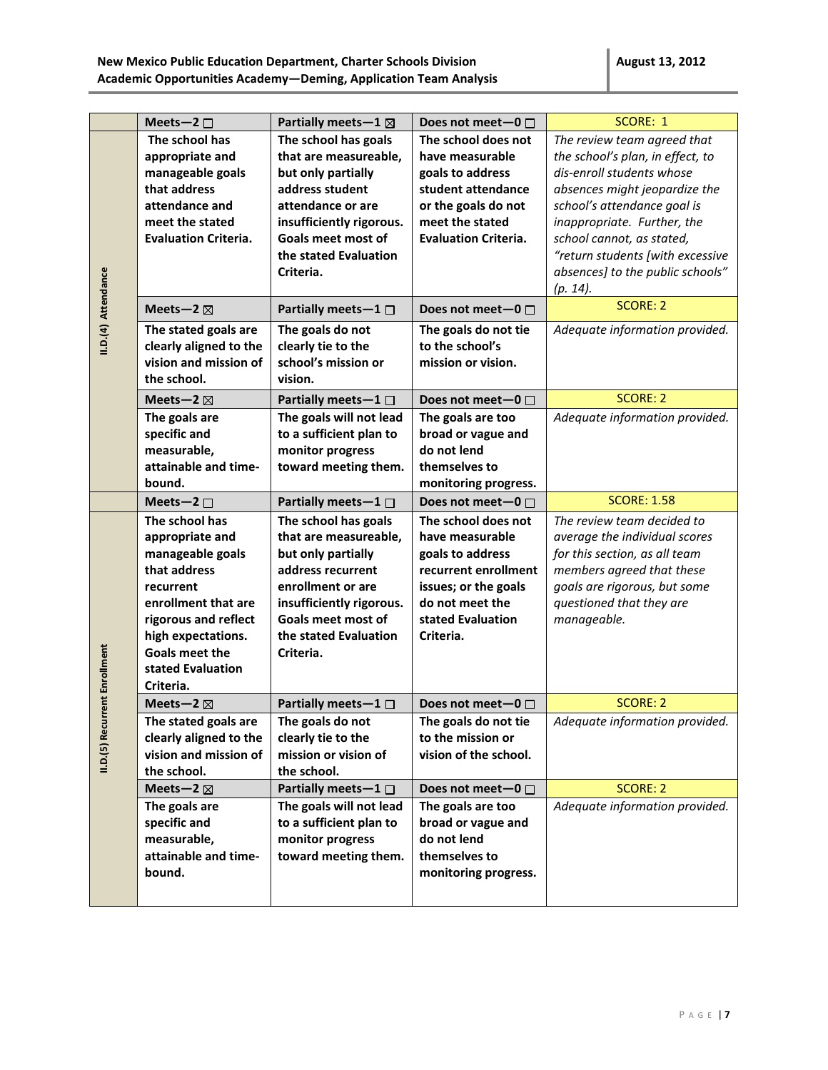| | Meets—2 ☐ | Partially meets—1 ☒ | Does not meet—0 ☐ | SCORE: 1 |
|---|---|---|---|---|
| II.D.(4) Attendance | **The school has appropriate and manageable goals that address attendance and meet the stated Evaluation Criteria.** | **The school has goals that are measureable, but only partially address student attendance or are insufficiently rigorous. Goals meet most of the stated Evaluation Criteria.** | **The school does not have measurable goals to address student attendance or the goals do not meet the stated Evaluation Criteria.** | *The review team agreed that the school's plan, in effect, to dis-enroll students whose absences might jeopardize the school's attendance goal is inappropriate. Further, the school cannot, as stated, "return students [with excessive absences] to the public schools" (p. 14).* |
| | Meets—2 ☒ | Partially meets—1 ☐ | Does not meet—0 ☐ | SCORE: 2 |
| | **The stated goals are clearly aligned to the vision and mission of the school.** | **The goals do not clearly tie to the school's mission or vision.** | **The goals do not tie to the school's mission or vision.** | *Adequate information provided.* |
| | Meets—2 ☒ | Partially meets—1 ☐ | Does not meet—0 ☐ | SCORE: 2 |
| | **The goals are specific and measurable, attainable and time-bound.** | **The goals will not lead to a sufficient plan to monitor progress toward meeting them.** | **The goals are too broad or vague and do not lend themselves to monitoring progress.** | *Adequate information provided.* |
| | Meets—2 ☐ | Partially meets—1 ☐ | Does not meet—0 ☐ | SCORE: 1.58 |
| II.D.(5) Recurrent Enrollment | **The school has appropriate and manageable goals that address recurrent enrollment that are rigorous and reflect high expectations. Goals meet the stated Evaluation Criteria.** | **The school has goals that are measureable, but only partially address recurrent enrollment or are insufficiently rigorous. Goals meet most of the stated Evaluation Criteria.** | **The school does not have measurable goals to address recurrent enrollment issues; or the goals do not meet the stated Evaluation Criteria.** | *The review team decided to average the individual scores for this section, as all team members agreed that these goals are rigorous, but some questioned that they are manageable.* |
| | Meets—2 ☒ | Partially meets—1 ☐ | Does not meet—0 ☐ | SCORE: 2 |
| | **The stated goals are clearly aligned to the vision and mission of the school.** | **The goals do not clearly tie to the mission or vision of the school.** | **The goals do not tie to the mission or vision of the school.** | *Adequate information provided.* |
| | Meets—2 ☒ | Partially meets—1 ☐ | Does not meet—0 ☐ | SCORE: 2 |
| | **The goals are specific and measurable, attainable and time-bound.** | **The goals will not lead to a sufficient plan to monitor progress toward meeting them.** | **The goals are too broad or vague and do not lend themselves to monitoring progress.** | *Adequate information provided.* |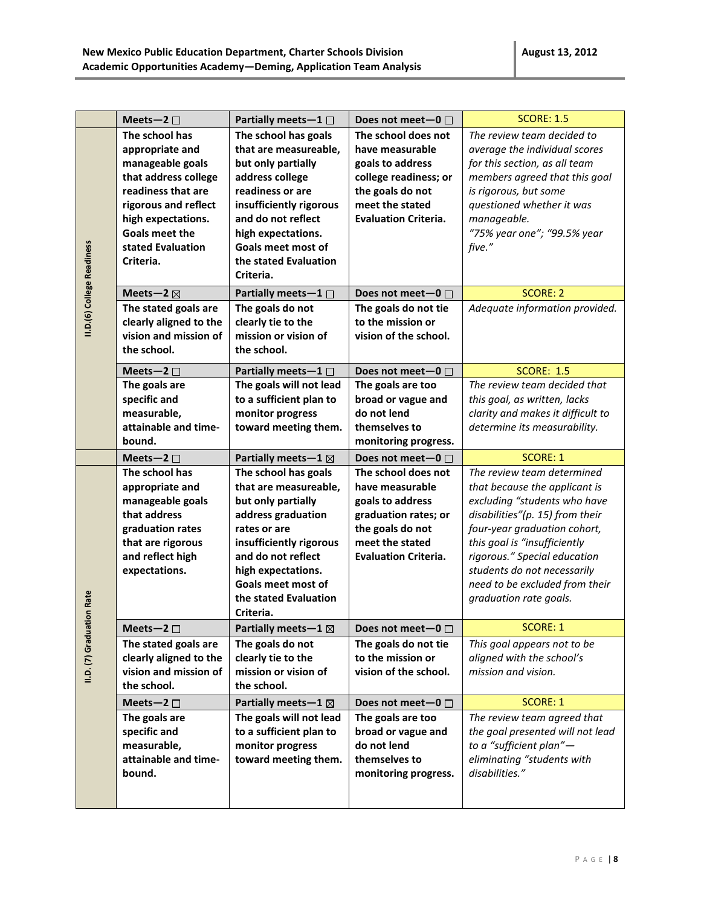| | Meets—2 ☐ | Partially meets—1 ☐ | Does not meet—0 ☐ | SCORE: 1.5 |
|---|---|---|---|---|
| II.D.(6) College Readiness | **The school has appropriate and manageable goals that address college readiness that are rigorous and reflect high expectations. Goals meet the stated Evaluation Criteria.** | **The school has goals that are measureable, but only partially address college readiness or are insufficiently rigorous and do not reflect high expectations. Goals meet most of the stated Evaluation Criteria.** | **The school does not have measurable goals to address college readiness; or the goals do not meet the stated Evaluation Criteria.** | *The review team decided to average the individual scores for this section, as all team members agreed that this goal is rigorous, but some questioned whether it was manageable. "75% year one"; "99.5% year five."* |
| | Meets—2 ☒ | Partially meets—1 ☐ | Does not meet—0 ☐ | SCORE: 2 |
| | **The stated goals are clearly aligned to the vision and mission of the school.** | **The goals do not clearly tie to the mission or vision of the school.** | **The goals do not tie to the mission or vision of the school.** | *Adequate information provided.* |
| | Meets—2 ☐ | Partially meets—1 ☐ | Does not meet—0 ☐ | SCORE: 1.5 |
| | **The goals are specific and measurable, attainable and time-bound.** | **The goals will not lead to a sufficient plan to monitor progress toward meeting them.** | **The goals are too broad or vague and do not lend themselves to monitoring progress.** | *The review team decided that this goal, as written, lacks clarity and makes it difficult to determine its measurability.* |
| | Meets—2 ☐ | Partially meets—1 ☒ | Does not meet—0 ☐ | SCORE: 1 |
| II.D. (7) Graduation Rate | **The school has appropriate and manageable goals that address graduation rates that are rigorous and reflect high expectations.** | **The school has goals that are measureable, but only partially address graduation rates or are insufficiently rigorous and do not reflect high expectations. Goals meet most of the stated Evaluation Criteria.** | **The school does not have measurable goals to address graduation rates; or the goals do not meet the stated Evaluation Criteria.** | *The review team determined that because the applicant is excluding "students who have disabilities"(p. 15) from their four-year graduation cohort, this goal is "insufficiently rigorous." Special education students do not necessarily need to be excluded from their graduation rate goals.* |
| | Meets—2 ☐ | Partially meets—1 ☒ | Does not meet—0 ☐ | SCORE: 1 |
| | **The stated goals are clearly aligned to the vision and mission of the school.** | **The goals do not clearly tie to the mission or vision of the school.** | **The goals do not tie to the mission or vision of the school.** | *This goal appears not to be aligned with the school's mission and vision.* |
| | Meets—2 ☐ | Partially meets—1 ☒ | Does not meet—0 ☐ | SCORE: 1 |
| | **The goals are specific and measurable, attainable and time-bound.** | **The goals will not lead to a sufficient plan to monitor progress toward meeting them.** | **The goals are too broad or vague and do not lend themselves to monitoring progress.** | *The review team agreed that the goal presented will not lead to a "sufficient plan"—eliminating "students with disabilities."* |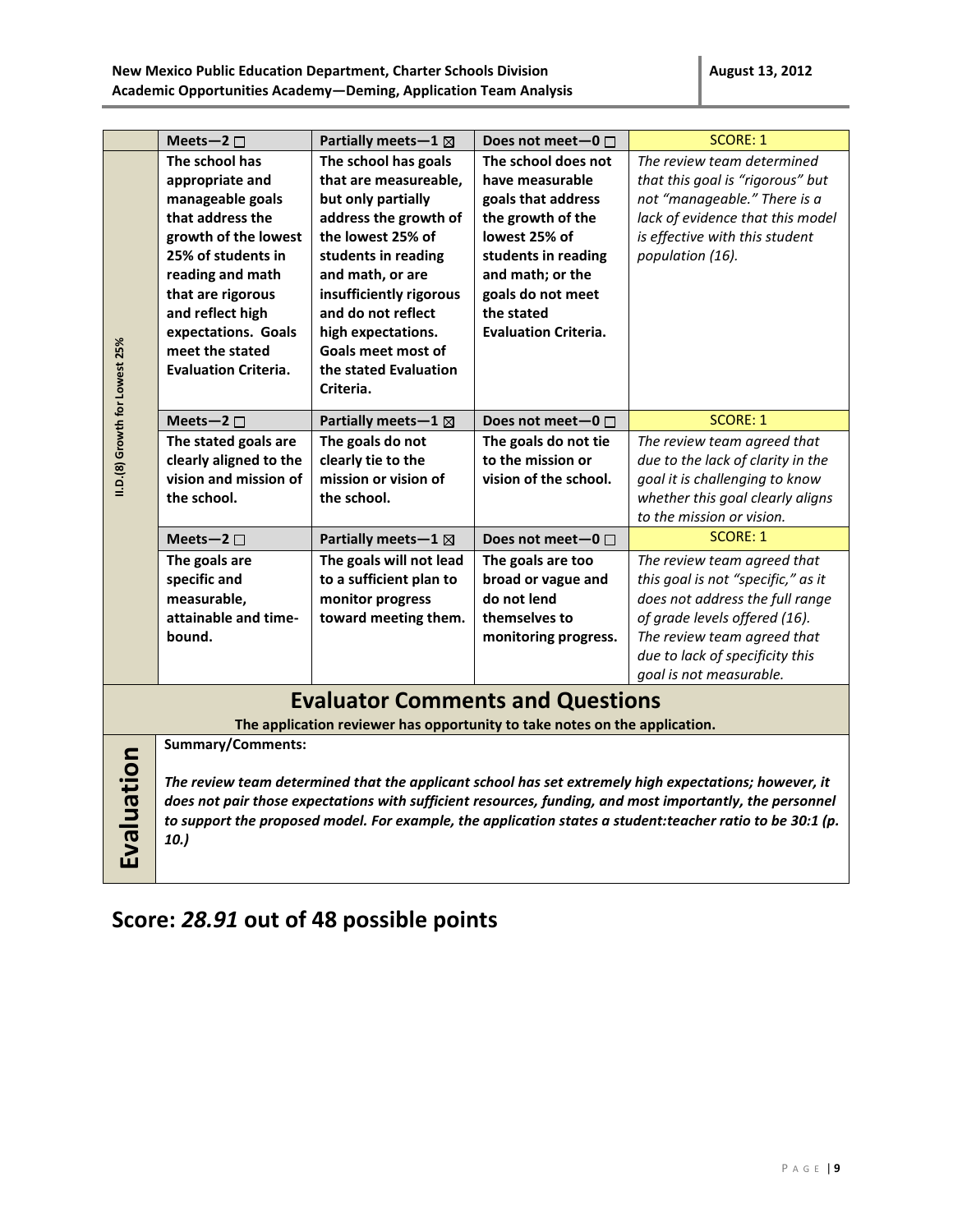| II.D.(8) Growth for Lowest 25% | Meets—2 ☐ | Partially meets—1 ☒ | Does not meet—0 ☐ | SCORE: 1 |
|---|---|---|---|---|
| | **The school has appropriate and manageable goals that address the growth of the lowest 25% of students in reading and math that are rigorous and reflect high expectations. Goals meet the stated Evaluation Criteria.** | **The school has goals that are measureable, but only partially address the growth of the lowest 25% of students in reading and math, or are insufficiently rigorous and do not reflect high expectations. Goals meet most of the stated Evaluation Criteria.** | **The school does not have measurable goals that address the growth of the lowest 25% of students in reading and math; or the goals do not meet the stated Evaluation Criteria.** | *The review team determined that this goal is "rigorous" but not "manageable." There is a lack of evidence that this model is effective with this student population (16).* |
| | Meets—2 ☐ | Partially meets—1 ☒ | Does not meet—0 ☐ | SCORE: 1 |
| | **The stated goals are clearly aligned to the vision and mission of the school.** | **The goals do not clearly tie to the mission or vision of the school.** | **The goals do not tie to the mission or vision of the school.** | *The review team agreed that due to the lack of clarity in the goal it is challenging to know whether this goal clearly aligns to the mission or vision.* |
| | Meets—2 ☐ | Partially meets—1 ☒ | Does not meet—0 ☐ | SCORE: 1 |
| | **The goals are specific and measurable, attainable and time-bound.** | **The goals will not lead to a sufficient plan to monitor progress toward meeting them.** | **The goals are too broad or vague and do not lend themselves to monitoring progress.** | *The review team agreed that this goal is not "specific," as it does not address the full range of grade levels offered (16). The review team agreed that due to lack of specificity this goal is not measurable.* |

## Evaluator Comments and Questions

**The application reviewer has opportunity to take notes on the application.**

**Evaluation**

**Summary/Comments:**

***The review team determined that the applicant school has set extremely high expectations; however, it does not pair those expectations with sufficient resources, funding, and most importantly, the personnel to support the proposed model. For example, the application states a student:teacher ratio to be 30:1 (p. 10.)***

## Score: *28.91* out of 48 possible points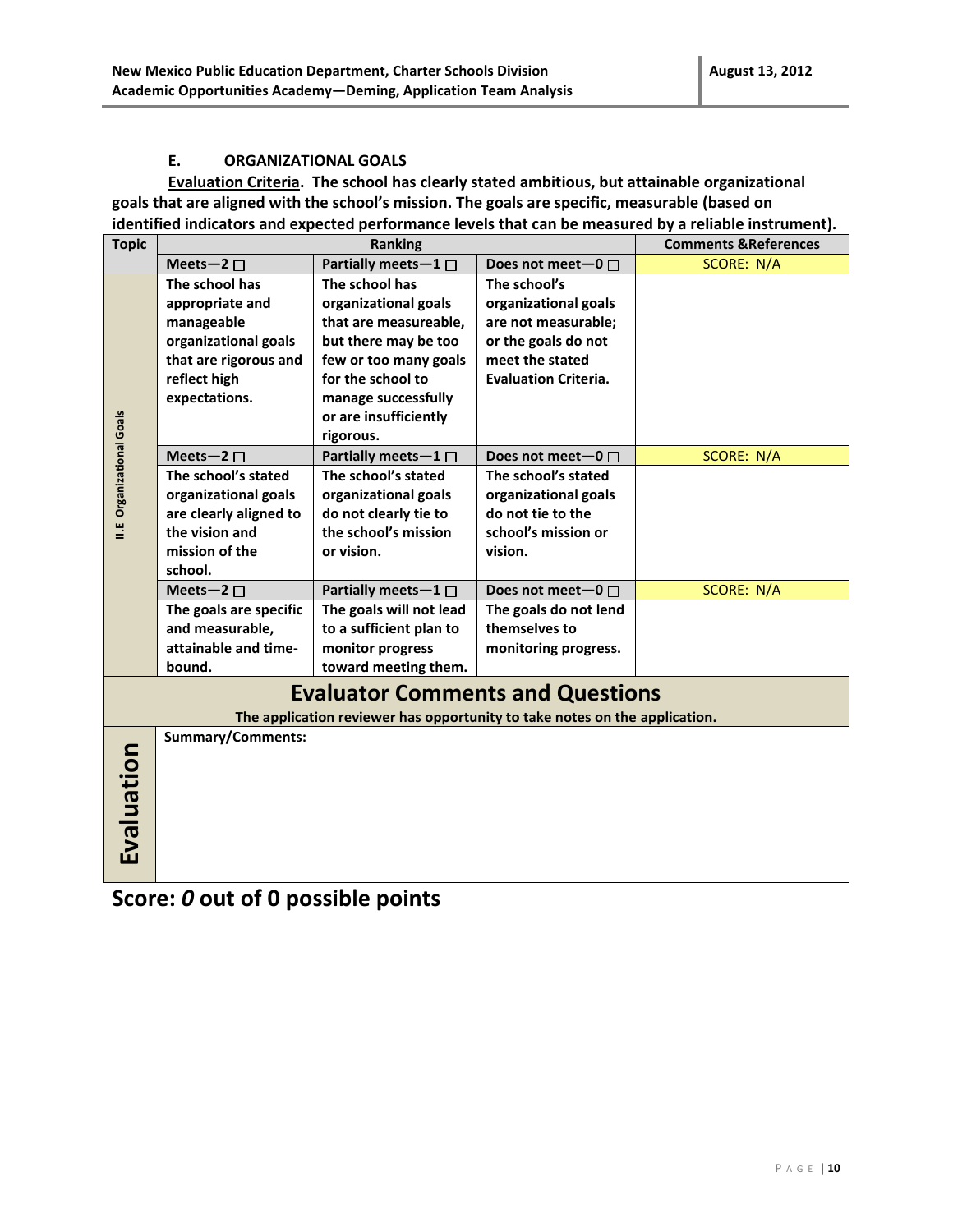### E. ORGANIZATIONAL GOALS

**Evaluation Criteria. The school has clearly stated ambitious, but attainable organizational goals that are aligned with the school's mission. The goals are specific, measurable (based on identified indicators and expected performance levels that can be measured by a reliable instrument).**

| Topic | Ranking | | | Comments &References |
|---|---|---|---|---|
| II.E Organizational Goals | Meets—2 ☐ | Partially meets—1 ☐ | Does not meet—0 ☐ | SCORE: N/A |
| | The school has appropriate and manageable organizational goals that are rigorous and reflect high expectations. | The school has organizational goals that are measureable, but there may be too few or too many goals for the school to manage successfully or are insufficiently rigorous. | The school's organizational goals are not measurable; or the goals do not meet the stated Evaluation Criteria. | |
| | Meets—2 ☐ | Partially meets—1 ☐ | Does not meet—0 ☐ | SCORE: N/A |
| | The school's stated organizational goals are clearly aligned to the vision and mission of the school. | The school's stated organizational goals do not clearly tie to the school's mission or vision. | The school's stated organizational goals do not tie to the school's mission or vision. | |
| | Meets—2 ☐ | Partially meets—1 ☐ | Does not meet—0 ☐ | SCORE: N/A |
| | The goals are specific and measurable, attainable and time-bound. | The goals will not lead to a sufficient plan to monitor progress toward meeting them. | The goals do not lend themselves to monitoring progress. | |

## Evaluator Comments and Questions

**The application reviewer has opportunity to take notes on the application.**

| Evaluation | Summary/Comments: |
|---|---|

## Score: *0* out of 0 possible points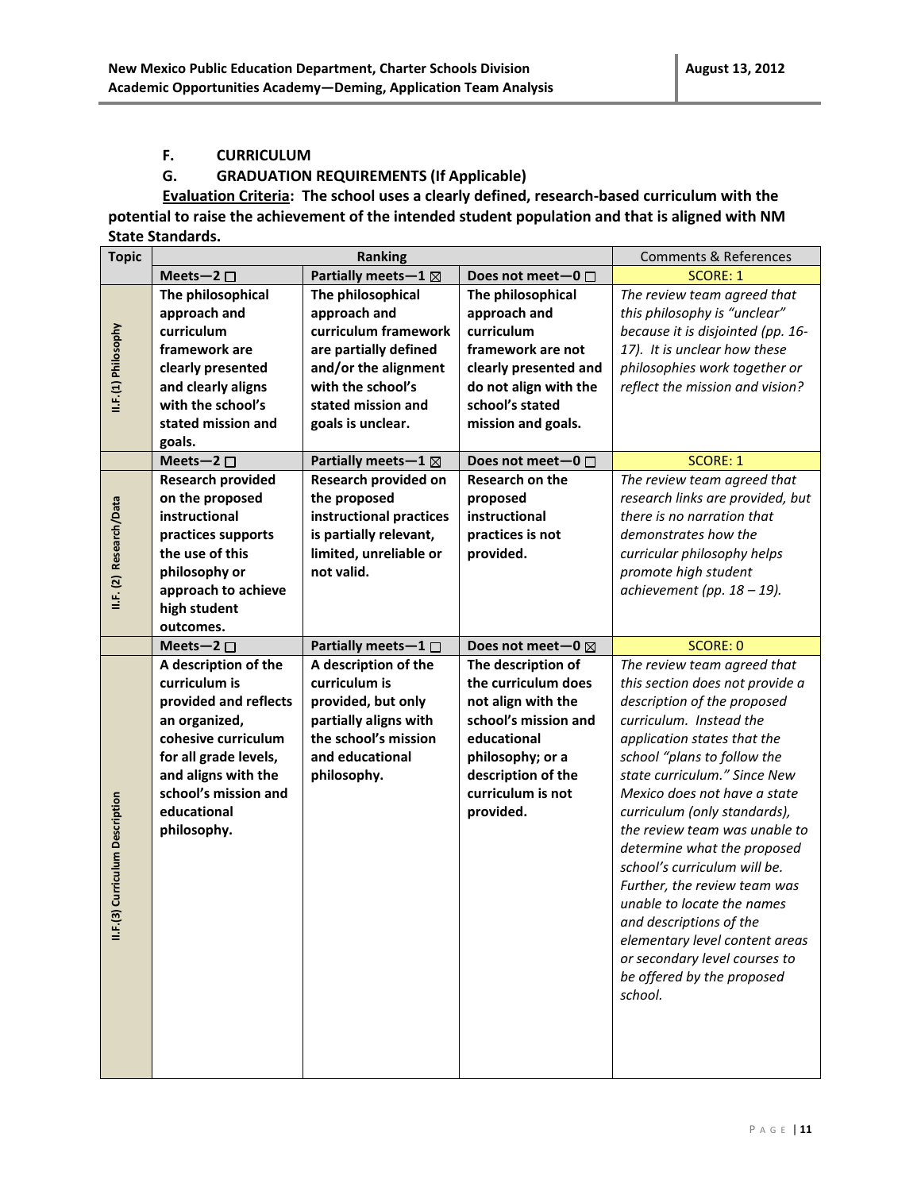## F. CURRICULUM

## G. GRADUATION REQUIREMENTS (If Applicable)

**Evaluation Criteria: The school uses a clearly defined, research-based curriculum with the potential to raise the achievement of the intended student population and that is aligned with NM State Standards.**

| Topic | Ranking | | | Comments & References |
|---|---|---|---|---|
| | **Meets—2 ☐** | **Partially meets—1 ☒** | **Does not meet—0 ☐** | SCORE: 1 |
| II.F.(1) Philosophy | **The philosophical approach and curriculum framework are clearly presented and clearly aligns with the school's stated mission and goals.** | **The philosophical approach and curriculum framework are partially defined and/or the alignment with the school's stated mission and goals is unclear.** | **The philosophical approach and curriculum framework are not clearly presented and do not align with the school's stated mission and goals.** | *The review team agreed that this philosophy is "unclear" because it is disjointed (pp. 16-17). It is unclear how these philosophies work together or reflect the mission and vision?* |
| | **Meets—2 ☐** | **Partially meets—1 ☒** | **Does not meet—0 ☐** | SCORE: 1 |
| II.F. (2) Research/Data | **Research provided on the proposed instructional practices supports the use of this philosophy or approach to achieve high student outcomes.** | **Research provided on the proposed instructional practices is partially relevant, limited, unreliable or not valid.** | **Research on the proposed instructional practices is not provided.** | *The review team agreed that research links are provided, but there is no narration that demonstrates how the curricular philosophy helps promote high student achievement (pp. 18 – 19).* |
| | **Meets—2 ☐** | **Partially meets—1 ☐** | **Does not meet—0 ☒** | SCORE: 0 |
| II.F.(3) Curriculum Description | **A description of the curriculum is provided and reflects an organized, cohesive curriculum for all grade levels, and aligns with the school's mission and educational philosophy.** | **A description of the curriculum is provided, but only partially aligns with the school's mission and educational philosophy.** | **The description of the curriculum does not align with the school's mission and educational philosophy; or a description of the curriculum is not provided.** | *The review team agreed that this section does not provide a description of the proposed curriculum. Instead the application states that the school "plans to follow the state curriculum." Since New Mexico does not have a state curriculum (only standards), the review team was unable to determine what the proposed school's curriculum will be. Further, the review team was unable to locate the names and descriptions of the elementary level content areas or secondary level courses to be offered by the proposed school.* |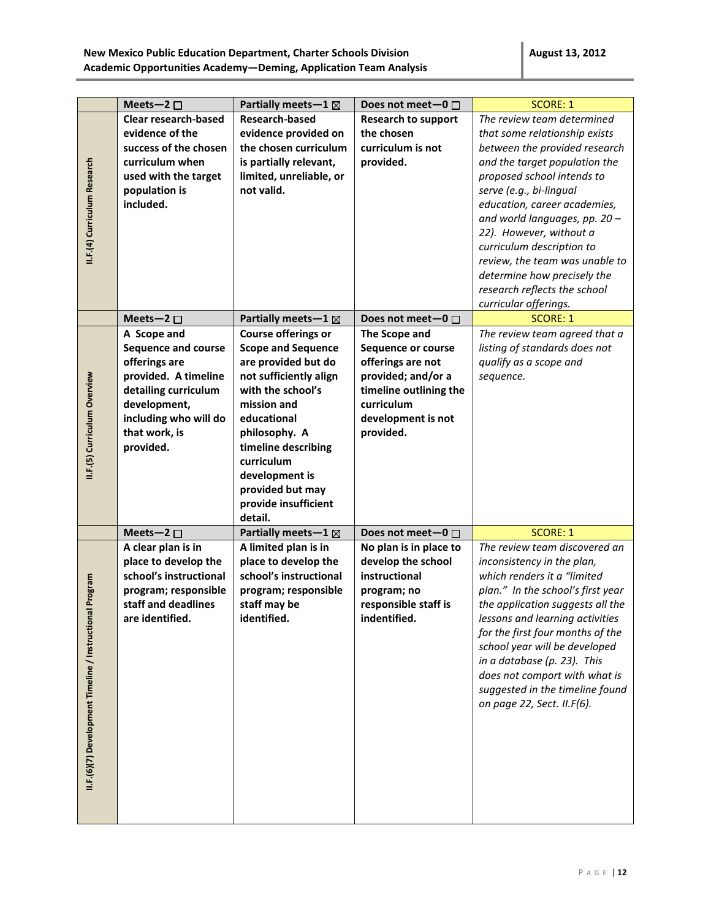| | Meets—2 ☐ | Partially meets—1 ☒ | Does not meet—0 ☐ | SCORE: 1 |
|---|---|---|---|---|
| II.F.(4) Curriculum Research | **Clear research-based evidence of the success of the chosen curriculum when used with the target population is included.** | **Research-based evidence provided on the chosen curriculum is partially relevant, limited, unreliable, or not valid.** | **Research to support the chosen curriculum is not provided.** | *The review team determined that some relationship exists between the provided research and the target population the proposed school intends to serve (e.g., bi-lingual education, career academies, and world languages, pp. 20 – 22). However, without a curriculum description to review, the team was unable to determine how precisely the research reflects the school curricular offerings.* |
| | **Meets—2 ☐** | **Partially meets—1 ☒** | **Does not meet—0 ☐** | **SCORE: 1** |
| II.F.(5) Curriculum Overview | **A Scope and Sequence and course offerings are provided. A timeline detailing curriculum development, including who will do that work, is provided.** | **Course offerings or Scope and Sequence are provided but do not sufficiently align with the school's mission and educational philosophy. A timeline describing curriculum development is provided but may provide insufficient detail.** | **The Scope and Sequence or course offerings are not provided; and/or a timeline outlining the curriculum development is not provided.** | *The review team agreed that a listing of standards does not qualify as a scope and sequence.* |
| | **Meets—2 ☐** | **Partially meets—1 ☒** | **Does not meet—0 ☐** | **SCORE: 1** |
| II.F.(6)(7) Development Timeline / Instructional Program | **A clear plan is in place to develop the school's instructional program; responsible staff and deadlines are identified.** | **A limited plan is in place to develop the school's instructional program; responsible staff may be identified.** | **No plan is in place to develop the school instructional program; no responsible staff is indentified.** | *The review team discovered an inconsistency in the plan, which renders it a "limited plan." In the school's first year the application suggests all the lessons and learning activities for the first four months of the school year will be developed in a database (p. 23). This does not comport with what is suggested in the timeline found on page 22, Sect. II.F(6).* |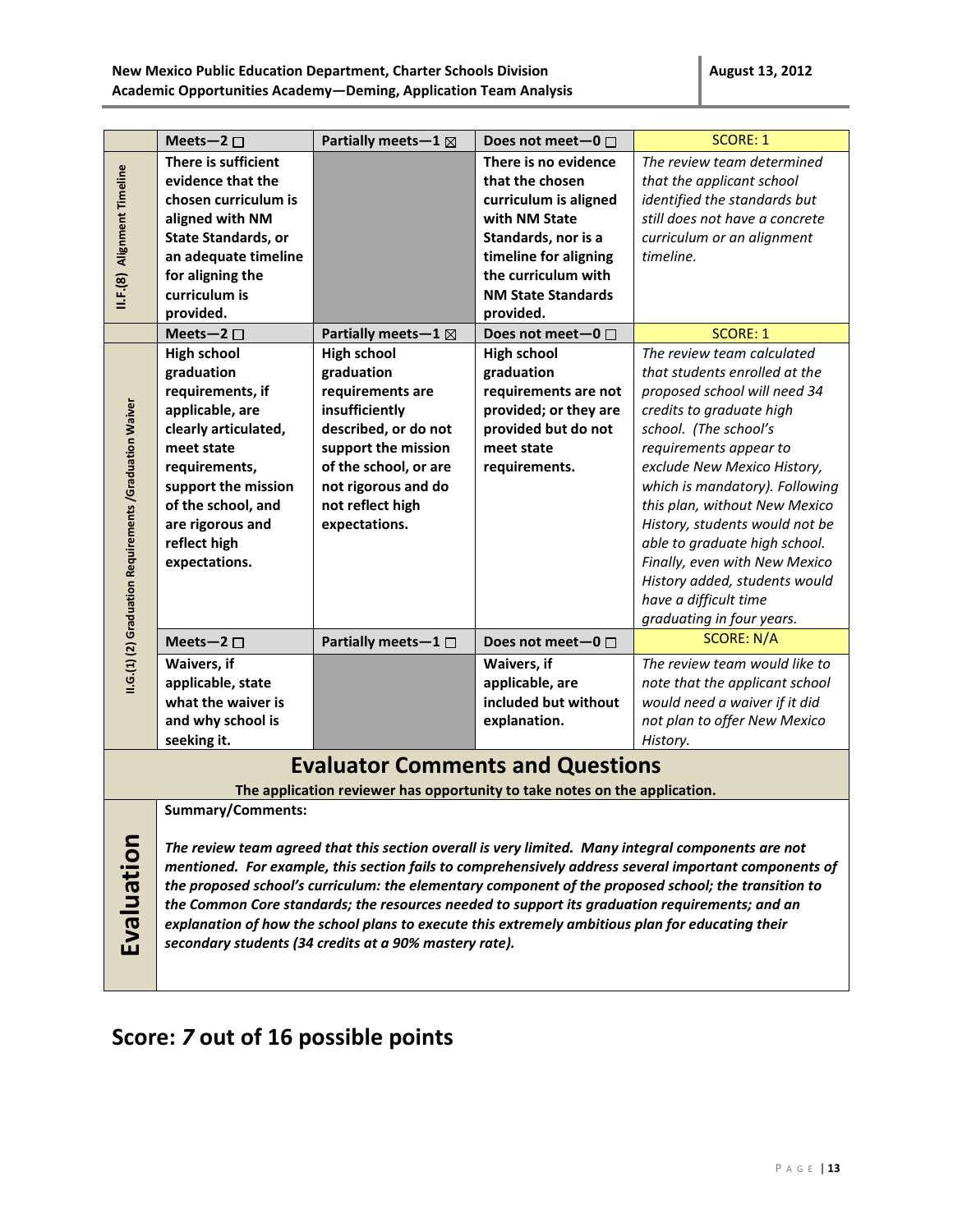| | Meets—2 ☐ | Partially meets—1 ☒ | Does not meet—0 ☐ | SCORE: 1 |
|---|---|---|---|---|
| II.F.(8) Alignment Timeline | **There is sufficient evidence that the chosen curriculum is aligned with NM State Standards, or an adequate timeline for aligning the curriculum is provided.** | | **There is no evidence that the chosen curriculum is aligned with NM State Standards, nor is a timeline for aligning the curriculum with the NM State Standards provided.** | *The review team determined that the applicant school identified the standards but still does not have a concrete curriculum or an alignment timeline.* |
| | **Meets—2 ☐** | **Partially meets—1 ☒** | **Does not meet—0 ☐** | **SCORE: 1** |
| II.G.(1) (2) Graduation Requirements /Graduation Waiver | **High school graduation requirements, if applicable, are clearly articulated, meet state requirements, support the mission of the school, and are rigorous and reflect high expectations.** | **High school graduation requirements are insufficiently described, or do not support the mission of the school, or are not rigorous and do not reflect high expectations.** | **High school graduation requirements are not provided; or they are provided but do not meet state requirements.** | *The review team calculated that students enrolled at the proposed school will need 34 credits to graduate high school. (The school's requirements appear to exclude New Mexico History, which is mandatory). Following this plan, without New Mexico History, students would not be able to graduate high school. Finally, even with New Mexico History added, students would have a difficult time graduating in four years.* |
| | **Meets—2 ☐** | **Partially meets—1 ☐** | **Does not meet—0 ☐** | **SCORE: N/A** |
| | **Waivers, if applicable, state what the waiver is and why school is seeking it.** | | **Waivers, if applicable, are included but without explanation.** | *The review team would like to note that the applicant school would need a waiver if it did not plan to offer New Mexico History.* |

## Evaluator Comments and Questions

**The application reviewer has opportunity to take notes on the application.**

**Evaluation**

**Summary/Comments:**

***The review team agreed that this section overall is very limited. Many integral components are not mentioned. For example, this section fails to comprehensively address several important components of the proposed school's curriculum: the elementary component of the proposed school; the transition to the Common Core standards; the resources needed to support its graduation requirements; and an explanation of how the school plans to execute this extremely ambitious plan for educating their secondary students (34 credits at a 90% mastery rate).***

## Score: *7* out of 16 possible points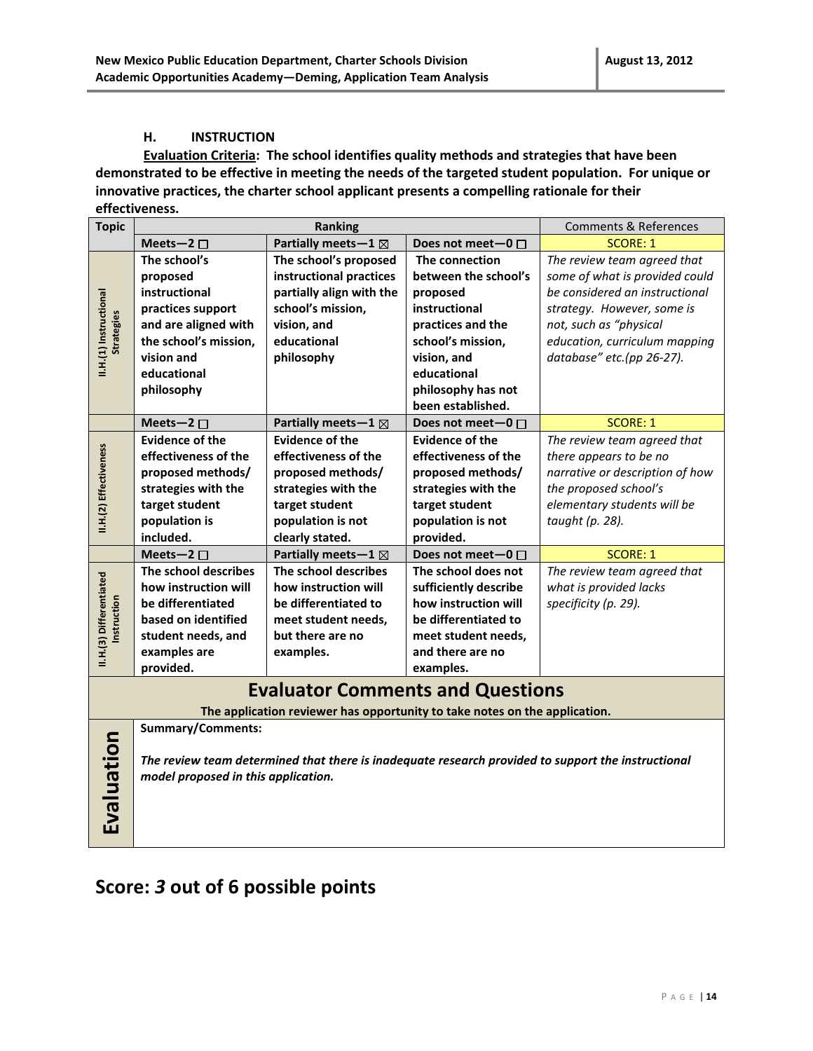### H. INSTRUCTION

**Evaluation Criteria: The school identifies quality methods and strategies that have been demonstrated to be effective in meeting the needs of the targeted student population. For unique or innovative practices, the charter school applicant presents a compelling rationale for their effectiveness.**

| Topic | Ranking | | | Comments & References |
|---|---|---|---|---|
| | **Meets—2 ☐** | **Partially meets—1 ☒** | **Does not meet—0 ☐** | SCORE: 1 |
| **II.H.(1) Instructional Strategies** | **The school's proposed instructional practices support and are aligned with the school's mission, vision and educational philosophy** | **The school's proposed instructional practices partially align with the school's mission, vision, and educational philosophy** | **The connection between the school's proposed instructional practices and the school's mission, vision, and educational philosophy has not been established.** | *The review team agreed that some of what is provided could be considered an instructional strategy. However, some is not, such as "physical education, curriculum mapping database" etc.(pp 26-27).* |
| | **Meets—2 ☐** | **Partially meets—1 ☒** | **Does not meet—0 ☐** | SCORE: 1 |
| **II.H.(2) Effectiveness** | **Evidence of the effectiveness of the proposed methods/ strategies with the target student population is included.** | **Evidence of the effectiveness of the proposed methods/ strategies with the target student population is not clearly stated.** | **Evidence of the effectiveness of the proposed methods/ strategies with the target student population is not provided.** | *The review team agreed that there appears to be no narrative or description of how the proposed school's elementary students will be taught (p. 28).* |
| | **Meets—2 ☐** | **Partially meets—1 ☒** | **Does not meet—0 ☐** | SCORE: 1 |
| **II.H.(3) Differentiated Instruction** | **The school describes how instruction will be differentiated based on identified student needs, and examples are provided.** | **The school describes how instruction will be differentiated to meet student needs, but there are no examples.** | **The school does not sufficiently describe how instruction will be differentiated to meet student needs, and there are no examples.** | *The review team agreed that what is provided lacks specificity (p. 29).* |

## Evaluator Comments and Questions

**The application reviewer has opportunity to take notes on the application.**

**Evaluation**

**Summary/Comments:**

***The review team determined that there is inadequate research provided to support the instructional model proposed in this application.***

## Score: *3* out of 6 possible points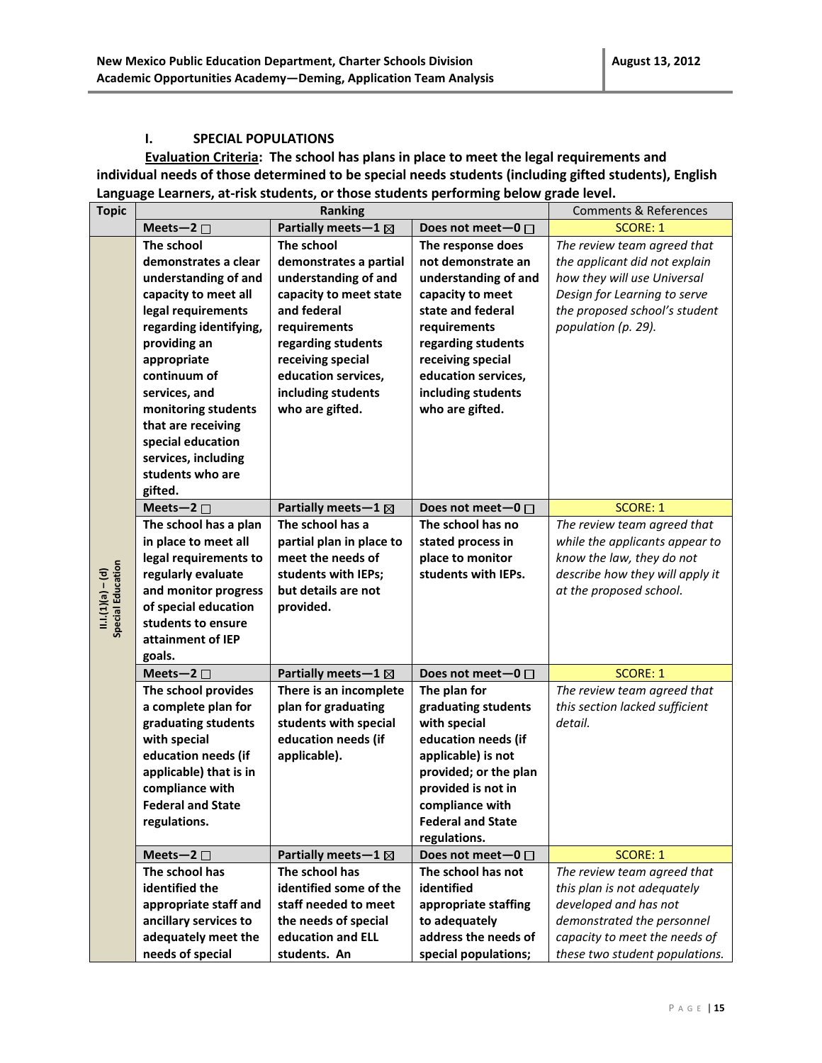## I. SPECIAL POPULATIONS

**<u>Evaluation Criteria</u>: The school has plans in place to meet the legal requirements and individual needs of those determined to be special needs students (including gifted students), English Language Learners, at-risk students, or those students performing below grade level.**

| Topic | Ranking | | | Comments & References |
|---|---|---|---|---|
| | **Meets—2 ☐** | **Partially meets—1 ☒** | **Does not meet—0 ☐** | SCORE: 1 |
| **II.I.(1)(a) – (d) Special Education** | **The school demonstrates a clear understanding of and capacity to meet all legal requirements regarding identifying, providing an appropriate continuum of services, and monitoring students that are receiving special education services, including students who are gifted.** | **The school demonstrates a partial understanding of and capacity to meet state and federal requirements regarding students receiving special education services, including students who are gifted.** | **The response does not demonstrate an understanding of and capacity to meet state and federal requirements regarding students receiving special education services, including students who are gifted.** | *The review team agreed that the applicant did not explain how they will use Universal Design for Learning to serve the proposed school's student population (p. 29).* |
| | **Meets—2 ☐** | **Partially meets—1 ☒** | **Does not meet—0 ☐** | SCORE: 1 |
| | **The school has a plan in place to meet all legal requirements to regularly evaluate and monitor progress of special education students to ensure attainment of IEP goals.** | **The school has a partial plan in place to meet the needs of students with IEPs; but details are not provided.** | **The school has no stated process in place to monitor students with IEPs.** | *The review team agreed that while the applicants appear to know the law, they do not describe how they will apply it at the proposed school.* |
| | **Meets—2 ☐** | **Partially meets—1 ☒** | **Does not meet—0 ☐** | SCORE: 1 |
| | **The school provides a complete plan for graduating students with special education needs (if applicable) that is in compliance with Federal and State regulations.** | **There is an incomplete plan for graduating students with special education needs (if applicable).** | **The plan for graduating students with special education needs (if applicable) is not provided; or the plan provided is not in compliance with Federal and State regulations.** | *The review team agreed that this section lacked sufficient detail.* |
| | **Meets—2 ☐** | **Partially meets—1 ☒** | **Does not meet—0 ☐** | SCORE: 1 |
| | **The school has identified the appropriate staff and ancillary services to adequately meet the needs of special** | **The school has identified some of the staff needed to meet the needs of special education and ELL students. An** | **The school has not identified appropriate staffing to adequately address the needs of special populations;** | *The review team agreed that this plan is not adequately developed and has not demonstrated the personnel capacity to meet the needs of these two student populations.* |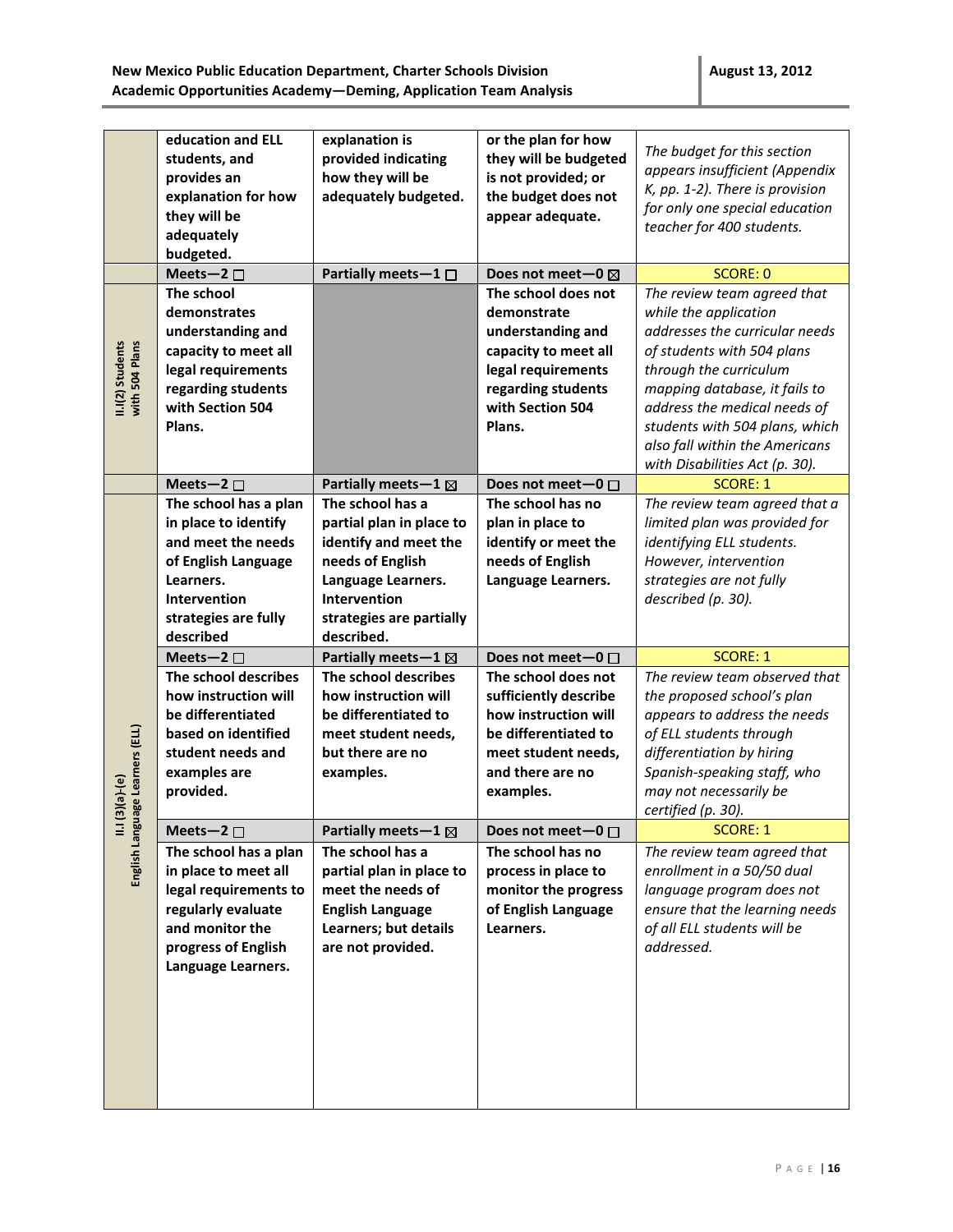| | | | | |
|---|---|---|---|---|
| | education and ELL students, and provides an explanation for how they will be adequately budgeted. | explanation is provided indicating how they will be adequately budgeted. | or the plan for how they will be budgeted is not provided; or the budget does not appear adequate. | *The budget for this section appears insufficient (Appendix K, pp. 1-2). There is provision for only one special education teacher for 400 students.* |
| | **Meets—2** ☐ | **Partially meets—1** ☐ | **Does not meet—0** ☒ | SCORE: 0 |
| **II.(2) Students with 504 Plans** | **The school demonstrates understanding and capacity to meet all legal requirements regarding students with Section 504 Plans.** | | **The school does not demonstrate understanding and capacity to meet all legal requirements regarding students with Section 504 Plans.** | *The review team agreed that while the application addresses the curricular needs of students with 504 plans through the curriculum mapping database, it fails to address the medical needs of students with 504 plans, which also fall within the Americans with Disabilities Act (p. 30).* |
| | **Meets—2** ☐ | **Partially meets—1** ☒ | **Does not meet—0** ☐ | SCORE: 1 |
| **II.I (3)(a)-(e) English Language Learners (ELL)** | **The school has a plan in place to identify and meet the needs of English Language Learners. Intervention strategies are fully described** | **The school has a partial plan in place to identify and meet the needs of English Language Learners. Intervention strategies are partially described.** | **The school has no plan in place to identify or meet the needs of English Language Learners.** | *The review team agreed that a limited plan was provided for identifying ELL students. However, intervention strategies are not fully described (p. 30).* |
| | **Meets—2** ☐ | **Partially meets—1** ☒ | **Does not meet—0** ☐ | SCORE: 1 |
| | **The school describes how instruction will be differentiated based on identified student needs and examples are provided.** | **The school describes how instruction will be differentiated to meet student needs, but there are no examples.** | **The school does not sufficiently describe how instruction will be differentiated to meet student needs, and there are no examples.** | *The review team observed that the proposed school's plan appears to address the needs of ELL students through differentiation by hiring Spanish-speaking staff, who may not necessarily be certified (p. 30).* |
| | **Meets—2** ☐ | **Partially meets—1** ☒ | **Does not meet—0** ☐ | SCORE: 1 |
| | **The school has a plan in place to meet all legal requirements to regularly evaluate and monitor the progress of English Language Learners.** | **The school has a partial plan in place to meet the needs of English Language Learners; but details are not provided.** | **The school has no process in place to monitor the progress of English Language Learners.** | *The review team agreed that enrollment in a 50/50 dual language program does not ensure that the learning needs of all ELL students will be addressed.* |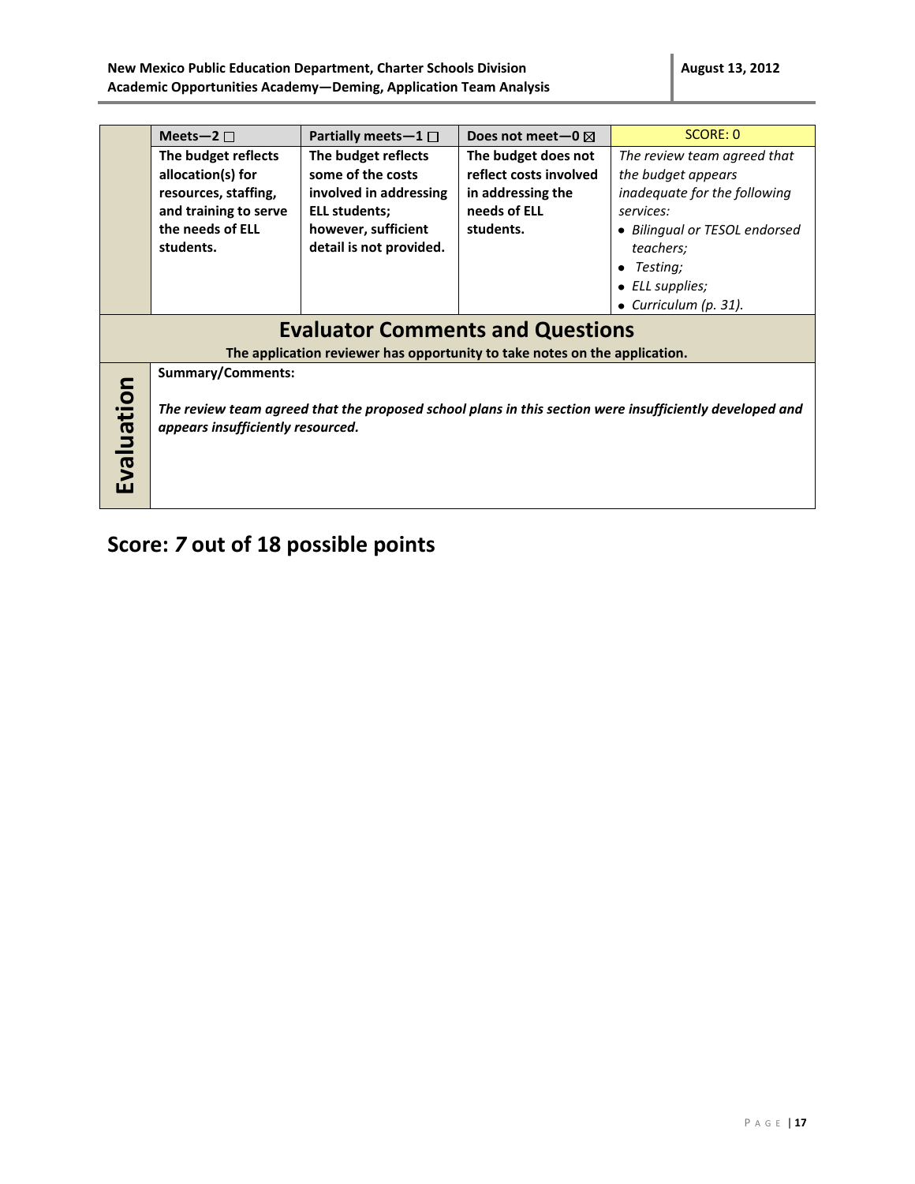| | Meets—2 ☐ | Partially meets—1 ☐ | Does not meet—0 ☒ | SCORE: 0 |
|---|---|---|---|---|
| | **The budget reflects allocation(s) for resources, staffing, and training to serve the needs of ELL students.** | **The budget reflects some of the costs involved in addressing ELL students; however, sufficient detail is not provided.** | **The budget does not reflect costs involved in addressing the needs of ELL students.** | *The review team agreed that the budget appears inadequate for the following services:* <br>• *Bilingual or TESOL endorsed teachers;* <br>• *Testing;* <br>• *ELL supplies;* <br>• *Curriculum (p. 31).* |

## Evaluator Comments and Questions

**The application reviewer has opportunity to take notes on the application.**

**Evaluation**

**Summary/Comments:**

***The review team agreed that the proposed school plans in this section were insufficiently developed and appears insufficiently resourced.***

## Score: *7* out of 18 possible points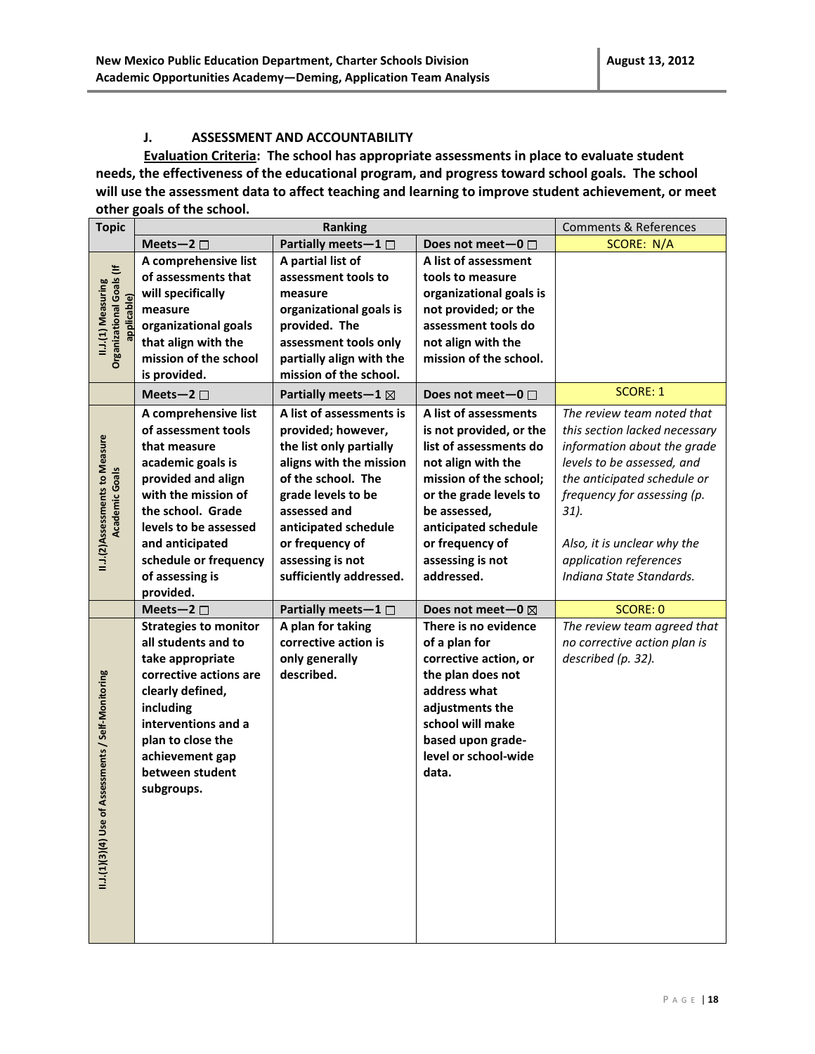### J. ASSESSMENT AND ACCOUNTABILITY

**Evaluation Criteria: The school has appropriate assessments in place to evaluate student needs, the effectiveness of the educational program, and progress toward school goals. The school will use the assessment data to affect teaching and learning to improve student achievement, or meet other goals of the school.**

| Topic | Ranking | | | Comments & References |
|---|---|---|---|---|
| | **Meets—2 ☐** | **Partially meets—1 ☐** | **Does not meet—0 ☐** | SCORE: N/A |
| **II.J.(1) Measuring Organizational Goals (If applicable)** | **A comprehensive list of assessments that will specifically measure organizational goals that align with the mission of the school is provided.** | **A partial list of assessment tools to measure organizational goals is provided. The assessment tools only partially align with the mission of the school.** | **A list of assessment tools to measure organizational goals is not provided; or the assessment tools do not align with the mission of the school.** | |
| | **Meets—2 ☐** | **Partially meets—1 ☒** | **Does not meet—0 ☐** | SCORE: 1 |
| **II.J.(2)Assessments to Measure Academic Goals** | **A comprehensive list of assessment tools that measure academic goals is provided and align with the mission of the school. Grade levels to be assessed and anticipated schedule or frequency of assessing is provided.** | **A list of assessments is provided; however, the list only partially aligns with the mission of the school. The grade levels to be assessed and anticipated schedule or frequency of assessing is not sufficiently addressed.** | **A list of assessments is not provided, or the list of assessments do not align with the mission of the school; or the grade levels to be assessed, anticipated schedule or frequency of assessing is not addressed.** | *The review team noted that this section lacked necessary information about the grade levels to be assessed, and the anticipated schedule or frequency for assessing (p. 31).*<br><br>*Also, it is unclear why the application references Indiana State Standards.* |
| | **Meets—2 ☐** | **Partially meets—1 ☐** | **Does not meet—0 ☒** | SCORE: 0 |
| **II.J.(1)(3)(4) Use of Assessments / Self-Monitoring** | **Strategies to monitor all students and to take appropriate corrective actions are clearly defined, including interventions and a plan to close the achievement gap between student subgroups.** | **A plan for taking corrective action is only generally described.** | **There is no evidence of a plan for corrective action, or the plan does not address what adjustments the school will make based upon grade-level or school-wide data.** | *The review team agreed that no corrective action plan is described (p. 32).* |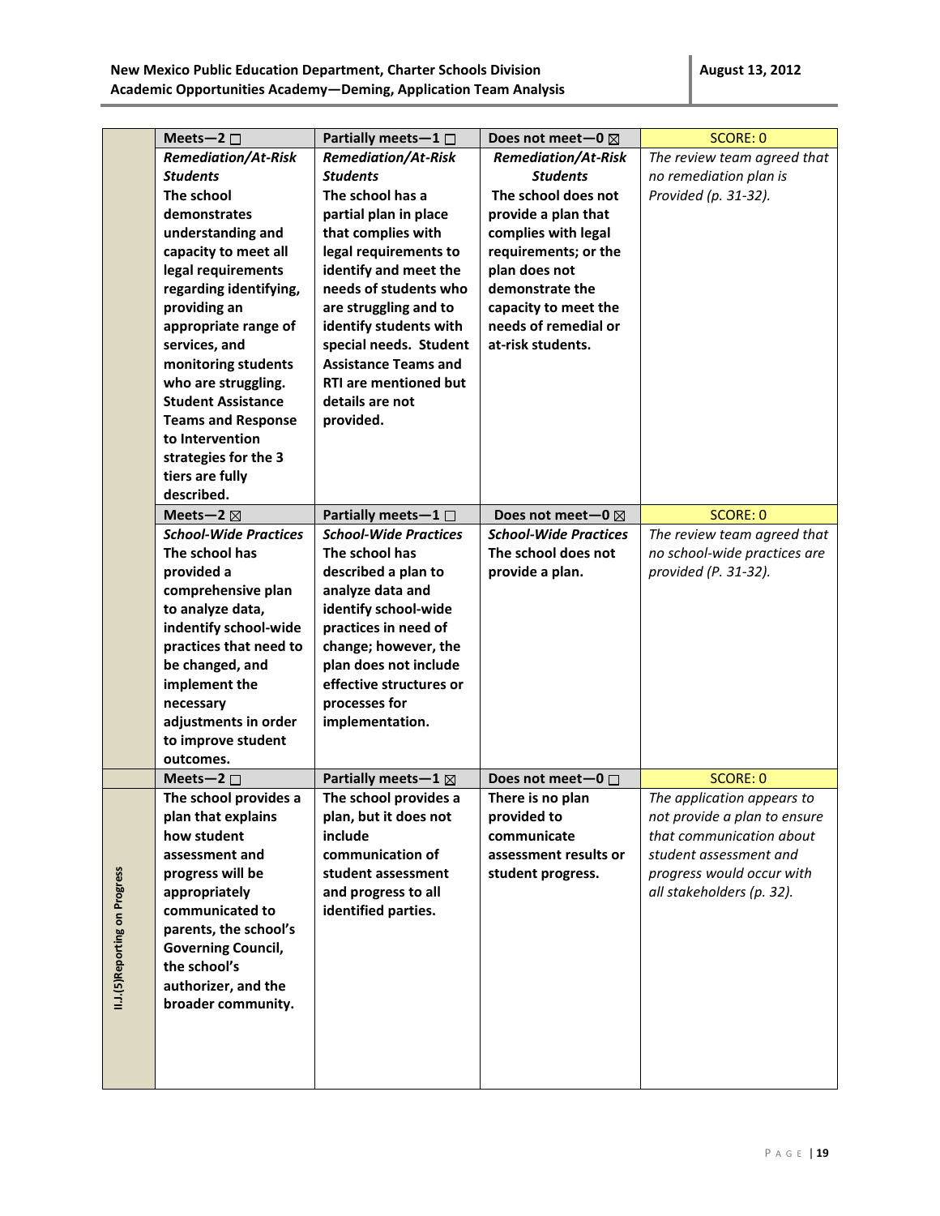| | Meets—2 ☐ | Partially meets—1 ☐ | Does not meet—0 ☒ | SCORE: 0 |
|---|---|---|---|---|
| | ***Remediation/At-Risk Students*** **The school demonstrates understanding and capacity to meet all legal requirements regarding identifying, providing an appropriate range of services, and monitoring students who are struggling. Student Assistance Teams and Response to Intervention strategies for the 3 tiers are fully described.** | ***Remediation/At-Risk Students*** **The school has a partial plan in place that complies with legal requirements to identify and meet the needs of students who are struggling and to identify students with special needs. Student Assistance Teams and RTI are mentioned but details are not provided.** | ***Remediation/At-Risk Students*** **The school does not provide a plan that complies with legal requirements; or the plan does not demonstrate the capacity to meet the needs of remedial or at-risk students.** | *The review team agreed that no remediation plan is Provided (p. 31-32).* |
| | Meets—2 ☒ | Partially meets—1 ☐ | Does not meet—0 ☒ | SCORE: 0 |
| | ***School-Wide Practices*** **The school has provided a comprehensive plan to analyze data, indentify school-wide practices that need to be changed, and implement the necessary adjustments in order to improve student outcomes.** | ***School-Wide Practices*** **The school has described a plan to analyze data and identify school-wide practices in need of change; however, the plan does not include effective structures or processes for implementation.** | ***School-Wide Practices*** **The school does not provide a plan.** | *The review team agreed that no school-wide practices are provided (P. 31-32).* |
| | Meets—2 ☐ | Partially meets—1 ☒ | Does not meet—0 ☐ | SCORE: 0 |
| **II.J.(5)Reporting on Progress** | **The school provides a plan that explains how student assessment and progress will be appropriately communicated to parents, the school's Governing Council, the school's authorizer, and the broader community.** | **The school provides a plan, but it does not include communication of student assessment and progress to all identified parties.** | **There is no plan provided to communicate assessment results or student progress.** | *The application appears to not provide a plan to ensure that communication about student assessment and progress would occur with all stakeholders (p. 32).* |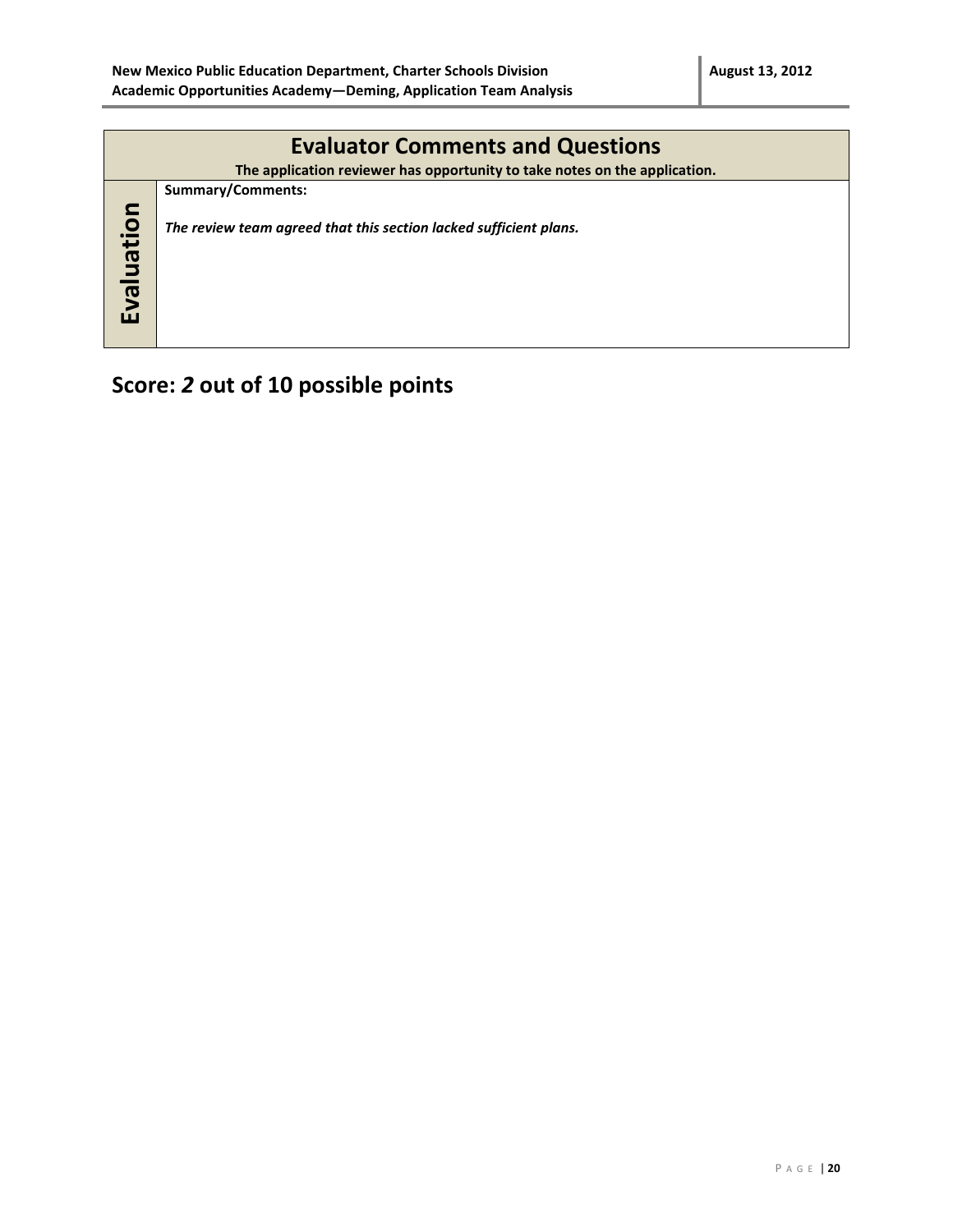| Evaluator Comments and Questions | |
|---|---|
| **The application reviewer has opportunity to take notes on the application.** | |
| **Evaluation** | **Summary/Comments:**<br><br>***The review team agreed that this section lacked sufficient plans.*** |

## Score: *2* out of 10 possible points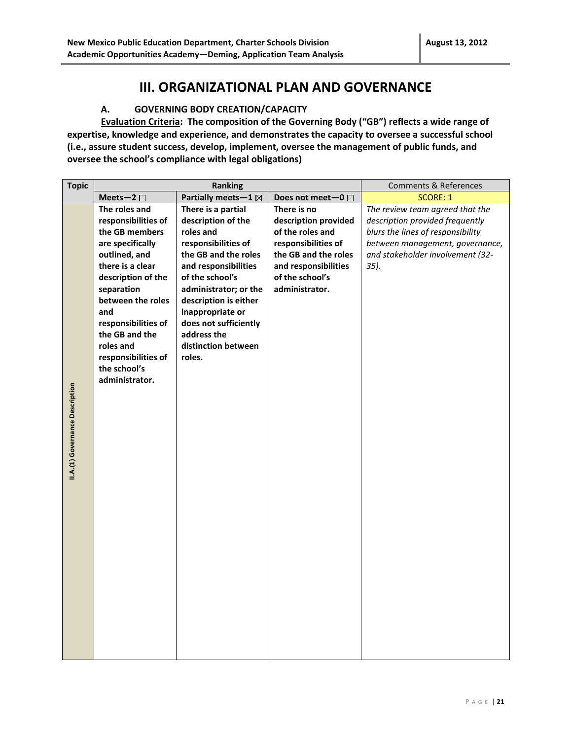# III. ORGANIZATIONAL PLAN AND GOVERNANCE

### A. GOVERNING BODY CREATION/CAPACITY

**Evaluation Criteria: The composition of the Governing Body ("GB") reflects a wide range of expertise, knowledge and experience, and demonstrates the capacity to oversee a successful school (i.e., assure student success, develop, implement, oversee the management of public funds, and oversee the school's compliance with legal obligations)**

| Topic | Ranking | | | Comments & References |
|---|---|---|---|---|
| | **Meets—2** ☐ | **Partially meets—1** ☒ | **Does not meet—0** ☐ | SCORE: 1 |
| **II.A.(1) Governance Description** | **The roles and responsibilities of the GB members are specifically outlined, and there is a clear description of the separation between the roles and responsibilities of the GB and the roles and responsibilities of the school's administrator.** | **There is a partial description of the roles and responsibilities of the GB and the roles and responsibilities of the school's administrator; or the description is either inappropriate or does not sufficiently address the distinction between roles.** | **There is no description provided of the roles and responsibilities of the GB and the roles and responsibilities of the school's administrator.** | *The review team agreed that the description provided frequently blurs the lines of responsibility between management, governance, and stakeholder involvement (32-35).* |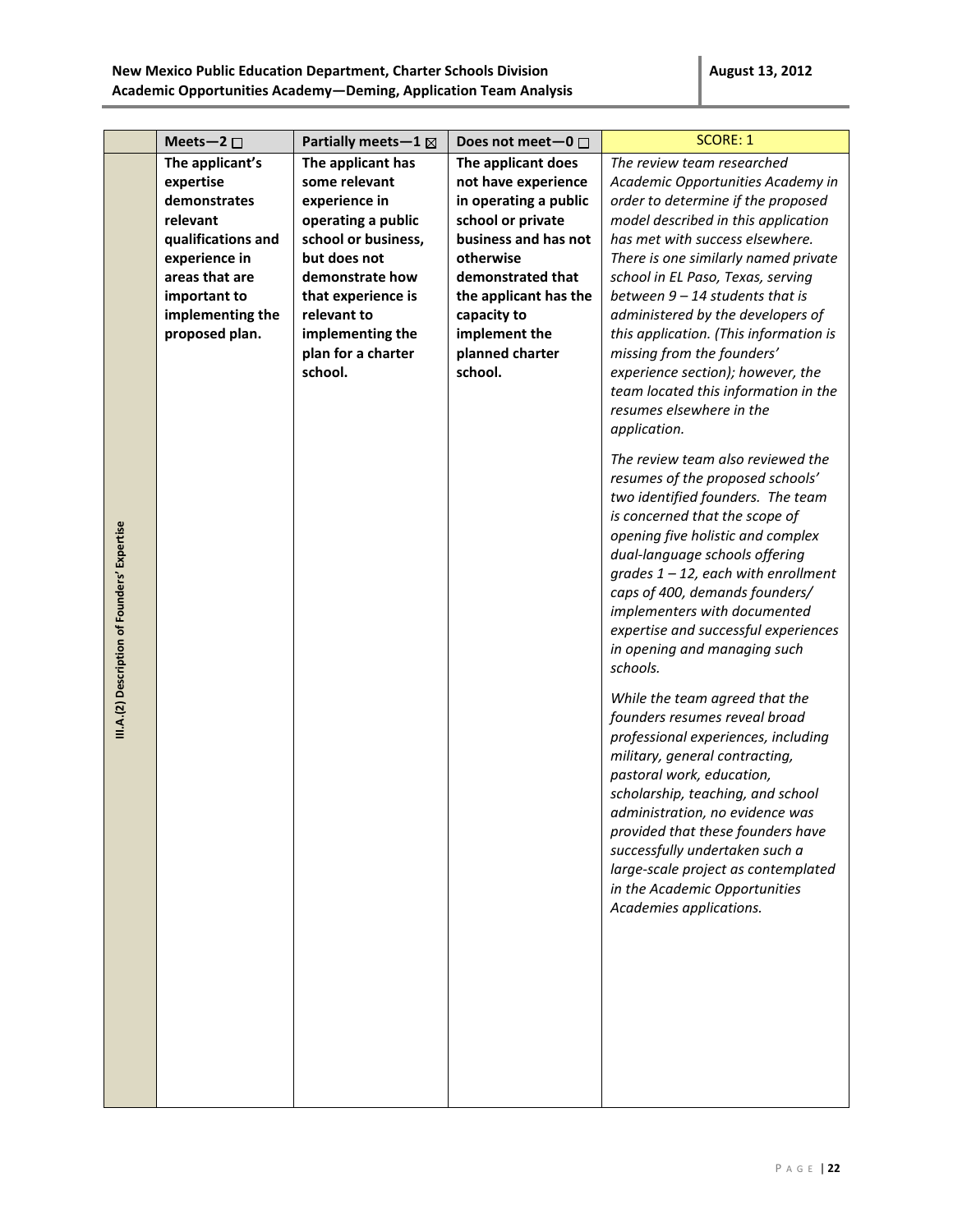| III.A.(2) Description of Founders' Expertise | Meets—2 ☐ | Partially meets—1 ☒ | Does not meet—0 ☐ | SCORE: 1 |
|---|---|---|---|---|
| | **The applicant's expertise demonstrates relevant qualifications and experience in areas that are important to implementing the proposed plan.** | **The applicant has some relevant experience in operating a public school or business, but does not demonstrate how that experience is relevant to implementing the plan for a charter school.** | **The applicant does not have experience in operating a public school or private business and has not otherwise demonstrated that the applicant has the capacity to implement the planned charter school.** | *The review team researched Academic Opportunities Academy in order to determine if the proposed model described in this application has met with success elsewhere. There is one similarly named private school in EL Paso, Texas, serving between 9 – 14 students that is administered by the developers of this application. (This information is missing from the founders' experience section); however, the team located this information in the resumes elsewhere in the application.*<br><br>*The review team also reviewed the resumes of the proposed schools' two identified founders. The team is concerned that the scope of opening five holistic and complex dual-language schools offering grades 1 – 12, each with enrollment caps of 400, demands founders/ implementers with documented expertise and successful experiences in opening and managing such schools.*<br><br>*While the team agreed that the founders resumes reveal broad professional experiences, including military, general contracting, pastoral work, education, scholarship, teaching, and school administration, no evidence was provided that these founders have successfully undertaken such a large-scale project as contemplated in the Academic Opportunities Academies applications.* |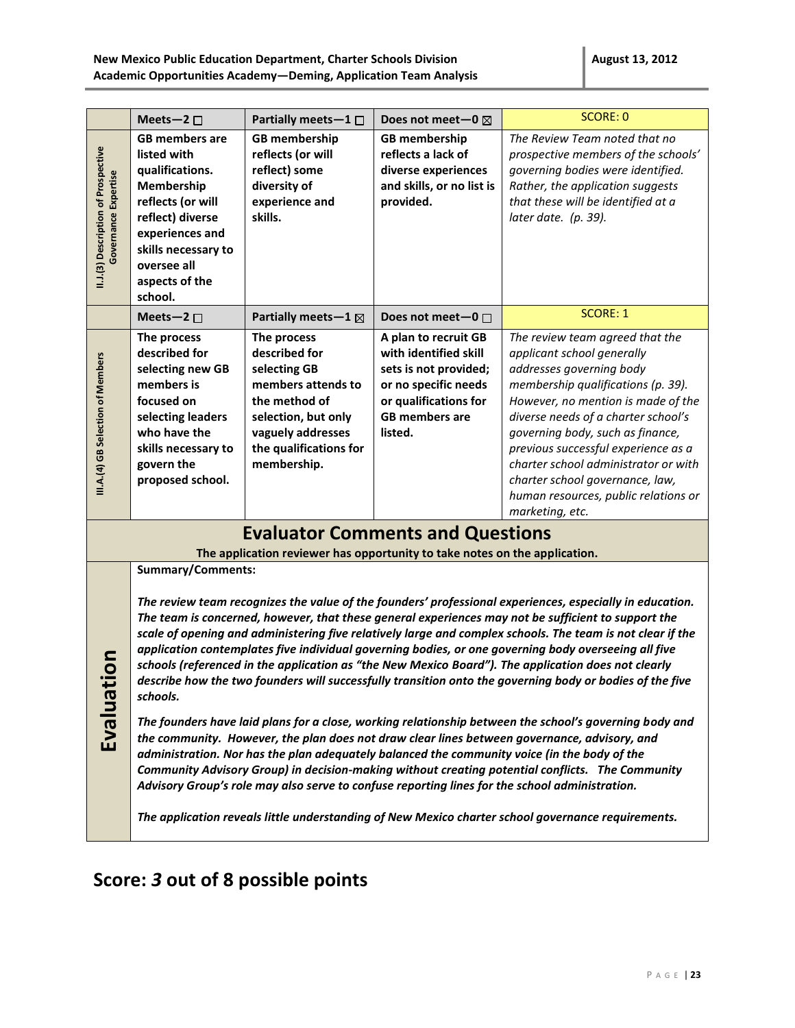| | Meets—2 ☐ | Partially meets—1 ☐ | Does not meet—0 ☒ | SCORE: 0 |
|---|---|---|---|---|
| II.J.(3) Description of Prospective Governance Expertise | **GB members are listed with qualifications. Membership reflects (or will reflect) diverse experiences and skills necessary to oversee all aspects of the school.** | **GB membership reflects (or will reflect) some diversity of experience and skills.** | **GB membership reflects a lack of diverse experiences and skills, or no list is provided.** | *The Review Team noted that no prospective members of the schools' governing bodies were identified. Rather, the application suggests that these will be identified at a later date. (p. 39).* |
| | **Meets—2 ☐** | **Partially meets—1 ☒** | **Does not meet—0 ☐** | **SCORE: 1** |
| III.A.(4) GB Selection of Members | **The process described for selecting new GB members is focused on selecting leaders who have the skills necessary to govern the proposed school.** | **The process described for selecting GB members attends to the method of selection, but only vaguely addresses the qualifications for membership.** | **A plan to recruit GB with identified skill sets is not provided; or no specific needs or qualifications for GB members are listed.** | *The review team agreed that the applicant school generally addresses governing body membership qualifications (p. 39). However, no mention is made of the diverse needs of a charter school's governing body, such as finance, previous successful experience as a charter school administrator or with charter school governance, law, human resources, public relations or marketing, etc.* |

## Evaluator Comments and Questions

**The application reviewer has opportunity to take notes on the application.**

**Evaluation**

**Summary/Comments:**

***The review team recognizes the value of the founders' professional experiences, especially in education. The team is concerned, however, that these general experiences may not be sufficient to support the scale of opening and administering five relatively large and complex schools. The team is not clear if the application contemplates five individual governing bodies, or one governing body overseeing all five schools (referenced in the application as "the New Mexico Board"). The application does not clearly describe how the two founders will successfully transition onto the governing body or bodies of the five schools.***

***The founders have laid plans for a close, working relationship between the school's governing body and the community. However, the plan does not draw clear lines between governance, advisory, and administration. Nor has the plan adequately balanced the community voice (in the body of the Community Advisory Group) in decision-making without creating potential conflicts. The Community Advisory Group's role may also serve to confuse reporting lines for the school administration.***

***The application reveals little understanding of New Mexico charter school governance requirements.***

## Score: *3* out of 8 possible points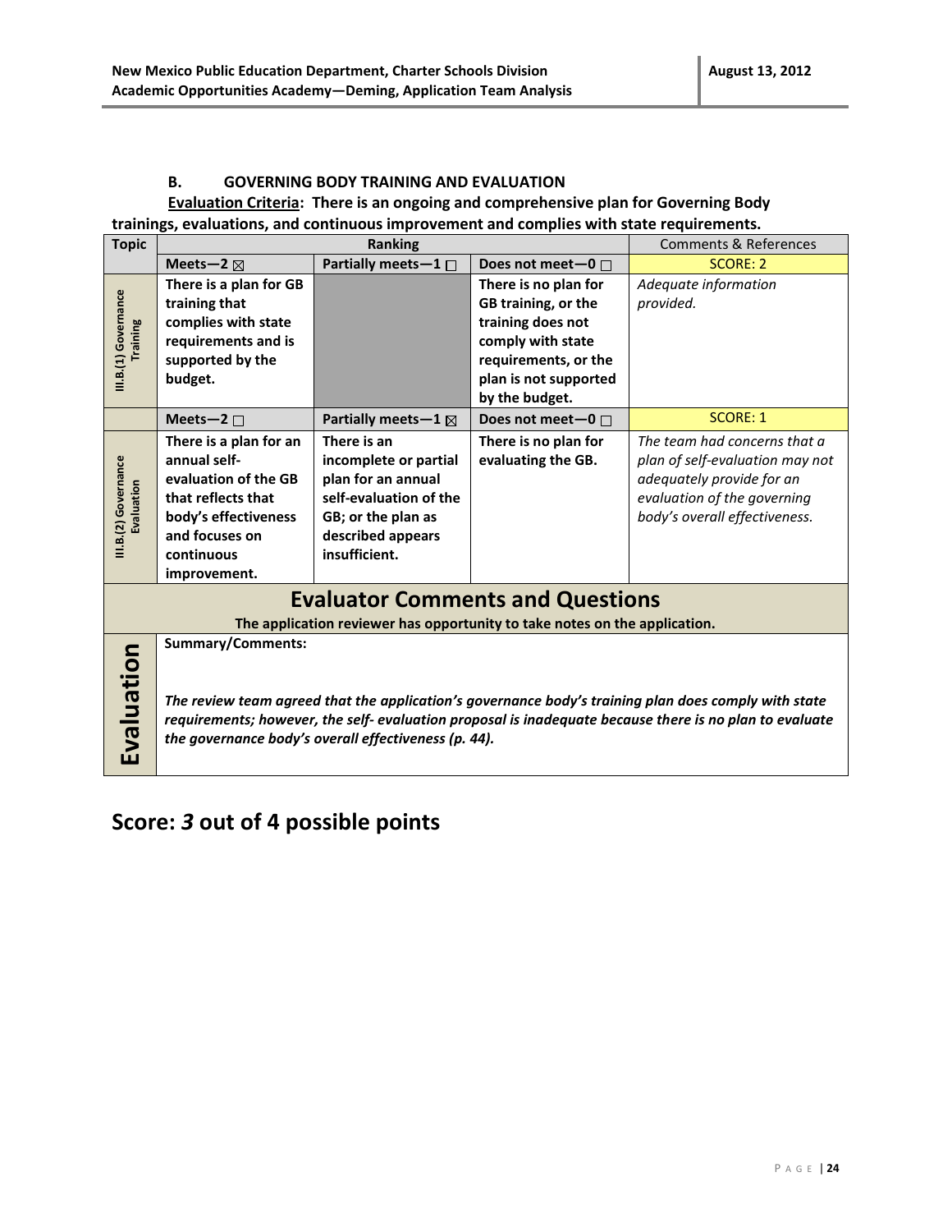### B. GOVERNING BODY TRAINING AND EVALUATION

**Evaluation Criteria: There is an ongoing and comprehensive plan for Governing Body trainings, evaluations, and continuous improvement and complies with state requirements.**

| Topic | Ranking | | | Comments & References |
|---|---|---|---|---|
| | **Meets—2** ☒ | **Partially meets—1** ☐ | **Does not meet—0** ☐ | SCORE: 2 |
| **III.B.(1) Governance Training** | **There is a plan for GB training that complies with state requirements and is supported by the budget.** | | **There is no plan for GB training, or the training does not comply with state requirements, or the plan is not supported by the budget.** | *Adequate information provided.* |
| | **Meets—2** ☐ | **Partially meets—1** ☒ | **Does not meet—0** ☐ | SCORE: 1 |
| **III.B.(2) Governance Evaluation** | **There is a plan for an annual self-evaluation of the GB that reflects that body's effectiveness and focuses on continuous improvement.** | **There is an incomplete or partial plan for an annual self-evaluation of the GB; or the plan as described appears insufficient.** | **There is no plan for evaluating the GB.** | *The team had concerns that a plan of self-evaluation may not adequately provide for an evaluation of the governing body's overall effectiveness.* |

## Evaluator Comments and Questions

**The application reviewer has opportunity to take notes on the application.**

**Evaluation**

**Summary/Comments:**

***The review team agreed that the application's governance body's training plan does comply with state requirements; however, the self- evaluation proposal is inadequate because there is no plan to evaluate the governance body's overall effectiveness (p. 44).***

## Score: *3* out of 4 possible points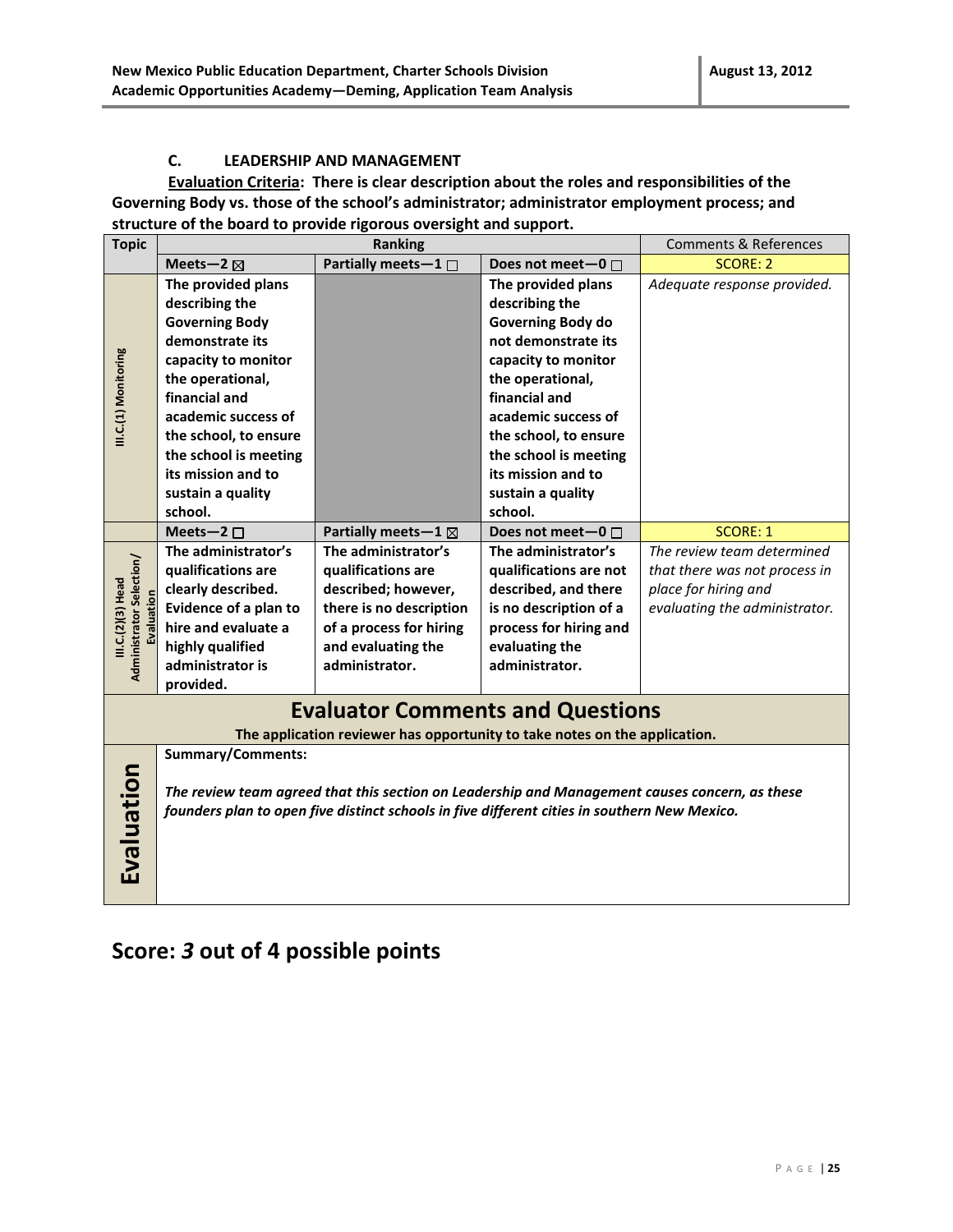### C. LEADERSHIP AND MANAGEMENT

**<u>Evaluation Criteria</u>: There is clear description about the roles and responsibilities of the Governing Body vs. those of the school's administrator; administrator employment process; and structure of the board to provide rigorous oversight and support.**

| Topic | Ranking | | | Comments & References |
|---|---|---|---|---|
| | Meets—2 ☒ | Partially meets—1 ☐ | Does not meet—0 ☐ | SCORE: 2 |
| III.C.(1) Monitoring | The provided plans describing the Governing Body demonstrate its capacity to monitor the operational, financial and academic success of the school, to ensure the school is meeting its mission and to sustain a quality school. | | The provided plans describing the Governing Body do not demonstrate its capacity to monitor the operational, financial and academic success of the school, to ensure the school is meeting its mission and to sustain a quality school. | *Adequate response provided.* |
| | Meets—2 ☐ | Partially meets—1 ☒ | Does not meet—0 ☐ | SCORE: 1 |
| III.C.(2)(3) Head Administrator Selection/ Evaluation | The administrator's qualifications are clearly described. Evidence of a plan to hire and evaluate a highly qualified administrator is provided. | The administrator's qualifications are described; however, there is no description of a process for hiring and evaluating the administrator. | The administrator's qualifications are not described, and there is no description of a process for hiring and evaluating the administrator. | *The review team determined that there was not process in place for hiring and evaluating the administrator.* |

## Evaluator Comments and Questions

**The application reviewer has opportunity to take notes on the application.**

| Evaluation | **Summary/Comments:**<br><br>***The review team agreed that this section on Leadership and Management causes concern, as these founders plan to open five distinct schools in five different cities in southern New Mexico.*** |
|---|---|

## Score: *3* out of 4 possible points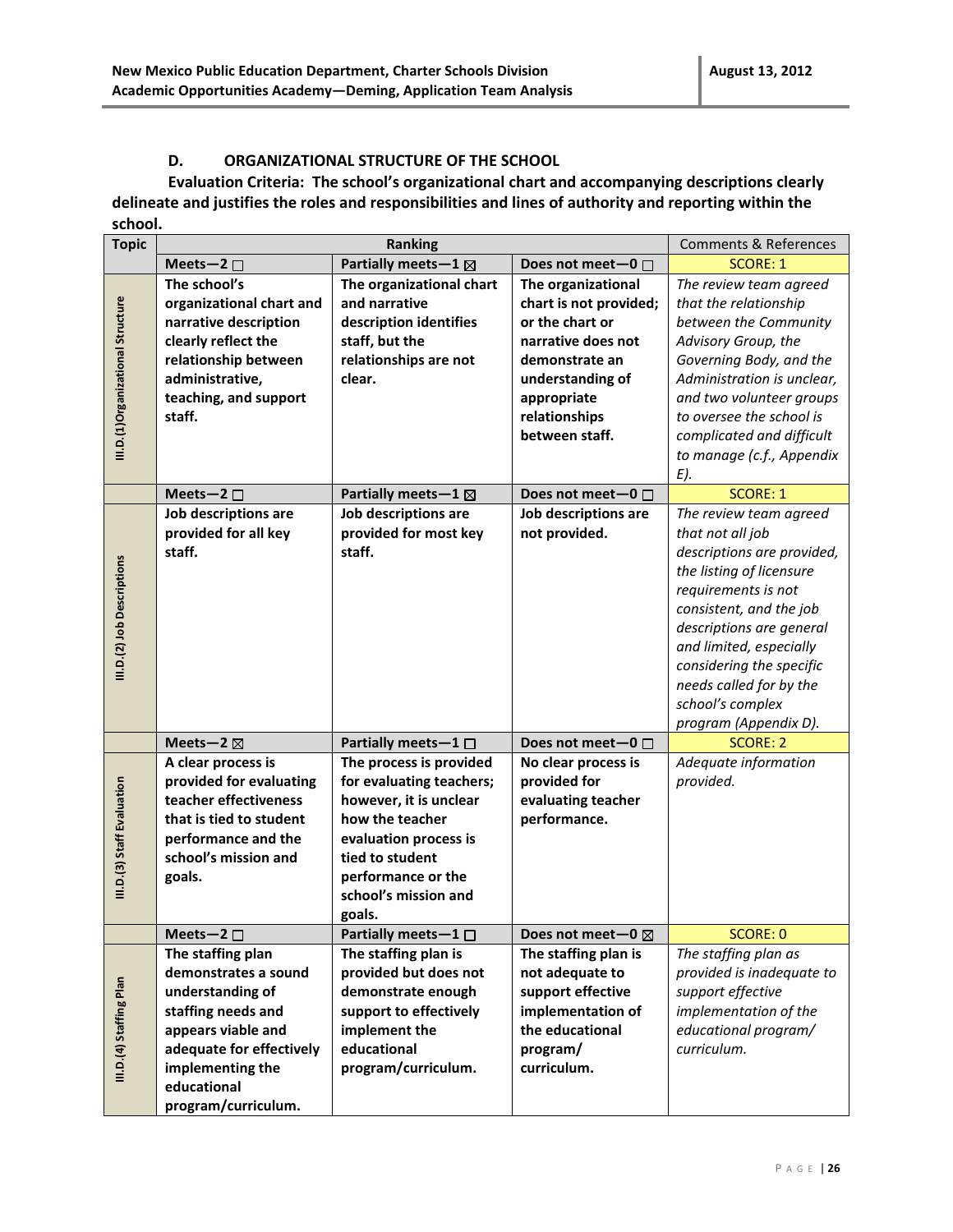### D. ORGANIZATIONAL STRUCTURE OF THE SCHOOL

**Evaluation Criteria: The school's organizational chart and accompanying descriptions clearly delineate and justifies the roles and responsibilities and lines of authority and reporting within the school.**

| Topic | Ranking | | | Comments & References |
|---|---|---|---|---|
| | **Meets—2 ☐** | **Partially meets—1 ☒** | **Does not meet—0 ☐** | SCORE: 1 |
| **III.D.(1)Organizational Structure** | **The school's organizational chart and narrative description clearly reflect the relationship between administrative, teaching, and support staff.** | **The organizational chart and narrative description identifies staff, but the relationships are not clear.** | **The organizational chart is not provided; or the chart or narrative does not demonstrate an understanding of appropriate relationships between staff.** | *The review team agreed that the relationship between the Community Advisory Group, the Governing Body, and the Administration is unclear, and two volunteer groups to oversee the school is complicated and difficult to manage (c.f., Appendix E).* |
| | **Meets—2 ☐** | **Partially meets—1 ☒** | **Does not meet—0 ☐** | SCORE: 1 |
| **III.D.(2) Job Descriptions** | **Job descriptions are provided for all key staff.** | **Job descriptions are provided for most key staff.** | **Job descriptions are not provided.** | *The review team agreed that not all job descriptions are provided, the listing of licensure requirements is not consistent, and the job descriptions are general and limited, especially considering the specific needs called for by the school's complex program (Appendix D).* |
| | **Meets—2 ☒** | **Partially meets—1 ☐** | **Does not meet—0 ☐** | SCORE: 2 |
| **III.D.(3) Staff Evaluation** | **A clear process is provided for evaluating teacher effectiveness that is tied to student performance and the school's mission and goals.** | **The process is provided for evaluating teachers; however, it is unclear how the teacher evaluation process is tied to student performance or the school's mission and goals.** | **No clear process is provided for evaluating teacher performance.** | *Adequate information provided.* |
| | **Meets—2 ☐** | **Partially meets—1 ☐** | **Does not meet—0 ☒** | SCORE: 0 |
| **III.D.(4) Staffing Plan** | **The staffing plan demonstrates a sound understanding of staffing needs and appears viable and adequate for effectively implementing the educational program/curriculum.** | **The staffing plan is provided but does not demonstrate enough support to effectively implement the educational program/curriculum.** | **The staffing plan is not adequate to support effective implementation of the educational program/ curriculum.** | *The staffing plan as provided is inadequate to support effective implementation of the educational program/ curriculum.* |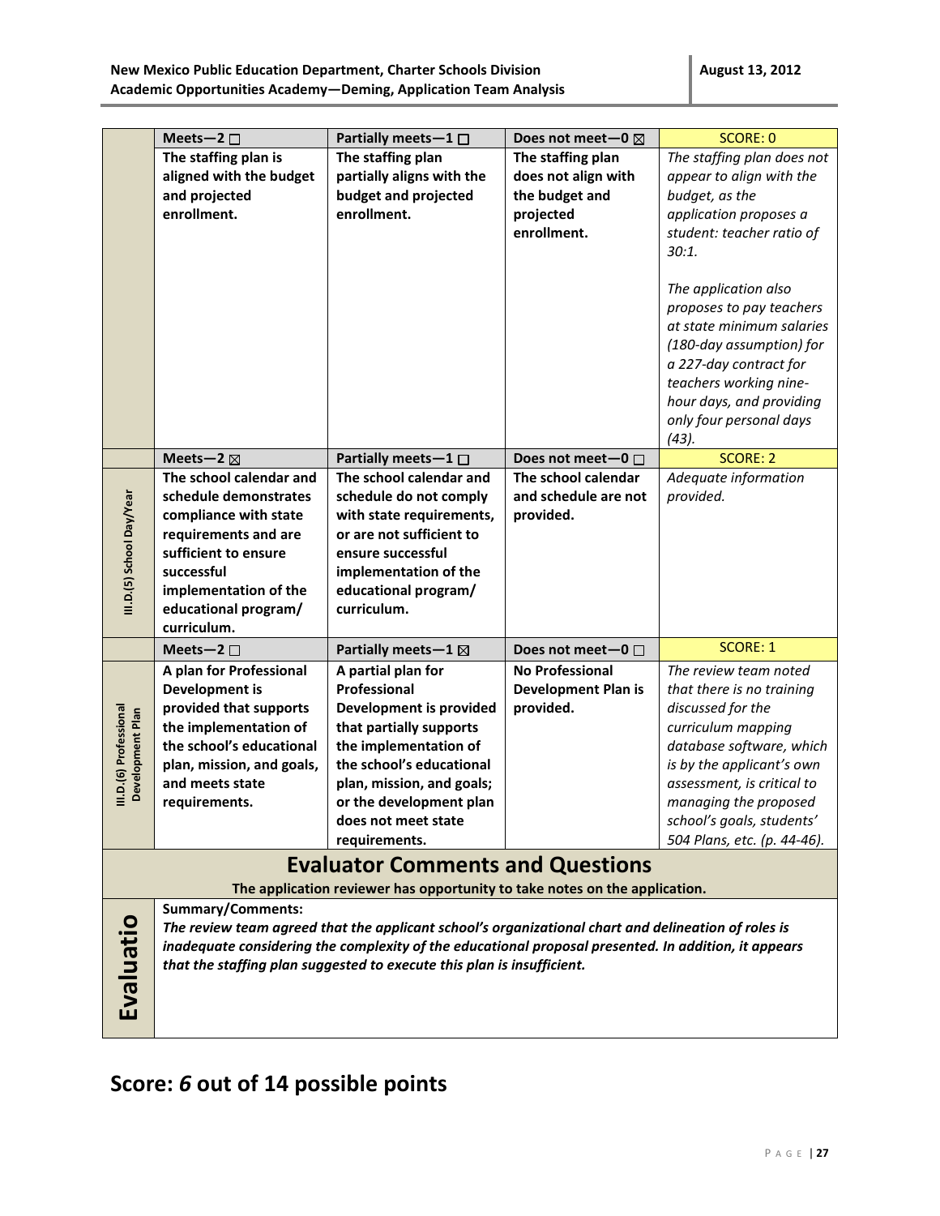| | Meets—2 ☐ | Partially meets—1 ☐ | Does not meet—0 ☒ | SCORE: 0 |
|---|---|---|---|---|
| | **The staffing plan is aligned with the budget and projected enrollment.** | **The staffing plan partially aligns with the budget and projected enrollment.** | **The staffing plan does not align with the budget and projected enrollment.** | *The staffing plan does not appear to align with the budget, as the application proposes a student: teacher ratio of 30:1.* *The application also proposes to pay teachers at state minimum salaries (180-day assumption) for a 227-day contract for teachers working nine-hour days, and providing only four personal days (43).* |
| | **Meets—2 ☒** | **Partially meets—1 ☐** | **Does not meet—0 ☐** | **SCORE: 2** |
| **III.D.(5) School Day/Year** | **The school calendar and schedule demonstrates compliance with state requirements and are sufficient to ensure successful implementation of the educational program/ curriculum.** | **The school calendar and schedule do not comply with state requirements, or are not sufficient to ensure successful implementation of the educational program/ curriculum.** | **The school calendar and schedule are not provided.** | *Adequate information provided.* |
| | **Meets—2 ☐** | **Partially meets—1 ☒** | **Does not meet—0 ☐** | **SCORE: 1** |
| **III.D.(6) Professional Development Plan** | **A plan for Professional Development is provided that supports the implementation of the school's educational plan, mission, and goals, and meets state requirements.** | **A partial plan for Professional Development is provided that partially supports the implementation of the school's educational plan, mission, and goals; or the development plan does not meet state requirements.** | **No Professional Development Plan is provided.** | *The review team noted that there is no training discussed for the curriculum mapping database software, which is by the applicant's own assessment, is critical to managing the proposed school's goals, students' 504 Plans, etc. (p. 44-46).* |

## Evaluator Comments and Questions

**The application reviewer has opportunity to take notes on the application.**

**Evaluation**

**Summary/Comments:**

***The review team agreed that the applicant school's organizational chart and delineation of roles is inadequate considering the complexity of the educational proposal presented. In addition, it appears that the staffing plan suggested to execute this plan is insufficient.***

## Score: *6* out of 14 possible points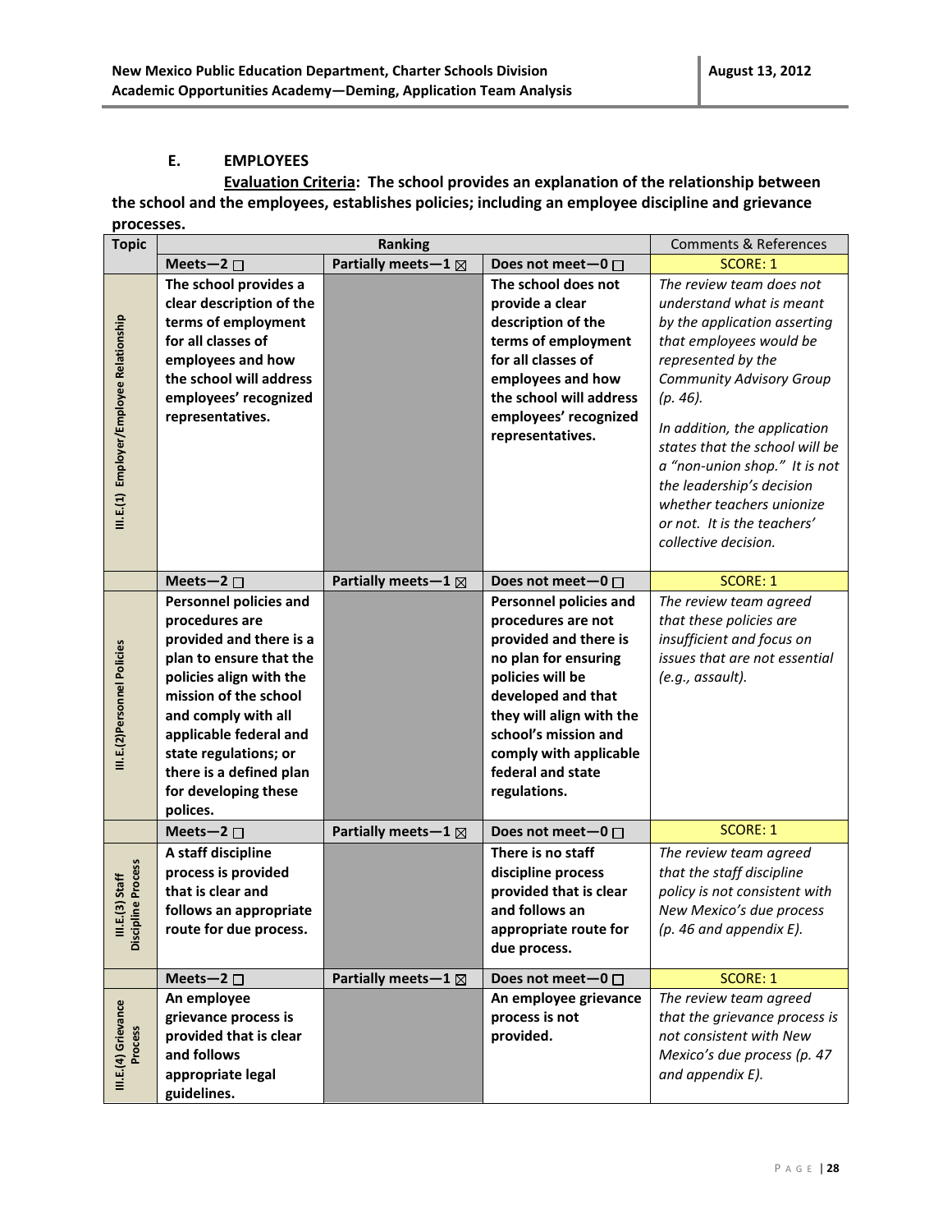### E. EMPLOYEES

**Evaluation Criteria: The school provides an explanation of the relationship between the school and the employees, establishes policies; including an employee discipline and grievance processes.**

| Topic | Ranking | | | Comments & References |
|---|---|---|---|---|
| | **Meets—2** ☐ | **Partially meets—1** ☒ | **Does not meet—0** ☐ | SCORE: 1 |
| **III.E.(1) Employer/Employee Relationship** | **The school provides a clear description of the terms of employment for all classes of employees and how the school will address employees' recognized representatives.** | | **The school does not provide a clear description of the terms of employment for all classes of employees and how the school will address employees' recognized representatives.** | *The review team does not understand what is meant by the application asserting that employees would be represented by the Community Advisory Group (p. 46).* *In addition, the application states that the school will be a "non-union shop." It is not the leadership's decision whether teachers unionize or not. It is the teachers' collective decision.* |
| | **Meets—2** ☐ | **Partially meets—1** ☒ | **Does not meet—0** ☐ | SCORE: 1 |
| **III.E.(2)Personnel Policies** | **Personnel policies and procedures are provided and there is a plan to ensure that the policies align with the mission of the school and comply with all applicable federal and state regulations; or there is a defined plan for developing these polices.** | | **Personnel policies and procedures are not provided and there is no plan for ensuring policies will be developed and that they will align with the school's mission and comply with applicable federal and state regulations.** | *The review team agreed that these policies are insufficient and focus on issues that are not essential (e.g., assault).* |
| | **Meets—2** ☐ | **Partially meets—1** ☒ | **Does not meet—0** ☐ | SCORE: 1 |
| **III.E.(3) Staff Discipline Process** | **A staff discipline process is provided that is clear and follows an appropriate route for due process.** | | **There is no staff discipline process provided that is clear and follows an appropriate route for due process.** | *The review team agreed that the staff discipline policy is not consistent with New Mexico's due process (p. 46 and appendix E).* |
| | **Meets—2** ☐ | **Partially meets—1** ☒ | **Does not meet—0** ☐ | SCORE: 1 |
| **III.E.(4) Grievance Process** | **An employee grievance process is provided that is clear and follows appropriate legal guidelines.** | | **An employee grievance process is not provided.** | *The review team agreed that the grievance process is not consistent with New Mexico's due process (p. 47 and appendix E).* |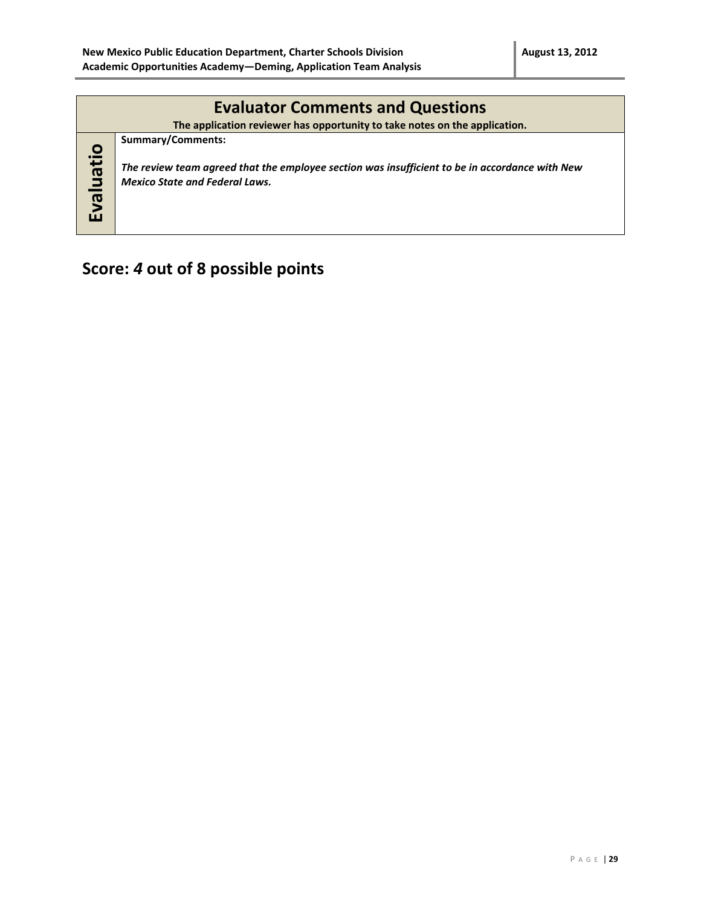| Evaluator Comments and Questions | |
|---|---|
| **The application reviewer has opportunity to take notes on the application.** | |
| **Evaluatio** | **Summary/Comments:**<br><br>***The review team agreed that the employee section was insufficient to be in accordance with New Mexico State and Federal Laws.*** |

## Score: *4* out of 8 possible points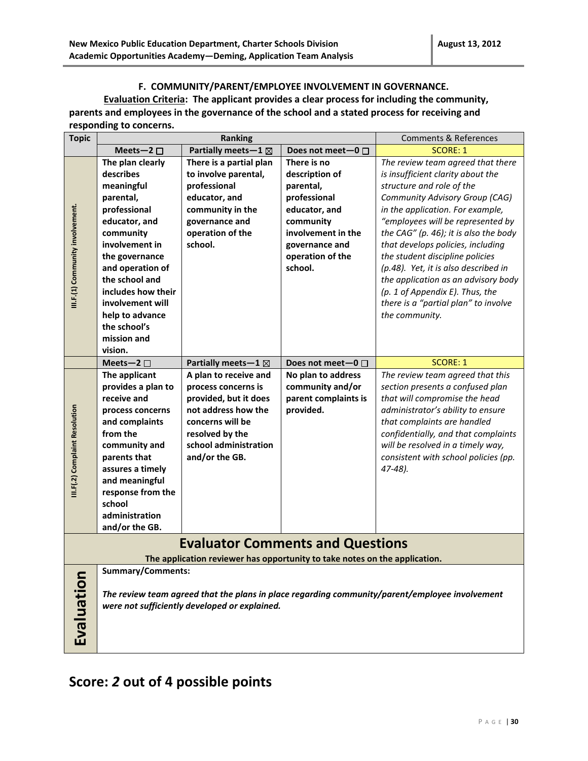### F. COMMUNITY/PARENT/EMPLOYEE INVOLVEMENT IN GOVERNANCE.

**Evaluation Criteria: The applicant provides a clear process for including the community, parents and employees in the governance of the school and a stated process for receiving and responding to concerns.**

| Topic | Ranking | | | Comments & References |
|---|---|---|---|---|
| | **Meets—2 ☐** | **Partially meets—1 ☒** | **Does not meet—0 ☐** | SCORE: 1 |
| III.F.(1) Community involvement. | **The plan clearly describes meaningful parental, professional educator, and community involvement in the governance and operation of the school and includes how their involvement will help to advance the school's mission and vision.** | **There is a partial plan to involve parental, professional educator, and community in the governance and operation of the school.** | **There is no description of parental, professional educator, and community involvement in the governance and operation of the school.** | *The review team agreed that there is insufficient clarity about the structure and role of the Community Advisory Group (CAG) in the application. For example, "employees will be represented by the CAG" (p. 46); it is also the body that develops policies, including the student discipline policies (p.48). Yet, it is also described in the application as an advisory body (p. 1 of Appendix E). Thus, the there is a "partial plan" to involve the community.* |
| | **Meets—2 ☐** | **Partially meets—1 ☒** | **Does not meet—0 ☐** | SCORE: 1 |
| III.F(.2) Complaint Resolution | **The applicant provides a plan to receive and process concerns and complaints from the community and parents that assures a timely and meaningful response from the school administration and/or the GB.** | **A plan to receive and process concerns is provided, but it does not address how the concerns will be resolved by the school administration and/or the GB.** | **No plan to address community and/or parent complaints is provided.** | *The review team agreed that this section presents a confused plan that will compromise the head administrator's ability to ensure that complaints are handled confidentially, and that complaints will be resolved in a timely way, consistent with school policies (pp. 47-48).* |

## Evaluator Comments and Questions

**The application reviewer has opportunity to take notes on the application.**

| Evaluation | **Summary/Comments:**<br><br>***The review team agreed that the plans in place regarding community/parent/employee involvement were not sufficiently developed or explained.*** |
|---|---|

# Score: *2* out of 4 possible points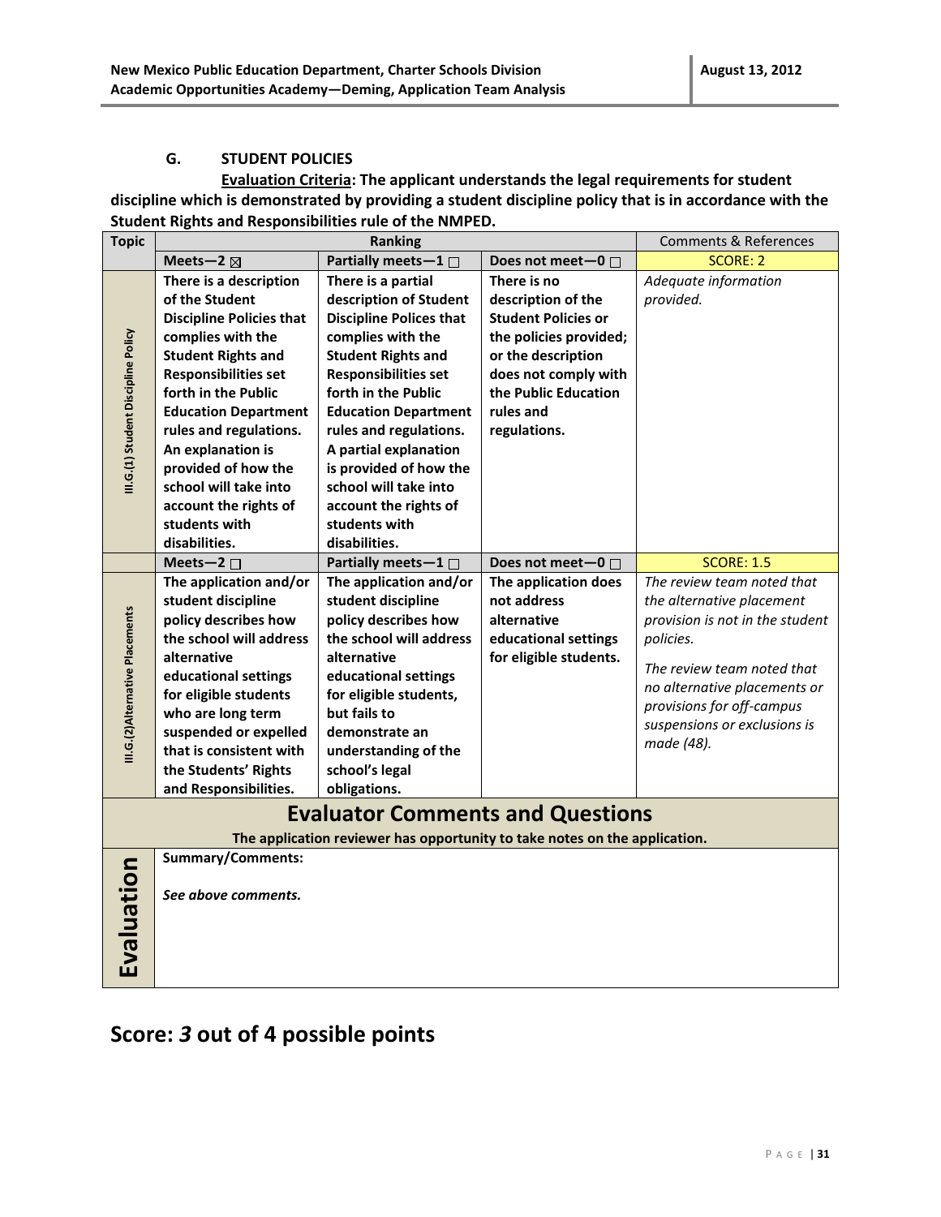### G. STUDENT POLICIES

**Evaluation Criteria: The applicant understands the legal requirements for student discipline which is demonstrated by providing a student discipline policy that is in accordance with the Student Rights and Responsibilities rule of the NMPED.**

| Topic | Ranking | | | Comments & References |
|---|---|---|---|---|
| | **Meets—2 ☒** | **Partially meets—1 ☐** | **Does not meet—0 ☐** | SCORE: 2 |
| **III.G.(1) Student Discipline Policy** | **There is a description of the Student Discipline Policies that complies with the Student Rights and Responsibilities set forth in the Public Education Department rules and regulations. An explanation is provided of how the school will take into account the rights of students with disabilities.** | **There is a partial description of Student Discipline Polices that complies with the Student Rights and Responsibilities set forth in the Public Education Department rules and regulations. A partial explanation is provided of how the school will take into account the rights of students with disabilities.** | **There is no description of the Student Policies or the policies provided; or the description does not comply with the Public Education rules and regulations.** | *Adequate information provided.* |
| | **Meets—2 ☐** | **Partially meets—1 ☐** | **Does not meet—0 ☐** | SCORE: 1.5 |
| **III.G.(2)Alternative Placements** | **The application and/or student discipline policy describes how the school will address alternative educational settings for eligible students who are long term suspended or expelled that is consistent with the Students' Rights and Responsibilities.** | **The application and/or student discipline policy describes how the school will address alternative educational settings for eligible students, but fails to demonstrate an understanding of the school's legal obligations.** | **The application does not address alternative educational settings for eligible students.** | *The review team noted that the alternative placement provision is not in the student policies.* *The review team noted that no alternative placements or provisions for off-campus suspensions or exclusions is made (48).* |

## Evaluator Comments and Questions

**The application reviewer has opportunity to take notes on the application.**

| Evaluation | **Summary/Comments:** *See above comments.* |
|---|---|

## Score: *3* out of 4 possible points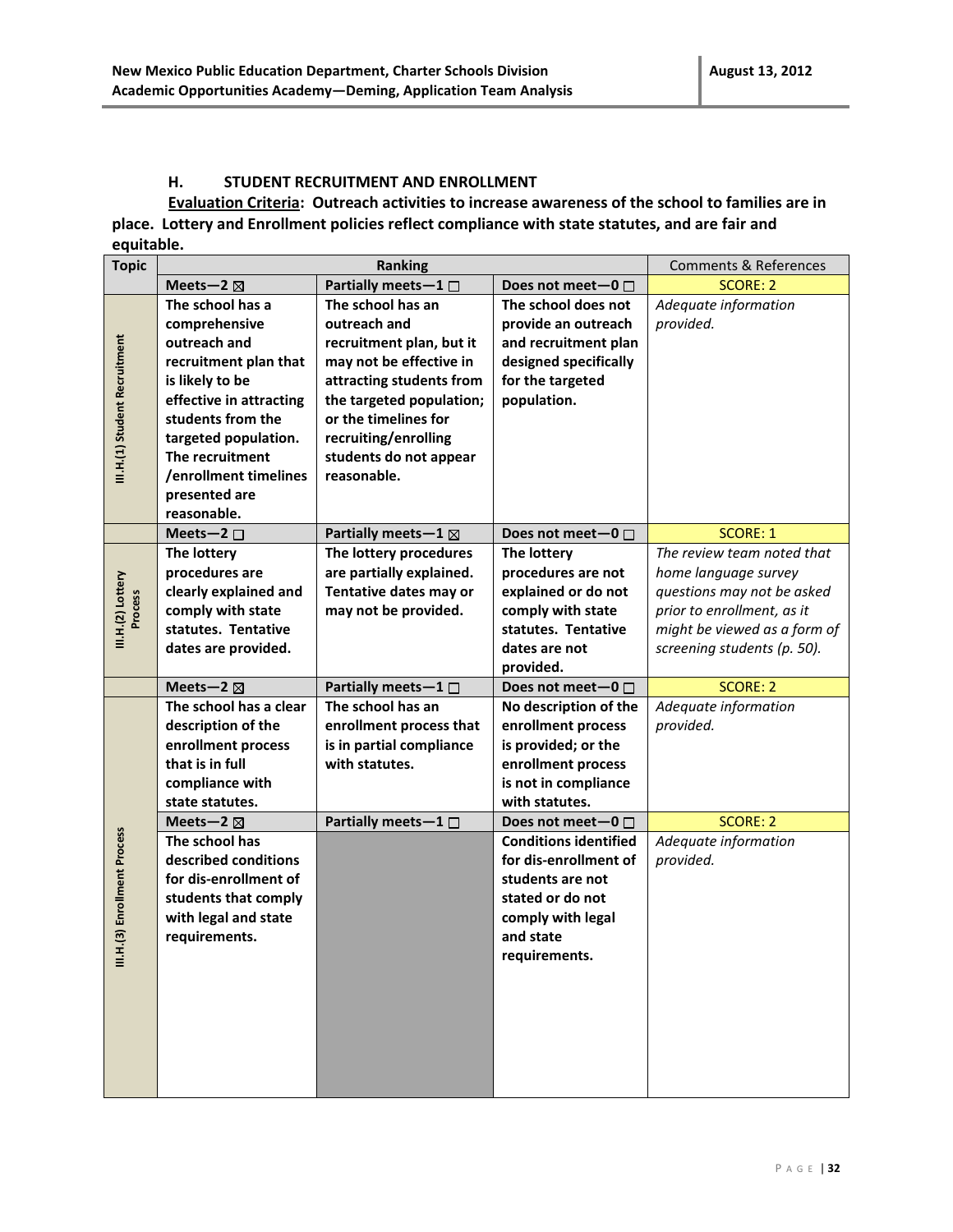### H. STUDENT RECRUITMENT AND ENROLLMENT

**<u>Evaluation Criteria</u>: Outreach activities to increase awareness of the school to families are in place. Lottery and Enrollment policies reflect compliance with state statutes, and are fair and equitable.**

| Topic | Ranking | | | Comments & References |
|---|---|---|---|---|
| | **Meets—2 ☒** | **Partially meets—1 ☐** | **Does not meet—0 ☐** | SCORE: 2 |
| **III.H.(1) Student Recruitment** | **The school has a comprehensive outreach and recruitment plan that is likely to be effective in attracting students from the targeted population. The recruitment /enrollment timelines presented are reasonable.** | **The school has an outreach and recruitment plan, but it may not be effective in attracting students from the targeted population; or the timelines for recruiting/enrolling students do not appear reasonable.** | **The school does not provide an outreach and recruitment plan designed specifically for the targeted population.** | *Adequate information provided.* |
| | **Meets—2 ☐** | **Partially meets—1 ☒** | **Does not meet—0 ☐** | SCORE: 1 |
| **III.H.(2) Lottery Process** | **The lottery procedures are clearly explained and comply with state statutes. Tentative dates are provided.** | **The lottery procedures are partially explained. Tentative dates may or may not be provided.** | **The lottery procedures are not explained or do not comply with state statutes. Tentative dates are not provided.** | *The review team noted that home language survey questions may not be asked prior to enrollment, as it might be viewed as a form of screening students (p. 50).* |
| | **Meets—2 ☒** | **Partially meets—1 ☐** | **Does not meet—0 ☐** | SCORE: 2 |
| **III.H.(3) Enrollment Process** | **The school has a clear description of the enrollment process that is in full compliance with state statutes.** | **The school has an enrollment process that is in partial compliance with statutes.** | **No description of the enrollment process is provided; or the enrollment process is not in compliance with statutes.** | *Adequate information provided.* |
| | **Meets—2 ☒** | **Partially meets—1 ☐** | **Does not meet—0 ☐** | SCORE: 2 |
| | **The school has described conditions for dis-enrollment of students that comply with legal and state requirements.** | | **Conditions identified for dis-enrollment of students are not stated or do not comply with legal and state requirements.** | *Adequate information provided.* |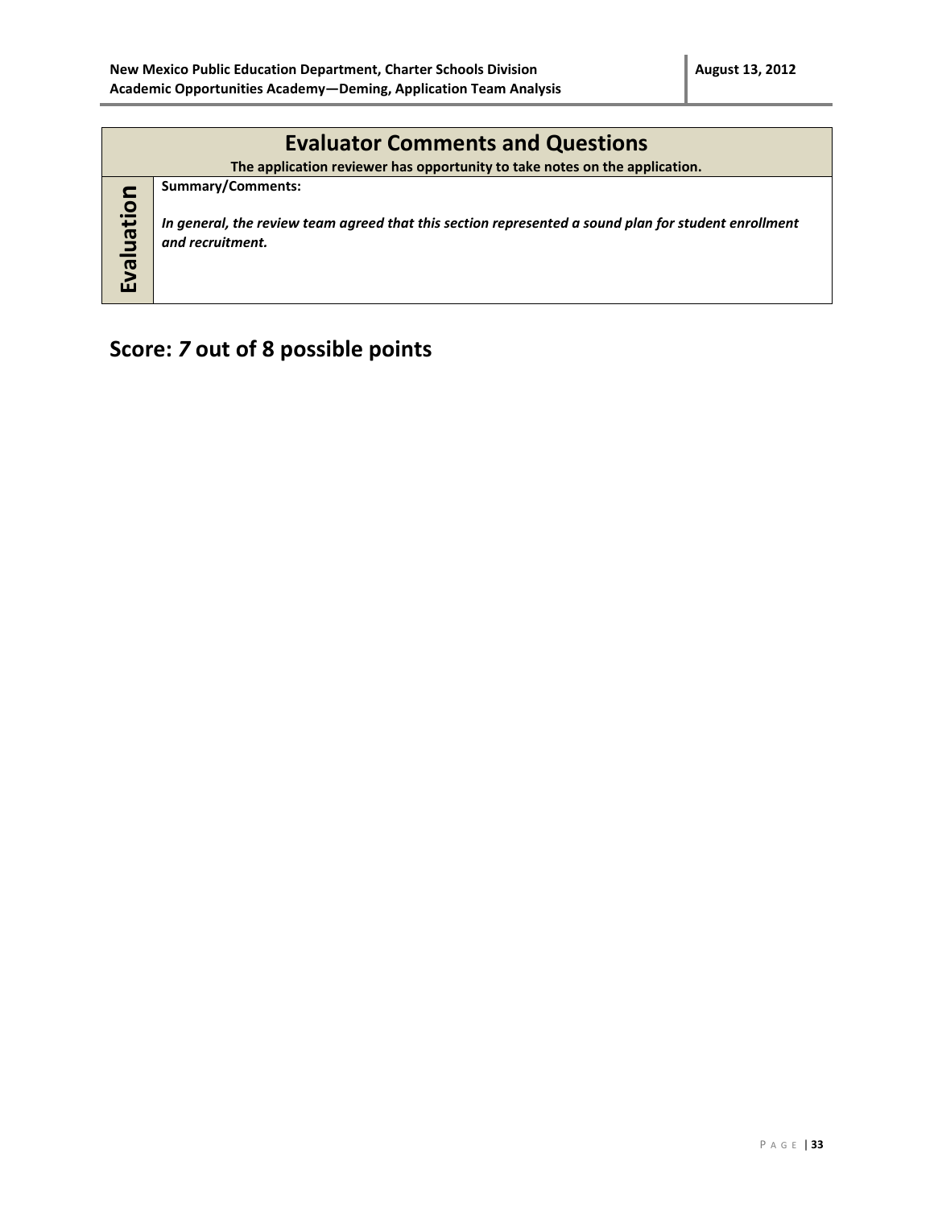| Evaluator Comments and Questions | |
|---|---|
| The application reviewer has opportunity to take notes on the application. | |
| **Evaluation** | **Summary/Comments:**<br><br>***In general, the review team agreed that this section represented a sound plan for student enrollment and recruitment.*** |

## Score: *7* out of 8 possible points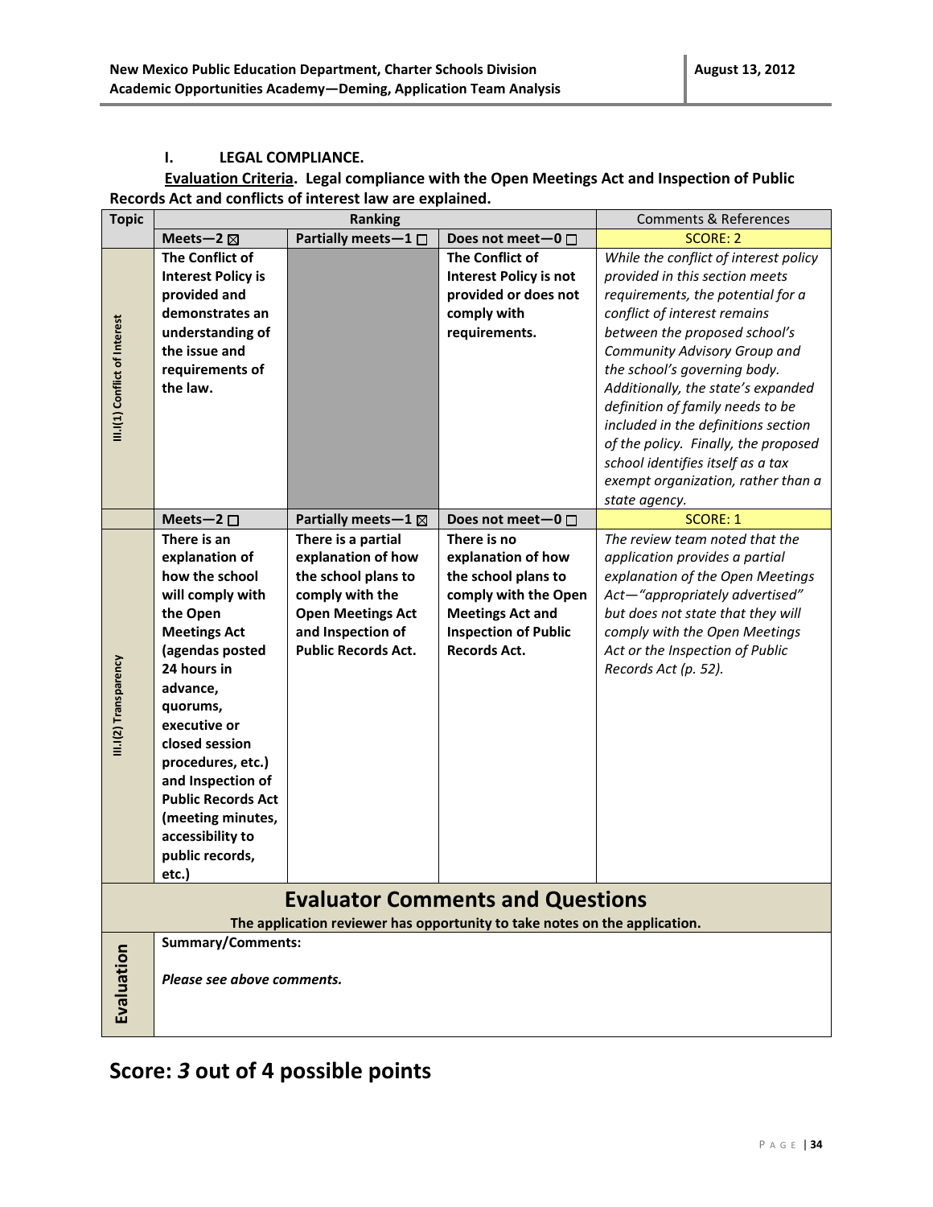## I. LEGAL COMPLIANCE.

**Evaluation Criteria. Legal compliance with the Open Meetings Act and Inspection of Public Records Act and conflicts of interest law are explained.**

| Topic | Ranking | | | Comments & References |
|---|---|---|---|---|
| | **Meets—2** ☒ | **Partially meets—1** ☐ | **Does not meet—0** ☐ | SCORE: 2 |
| III.I(1) Conflict of Interest | **The Conflict of Interest Policy is provided and demonstrates an understanding of the issue and requirements of the law.** | | **The Conflict of Interest Policy is not provided or does not comply with requirements.** | *While the conflict of interest policy provided in this section meets requirements, the potential for a conflict of interest remains between the proposed school's Community Advisory Group and the school's governing body. Additionally, the state's expanded definition of family needs to be included in the definitions section of the policy. Finally, the proposed school identifies itself as a tax exempt organization, rather than a state agency.* |
| | **Meets—2** ☐ | **Partially meets—1** ☒ | **Does not meet—0** ☐ | SCORE: 1 |
| III.I(2) Transparency | **There is an explanation of how the school will comply with the Open Meetings Act (agendas posted 24 hours in advance, quorums, executive or closed session procedures, etc.) and Inspection of Public Records Act (meeting minutes, accessibility to public records, etc.)** | **There is a partial explanation of how the school plans to comply with the Open Meetings Act and Inspection of Public Records Act.** | **There is no explanation of how the school plans to comply with the Open Meetings Act and Inspection of Public Records Act.** | *The review team noted that the application provides a partial explanation of the Open Meetings Act—"appropriately advertised" but does not state that they will comply with the Open Meetings Act or the Inspection of Public Records Act (p. 52).* |

## Evaluator Comments and Questions

**The application reviewer has opportunity to take notes on the application.**

| Evaluation | **Summary/Comments:** <br><br> ***Please see above comments.*** |
|---|---|

## Score: *3* out of 4 possible points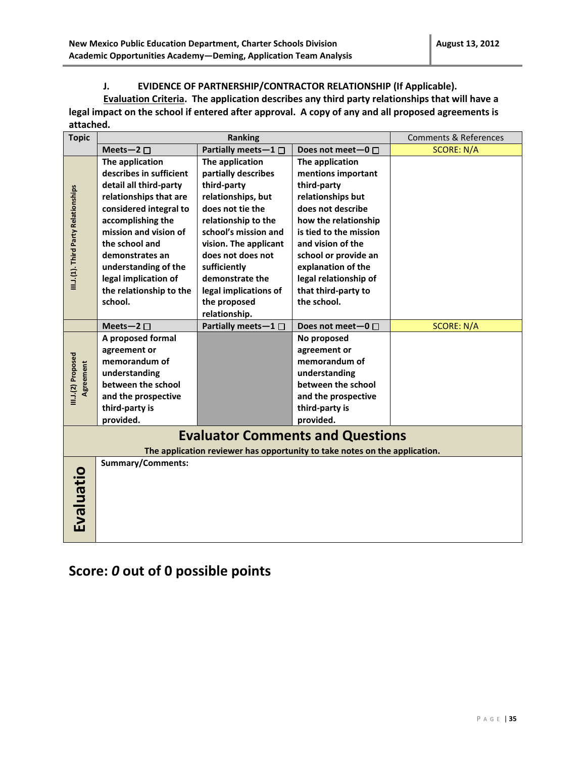## J. EVIDENCE OF PARTNERSHIP/CONTRACTOR RELATIONSHIP (If Applicable).

**Evaluation Criteria. The application describes any third party relationships that will have a legal impact on the school if entered after approval. A copy of any and all proposed agreements is attached.**

| Topic | Ranking | | | Comments & References |
|---|---|---|---|---|
| | Meets—2 ☐ | Partially meets—1 ☐ | Does not meet—0 ☐ | SCORE: N/A |
| III.J.(1). Third Party Relationships | The application describes in sufficient detail all third-party relationships that are considered integral to accomplishing the mission and vision of the school and demonstrates an understanding of the legal implication of the relationship to the school. | The application partially describes third-party relationships, but does not tie the relationship to the school's mission and vision. The applicant does not does not sufficiently demonstrate the legal implications of the proposed relationship. | The application mentions important third-party relationships but does not describe how the relationship is tied to the mission and vision of the school or provide an explanation of the legal relationship of that third-party to the school. | |
| | Meets—2 ☐ | Partially meets—1 ☐ | Does not meet—0 ☐ | SCORE: N/A |
| III.J.(2) Proposed Agreement | A proposed formal agreement or memorandum of understanding between the school and the prospective third-party is provided. | | No proposed agreement or memorandum of understanding between the school and the prospective third-party is provided. | |

## Evaluator Comments and Questions

**The application reviewer has opportunity to take notes on the application.**

| Evaluatio | Summary/Comments: |
|---|---|

# Score: *0* out of 0 possible points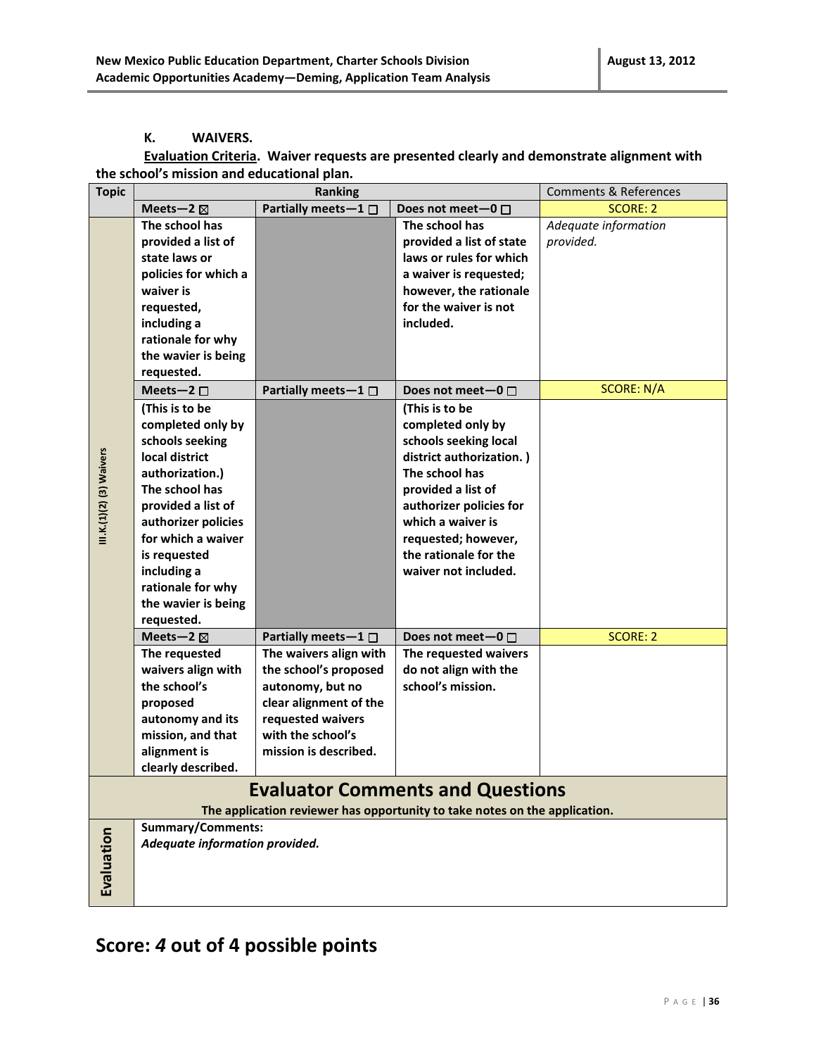### K. WAIVERS.

**Evaluation Criteria. Waiver requests are presented clearly and demonstrate alignment with the school's mission and educational plan.**

| Topic | Ranking | | | Comments & References |
|---|---|---|---|---|
| | **Meets—2 ☒** | **Partially meets—1 ☐** | **Does not meet—0 ☐** | SCORE: 2 |
| III.K.(1)(2) (3) Waivers | **The school has provided a list of state laws or policies for which a waiver is requested, including a rationale for why the wavier is being requested.** | | **The school has provided a list of state laws or rules for which a waiver is requested; however, the rationale for the waiver is not included.** | *Adequate information provided.* |
| | **Meets—2 ☐** | **Partially meets—1 ☐** | **Does not meet—0 ☐** | SCORE: N/A |
| | **(This is to be completed only by schools seeking local district authorization.) The school has provided a list of authorizer policies for which a waiver is requested including a rationale for why the wavier is being requested.** | | **(This is to be completed only by schools seeking local district authorization. ) The school has provided a list of authorizer policies for which a waiver is requested; however, the rationale for the waiver not included.** | |
| | **Meets—2 ☒** | **Partially meets—1 ☐** | **Does not meet—0 ☐** | SCORE: 2 |
| | **The requested waivers align with the school's proposed autonomy and its mission, and that alignment is clearly described.** | **The waivers align with the school's proposed autonomy, but no clear alignment of the requested waivers with the school's mission is described.** | **The requested waivers do not align with the school's mission.** | |

## Evaluator Comments and Questions

**The application reviewer has opportunity to take notes on the application.**

| Evaluation | **Summary/Comments:** *Adequate information provided.* |
|---|---|

## Score: *4* out of 4 possible points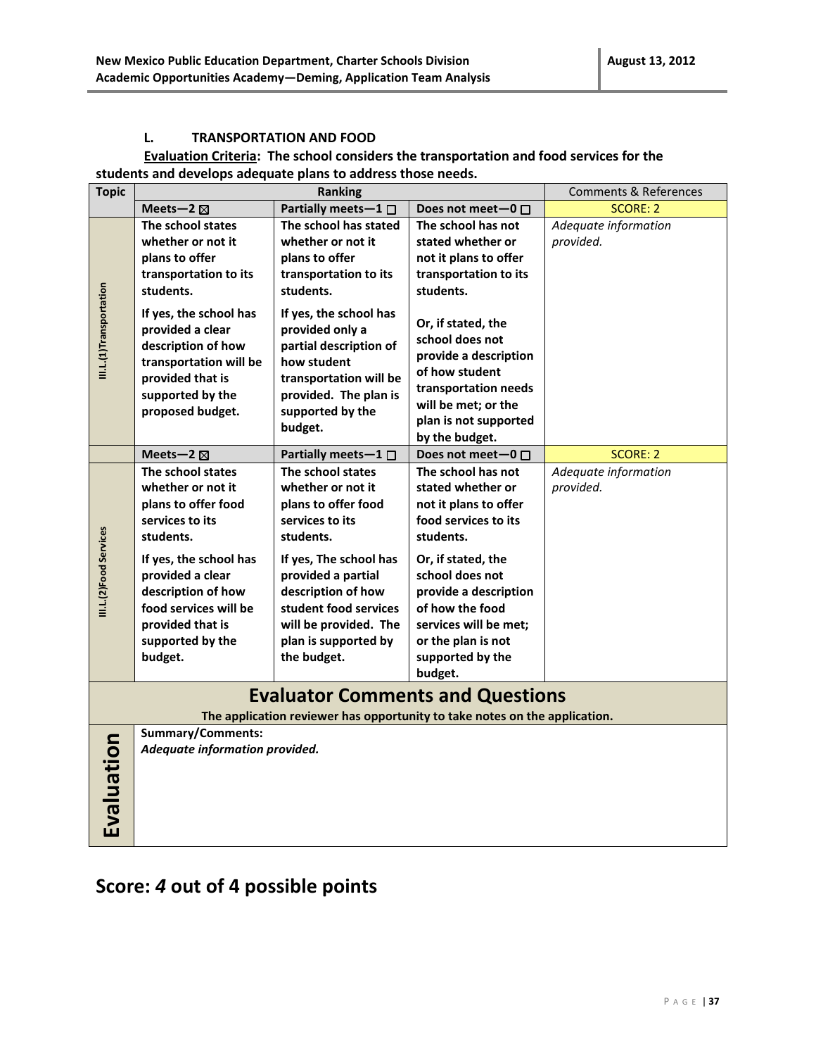### L. TRANSPORTATION AND FOOD

**Evaluation Criteria: The school considers the transportation and food services for the students and develops adequate plans to address those needs.**

| Topic | Ranking | | | Comments & References |
|---|---|---|---|---|
| | **Meets—2** ☒ | **Partially meets—1** ☐ | **Does not meet—0** ☐ | SCORE: 2 |
| **III.L.(1)Transportation** | **The school states whether or not it plans to offer transportation to its students.** **If yes, the school has provided a clear description of how transportation will be provided that is supported by the proposed budget.** | **The school has stated whether or not it plans to offer transportation to its students.** **If yes, the school has provided only a partial description of how student transportation will be provided. The plan is supported by the budget.** | **The school has not stated whether or not it plans to offer transportation to its students.** **Or, if stated, the school does not provide a description of how student transportation needs will be met; or the plan is not supported by the budget.** | *Adequate information provided.* |
| | **Meets—2** ☒ | **Partially meets—1** ☐ | **Does not meet—0** ☐ | SCORE: 2 |
| **III.L.(2)Food Services** | **The school states whether or not it plans to offer food services to its students.** **If yes, the school has provided a clear description of how food services will be provided that is supported by the budget.** | **The school states whether or not it plans to offer food services to its students.** **If yes, The school has provided a partial description of how student food services will be provided. The plan is supported by the budget.** | **The school has not stated whether or not it plans to offer food services to its students.** **Or, if stated, the school does not provide a description of how the food services will be met; or the plan is not supported by the budget.** | *Adequate information provided.* |

## Evaluator Comments and Questions

**The application reviewer has opportunity to take notes on the application.**

| Evaluation | |
|---|---|
| **Evaluation** | **Summary/Comments:** ***Adequate information provided.*** |

## Score: *4* out of 4 possible points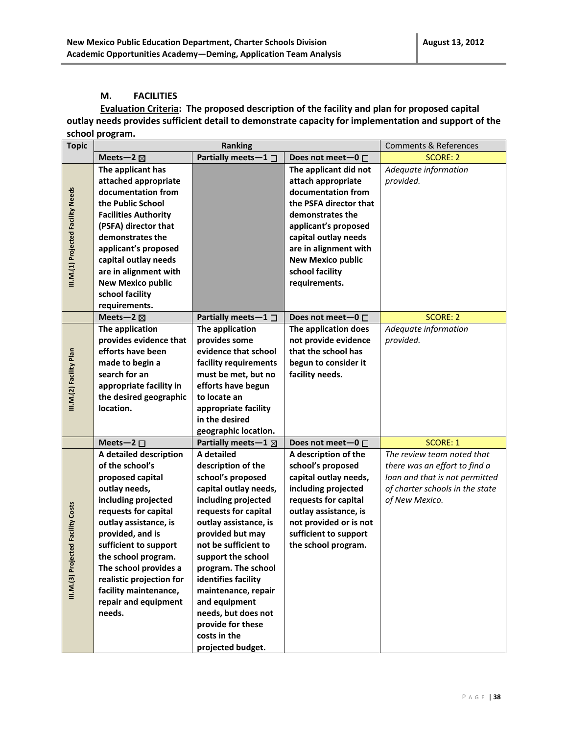## M. FACILITIES

**Evaluation Criteria: The proposed description of the facility and plan for proposed capital outlay needs provides sufficient detail to demonstrate capacity for implementation and support of the school program.**

| Topic | Ranking | | | Comments & References |
|---|---|---|---|---|
| | **Meets—2 ☒** | **Partially meets—1 ☐** | **Does not meet—0 ☐** | SCORE: 2 |
| **III.M.(1) Projected Facility Needs** | **The applicant has attached appropriate documentation from the Public School Facilities Authority (PSFA) director that demonstrates the applicant's proposed capital outlay needs are in alignment with New Mexico public school facility requirements.** | | **The applicant did not attach appropriate documentation from the PSFA director that demonstrates the applicant's proposed capital outlay needs are in alignment with New Mexico public school facility requirements.** | *Adequate information provided.* |
| | **Meets—2 ☒** | **Partially meets—1 ☐** | **Does not meet—0 ☐** | SCORE: 2 |
| **III.M.(2) Facility Plan** | **The application provides evidence that efforts have been made to begin a search for an appropriate facility in the desired geographic location.** | **The application provides some evidence that school facility requirements must be met, but no efforts have begun to locate an appropriate facility in the desired geographic location.** | **The application does not provide evidence that the school has begun to consider it facility needs.** | *Adequate information provided.* |
| | **Meets—2 ☐** | **Partially meets—1 ☒** | **Does not meet—0 ☐** | SCORE: 1 |
| **III.M.(3) Projected Facility Costs** | **A detailed description of the school's proposed capital outlay needs, including projected requests for capital outlay assistance, is provided, and is sufficient to support the school program. The school provides a realistic projection for facility maintenance, repair and equipment needs.** | **A detailed description of the school's proposed capital outlay needs, including projected requests for capital outlay assistance, is provided but may not be sufficient to support the school program. The school identifies facility maintenance, repair and equipment needs, but does not provide for these costs in the projected budget.** | **A description of the school's proposed capital outlay needs, including projected requests for capital outlay assistance, is not provided or is not sufficient to support the school program.** | *The review team noted that there was an effort to find a loan and that is not permitted of charter schools in the state of New Mexico.* |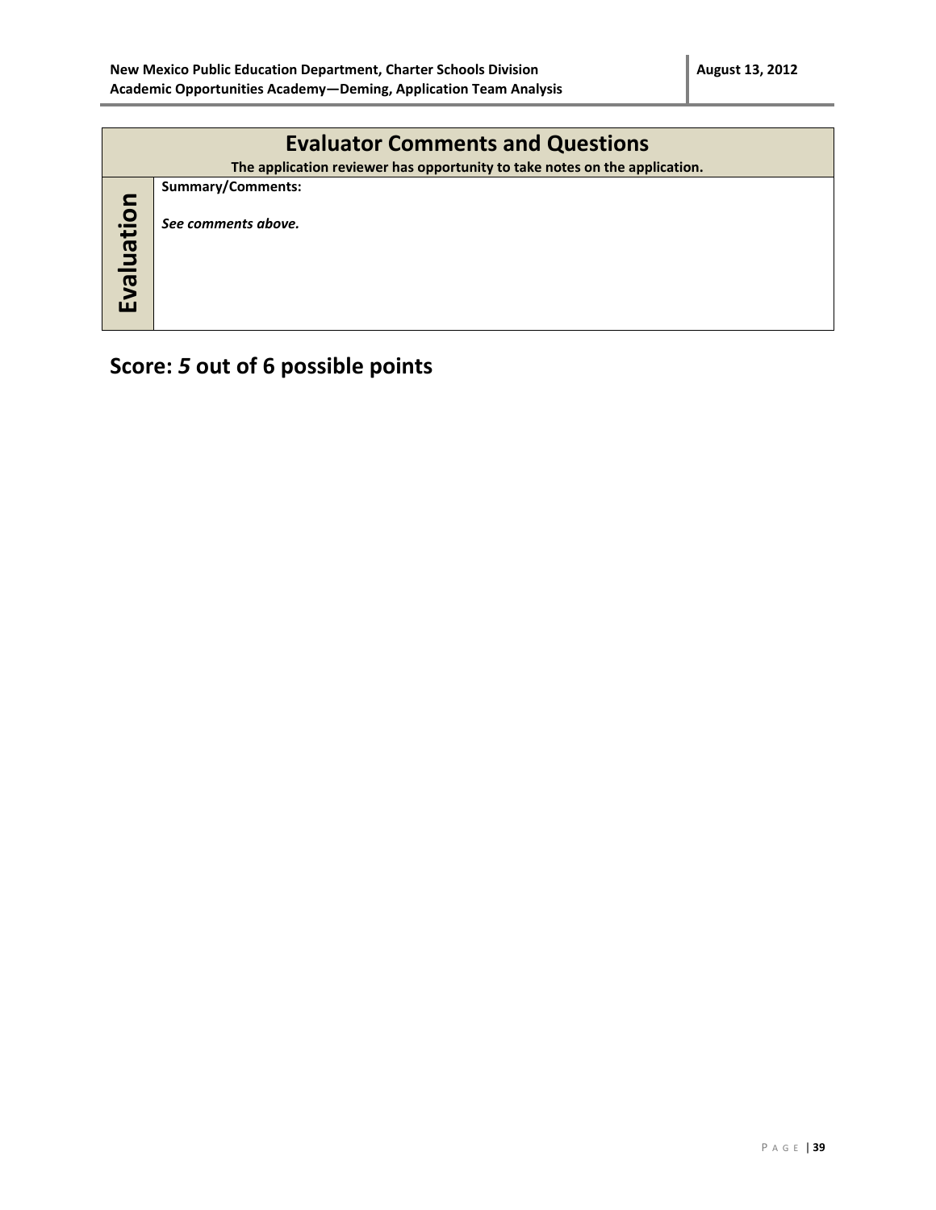| Evaluator Comments and Questions | |
|---|---|
| The application reviewer has opportunity to take notes on the application. | |
| **Evaluation** | **Summary/Comments:**<br><br>***See comments above.*** |

## Score: *5* out of 6 possible points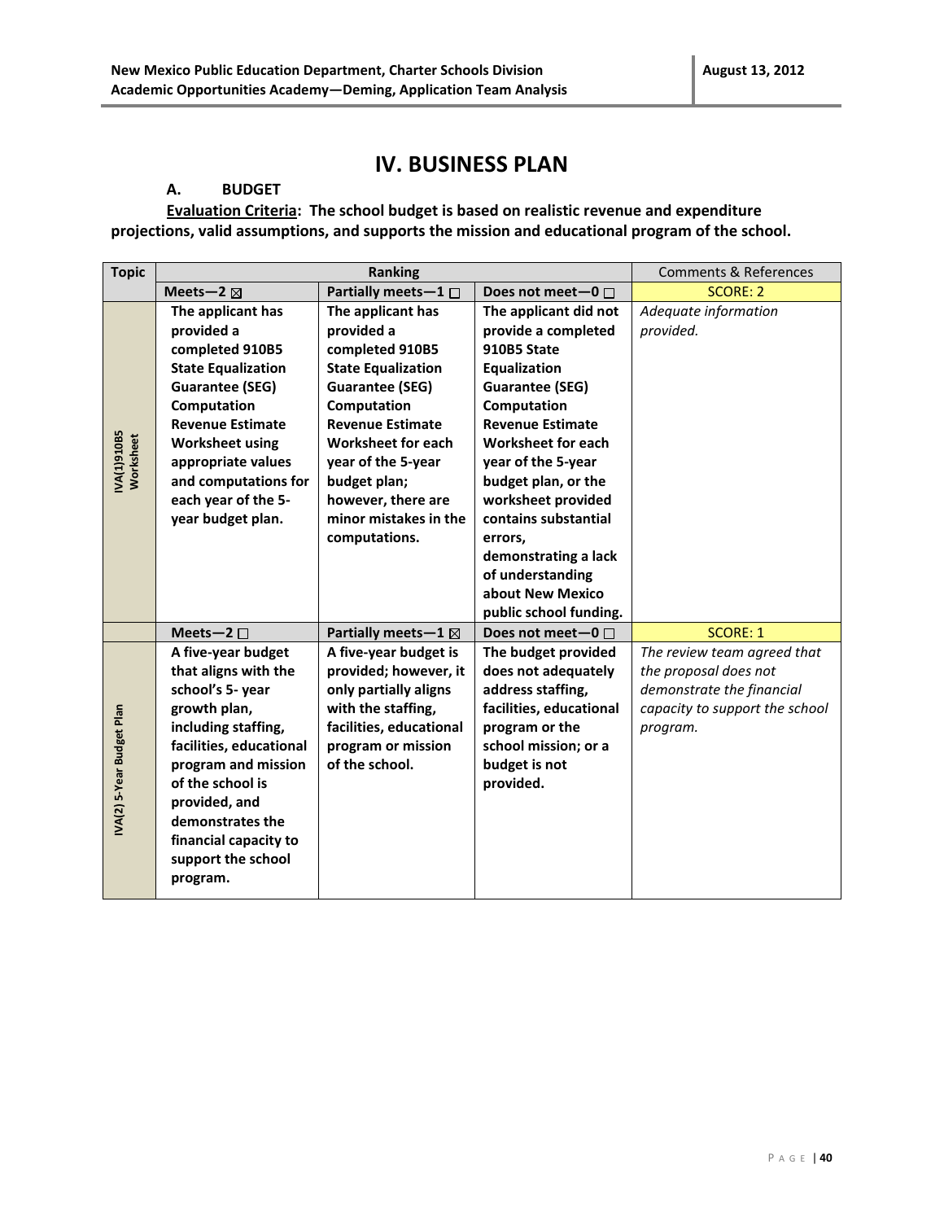# IV. BUSINESS PLAN

## A. BUDGET

**Evaluation Criteria: The school budget is based on realistic revenue and expenditure projections, valid assumptions, and supports the mission and educational program of the school.**

| Topic | Ranking | | | Comments & References |
|---|---|---|---|---|
| | **Meets—2** ☒ | **Partially meets—1** ☐ | **Does not meet—0** ☐ | SCORE: 2 |
| **IVA(1)910B5 Worksheet** | **The applicant has provided a completed 910B5 State Equalization Guarantee (SEG) Computation Revenue Estimate Worksheet using appropriate values and computations for each year of the 5-year budget plan.** | **The applicant has provided a completed 910B5 State Equalization Guarantee (SEG) Computation Revenue Estimate Worksheet for each year of the 5-year budget plan; however, there are minor mistakes in the computations.** | **The applicant did not provide a completed 910B5 State Equalization Guarantee (SEG) Computation Revenue Estimate Worksheet for each year of the 5-year budget plan, or the worksheet provided contains substantial errors, demonstrating a lack of understanding about New Mexico public school funding.** | *Adequate information provided.* |
| | **Meets—2** ☐ | **Partially meets—1** ☒ | **Does not meet—0** ☐ | SCORE: 1 |
| **IVA(2) 5-Year Budget Plan** | **A five-year budget that aligns with the school's 5- year growth plan, including staffing, facilities, educational program and mission of the school is provided, and demonstrates the financial capacity to support the school program.** | **A five-year budget is provided; however, it only partially aligns with the staffing, facilities, educational program or mission of the school.** | **The budget provided does not adequately address staffing, facilities, educational program or the school mission; or a budget is not provided.** | *The review team agreed that the proposal does not demonstrate the financial capacity to support the school program.* |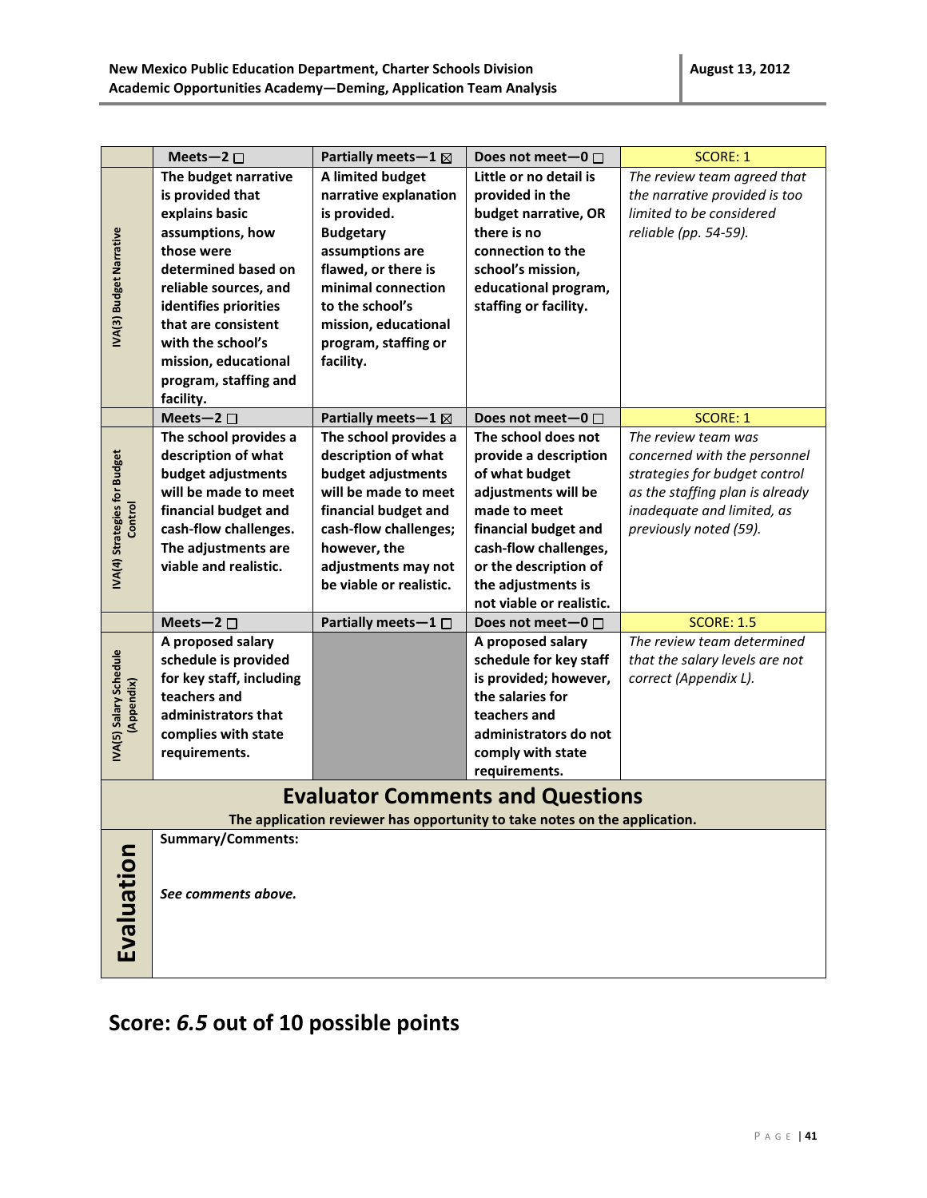| | Meets—2 ☐ | Partially meets—1 ☒ | Does not meet—0 ☐ | SCORE: 1 |
|---|---|---|---|---|
| **IVA(3) Budget Narrative** | **The budget narrative is provided that explains basic assumptions, how those were determined based on reliable sources, and identifies priorities that are consistent with the school's mission, educational program, staffing and facility.** | **A limited budget narrative explanation is provided. Budgetary assumptions are flawed, or there is minimal connection to the school's mission, educational program, staffing or facility.** | **Little or no detail is provided in the budget narrative, OR there is no connection to the school's mission, educational program, staffing or facility.** | *The review team agreed that the narrative provided is too limited to be considered reliable (pp. 54-59).* |
| | **Meets—2 ☐** | **Partially meets—1 ☒** | **Does not meet—0 ☐** | **SCORE: 1** |
| **IVA(4) Strategies for Budget Control** | **The school provides a description of what budget adjustments will be made to meet financial budget and cash-flow challenges. The adjustments are viable and realistic.** | **The school provides a description of what budget adjustments will be made to meet financial budget and cash-flow challenges; however, the adjustments may not be viable or realistic.** | **The school does not provide a description of what budget adjustments will be made to meet financial budget and cash-flow challenges, or the description of the adjustments is not viable or realistic.** | *The review team was concerned with the personnel strategies for budget control as the staffing plan is already inadequate and limited, as previously noted (59).* |
| | **Meets—2 ☐** | **Partially meets—1 ☐** | **Does not meet—0 ☐** | **SCORE: 1.5** |
| **IVA(5) Salary Schedule (Appendix)** | **A proposed salary schedule is provided for key staff, including teachers and administrators that complies with state requirements.** | | **A proposed salary schedule for key staff is provided; however, the salaries for teachers and administrators do not comply with state requirements.** | *The review team determined that the salary levels are not correct (Appendix L).* |

## Evaluator Comments and Questions

**The application reviewer has opportunity to take notes on the application.**

| **Evaluation** | **Summary/Comments:** *See comments above.* |
|---|---|

## Score: *6.5* out of 10 possible points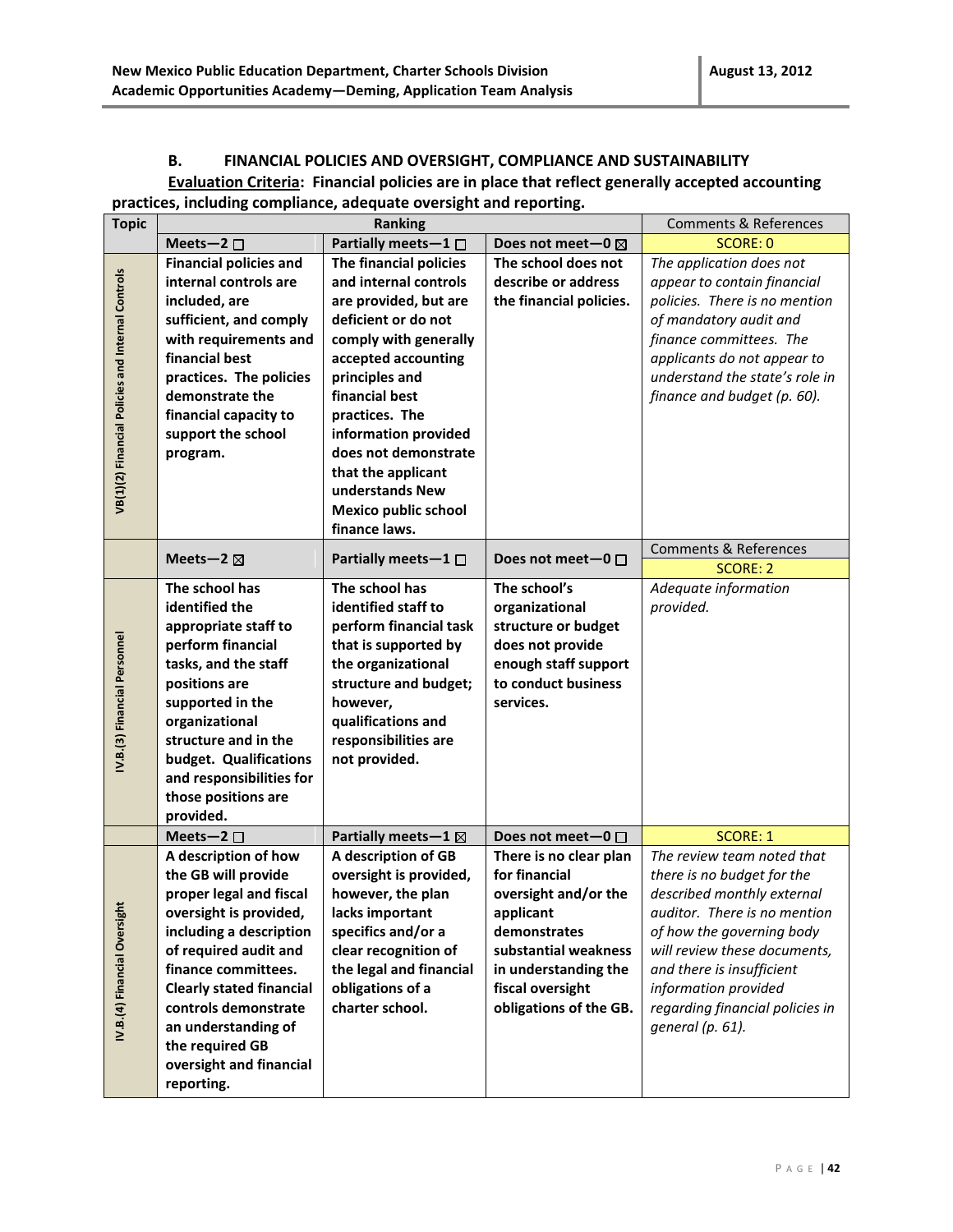### B. FINANCIAL POLICIES AND OVERSIGHT, COMPLIANCE AND SUSTAINABILITY

**Evaluation Criteria: Financial policies are in place that reflect generally accepted accounting practices, including compliance, adequate oversight and reporting.**

| Topic | Ranking | | | Comments & References |
|---|---|---|---|---|
| | **Meets—2 ☐** | **Partially meets—1 ☐** | **Does not meet—0 ☒** | SCORE: 0 |
| **VB(1)(2) Financial Policies and Internal Controls** | **Financial policies and internal controls are included, are sufficient, and comply with requirements and financial best practices. The policies demonstrate the financial capacity to support the school program.** | **The financial policies and internal controls are provided, but are deficient or do not comply with generally accepted accounting principles and financial best practices. The information provided does not demonstrate that the applicant understands New Mexico public school finance laws.** | **The school does not describe or address the financial policies.** | *The application does not appear to contain financial policies. There is no mention of mandatory audit and finance committees. The applicants do not appear to understand the state's role in finance and budget (p. 60).* |
| | **Meets—2 ☒** | **Partially meets—1 ☐** | **Does not meet—0 ☐** | Comments & References<br>SCORE: 2 |
| **IV.B.(3) Financial Personnel** | **The school has identified the appropriate staff to perform financial tasks, and the staff positions are supported in the organizational structure and in the budget. Qualifications and responsibilities for those positions are provided.** | **The school has identified staff to perform financial task that is supported by the organizational structure and budget; however, qualifications and responsibilities are not provided.** | **The school's organizational structure or budget does not provide enough staff support to conduct business services.** | *Adequate information provided.* |
| | **Meets—2 ☐** | **Partially meets—1 ☒** | **Does not meet—0 ☐** | SCORE: 1 |
| **IV.B.(4) Financial Oversight** | **A description of how the GB will provide proper legal and fiscal oversight is provided, including a description of required audit and finance committees. Clearly stated financial controls demonstrate an understanding of the required GB oversight and financial reporting.** | **A description of GB oversight is provided, however, the plan lacks important specifics and/or a clear recognition of the legal and financial obligations of a charter school.** | **There is no clear plan for financial oversight and/or the applicant demonstrates substantial weakness in understanding the fiscal oversight obligations of the GB.** | *The review team noted that there is no budget for the described monthly external auditor. There is no mention of how the governing body will review these documents, and there is insufficient information provided regarding financial policies in general (p. 61).* |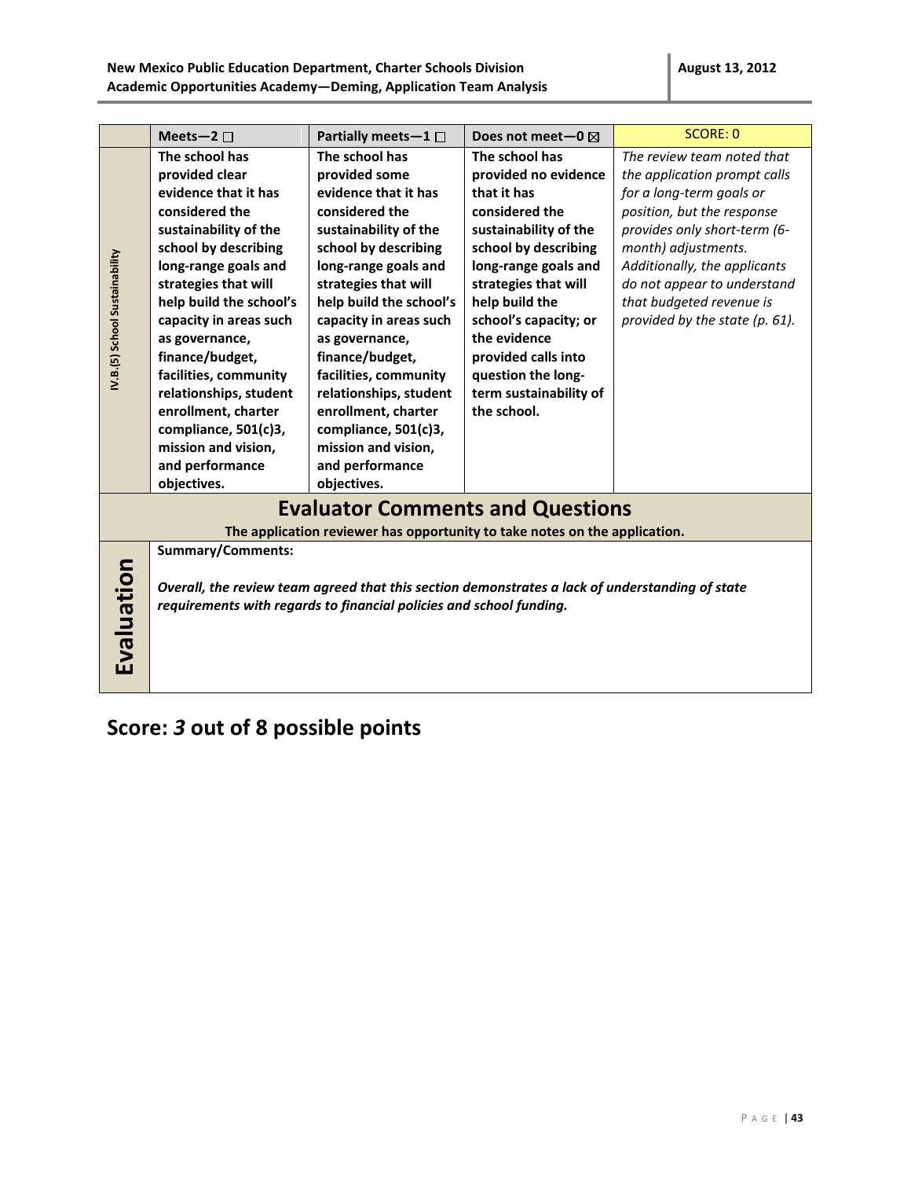| | Meets—2 ☐ | Partially meets—1 ☐ | Does not meet—0 ☒ | SCORE: 0 |
|---|---|---|---|---|
| IV.B.(5) School Sustainability | **The school has provided clear evidence that it has considered the sustainability of the school by describing long-range goals and strategies that will help build the school's capacity in areas such as governance, finance/budget, facilities, community relationships, student enrollment, charter compliance, 501(c)3, mission and vision, and performance objectives.** | **The school has provided some evidence that it has considered the sustainability of the school by describing long-range goals and strategies that will help build the school's capacity in areas such as governance, finance/budget, facilities, community relationships, student enrollment, charter compliance, 501(c)3, mission and vision, and performance objectives.** | **The school has provided no evidence that it has considered the sustainability of the school by describing long-range goals and strategies that will help build the school's capacity; or the evidence provided calls into question the long-term sustainability of the school.** | *The review team noted that the application prompt calls for a long-term goals or position, but the response provides only short-term (6-month) adjustments. Additionally, the applicants do not appear to understand that budgeted revenue is provided by the state (p. 61).* |

## Evaluator Comments and Questions

**The application reviewer has opportunity to take notes on the application.**

| Evaluation | **Summary/Comments:**<br><br>***Overall, the review team agreed that this section demonstrates a lack of understanding of state requirements with regards to financial policies and school funding.*** |
|---|---|

## Score: *3* out of 8 possible points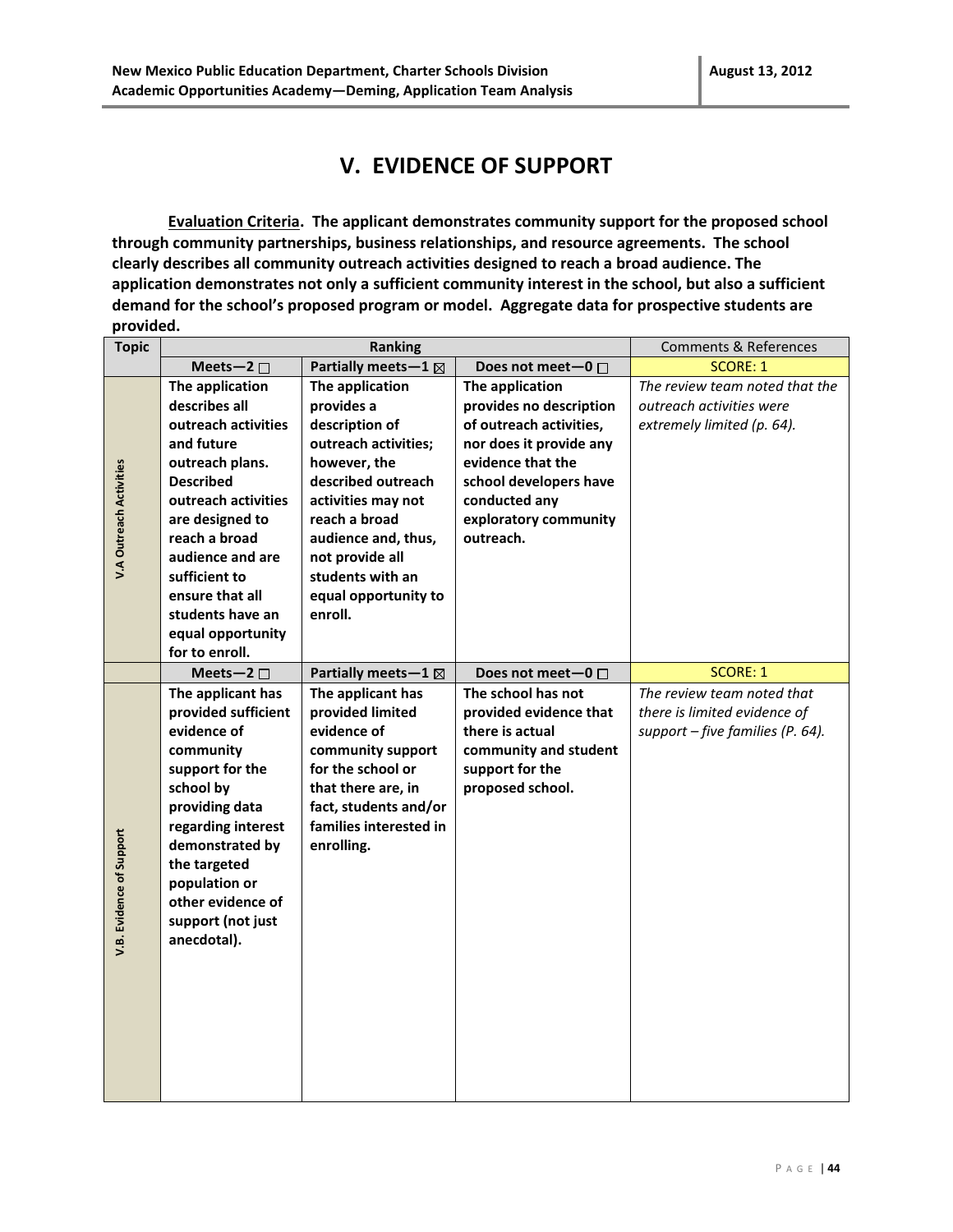# V. EVIDENCE OF SUPPORT

**Evaluation Criteria. The applicant demonstrates community support for the proposed school through community partnerships, business relationships, and resource agreements. The school clearly describes all community outreach activities designed to reach a broad audience. The application demonstrates not only a sufficient community interest in the school, but also a sufficient demand for the school's proposed program or model. Aggregate data for prospective students are provided.**

| Topic | Ranking | | | Comments & References |
|---|---|---|---|---|
| | **Meets—2 ☐** | **Partially meets—1 ☒** | **Does not meet—0 ☐** | SCORE: 1 |
| **V.A Outreach Activities** | **The application describes all outreach activities and future outreach plans. Described outreach activities are designed to reach a broad audience and are sufficient to ensure that all students have an equal opportunity for to enroll.** | **The application provides a description of outreach activities; however, the described outreach activities may not reach a broad audience and, thus, not provide all students with an equal opportunity to enroll.** | **The application provides no description of outreach activities, nor does it provide any evidence that the school developers have conducted any exploratory community outreach.** | *The review team noted that the outreach activities were extremely limited (p. 64).* |
| | **Meets—2 ☐** | **Partially meets—1 ☒** | **Does not meet—0 ☐** | SCORE: 1 |
| **V.B. Evidence of Support** | **The applicant has provided sufficient evidence of community support for the school by providing data regarding interest demonstrated by the targeted population or other evidence of support (not just anecdotal).** | **The applicant has provided limited evidence of community support for the school or that there are, in fact, students and/or families interested in enrolling.** | **The school has not provided evidence that there is actual community and student support for the proposed school.** | *The review team noted that there is limited evidence of support – five families (P. 64).* |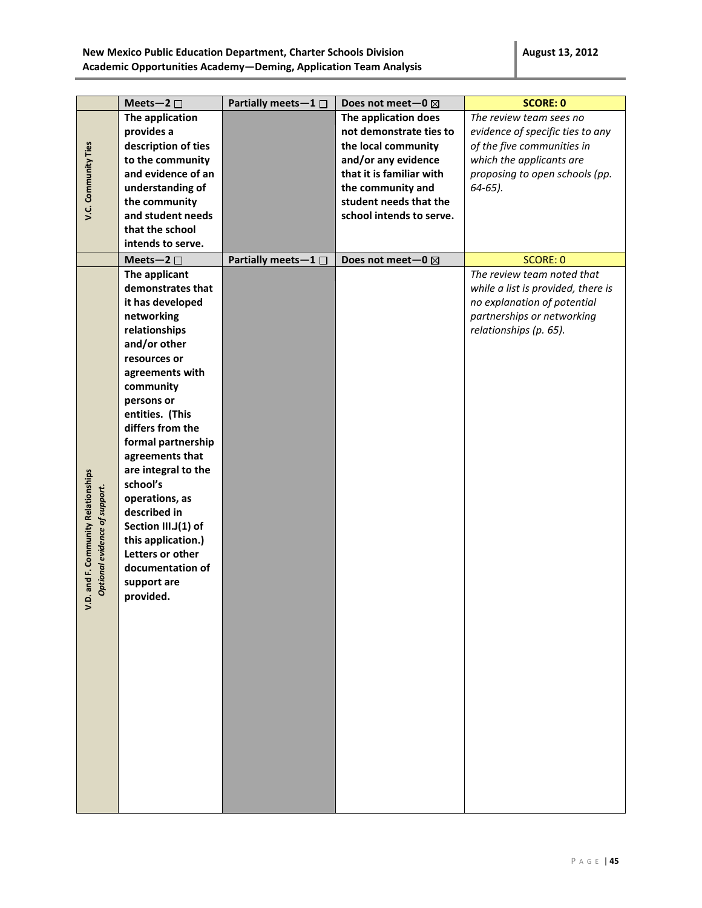| | Meets—2 ☐ | Partially meets—1 ☐ | Does not meet—0 ☒ | **SCORE: 0** |
|---|---|---|---|---|
| **V.C. Community Ties** | **The application provides a description of ties to the community and evidence of an understanding of the community and student needs that the school intends to serve.** | | **The application does not demonstrate ties to the local community and/or any evidence that it is familiar with the community and student needs that the school intends to serve.** | *The review team sees no evidence of specific ties to any of the five communities in which the applicants are proposing to open schools (pp. 64-65).* |
| | **Meets—2 ☐** | **Partially meets—1 ☐** | **Does not meet—0 ☒** | SCORE: 0 |
| **V.D. and F. Community Relationships** *Optional evidence of support.* | **The applicant demonstrates that it has developed networking relationships and/or other resources or agreements with community persons or entities. (This differs from the formal partnership agreements that are integral to the school's operations, as described in Section III.J(1) of this application.) Letters or other documentation of support are provided.** | | | *The review team noted that while a list is provided, there is no explanation of potential partnerships or networking relationships (p. 65).* |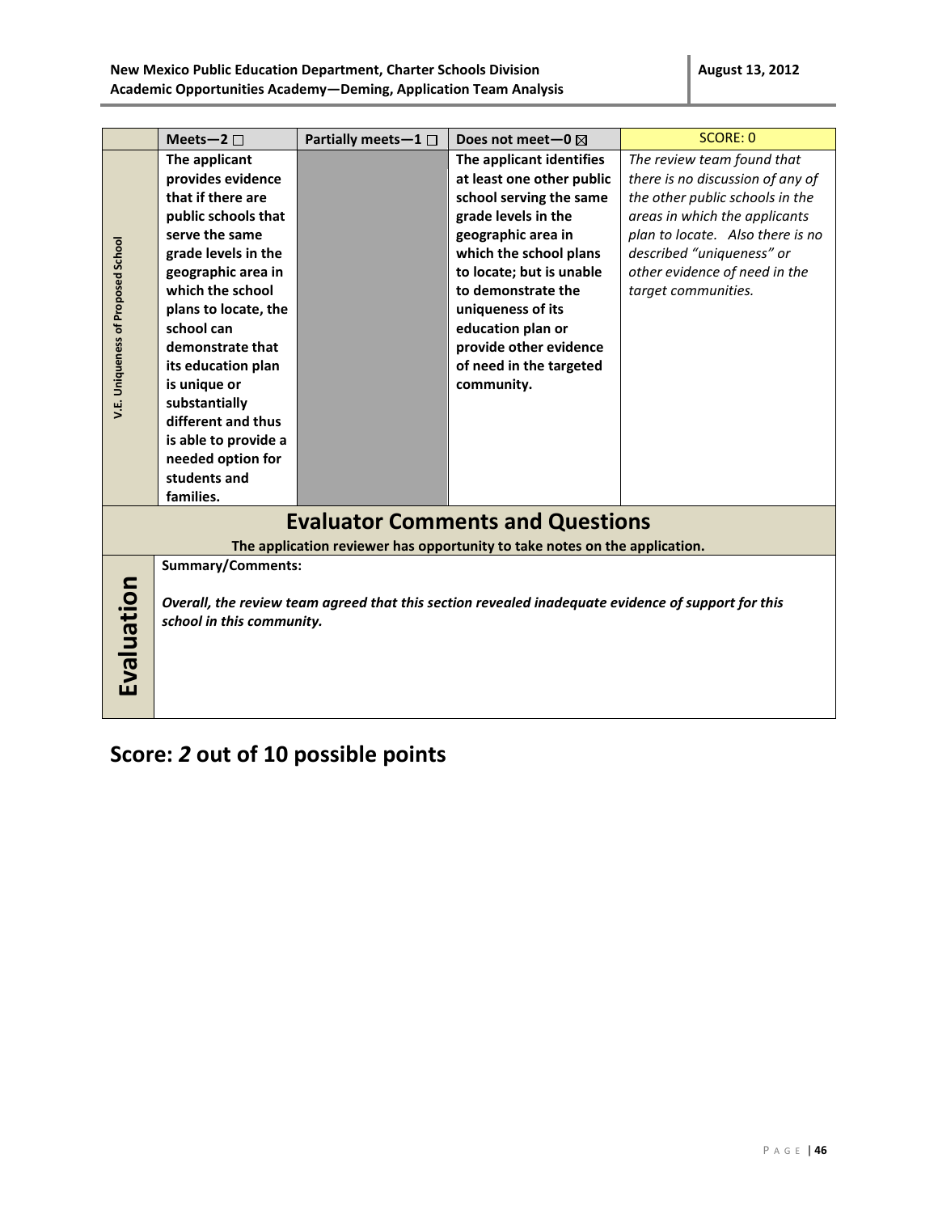| | Meets—2 ☐ | Partially meets—1 ☐ | Does not meet—0 ☒ | SCORE: 0 |
|---|---|---|---|---|
| V.E. Uniqueness of Proposed School | **The applicant provides evidence that if there are public schools that serve the same grade levels in the geographic area in which the school plans to locate, the school can demonstrate that its education plan is unique or substantially different and thus is able to provide a needed option for students and families.** | | **The applicant identifies at least one other public school serving the same grade levels in the geographic area in which the school plans to locate; but is unable to demonstrate the uniqueness of its education plan or provide other evidence of need in the targeted community.** | *The review team found that there is no discussion of any of the other public schools in the areas in which the applicants plan to locate. Also there is no described "uniqueness" or other evidence of need in the target communities.* |

## Evaluator Comments and Questions

**The application reviewer has opportunity to take notes on the application.**

| Evaluation | **Summary/Comments:**<br><br>***Overall, the review team agreed that this section revealed inadequate evidence of support for this school in this community.*** |
|---|---|

## Score: *2* out of 10 possible points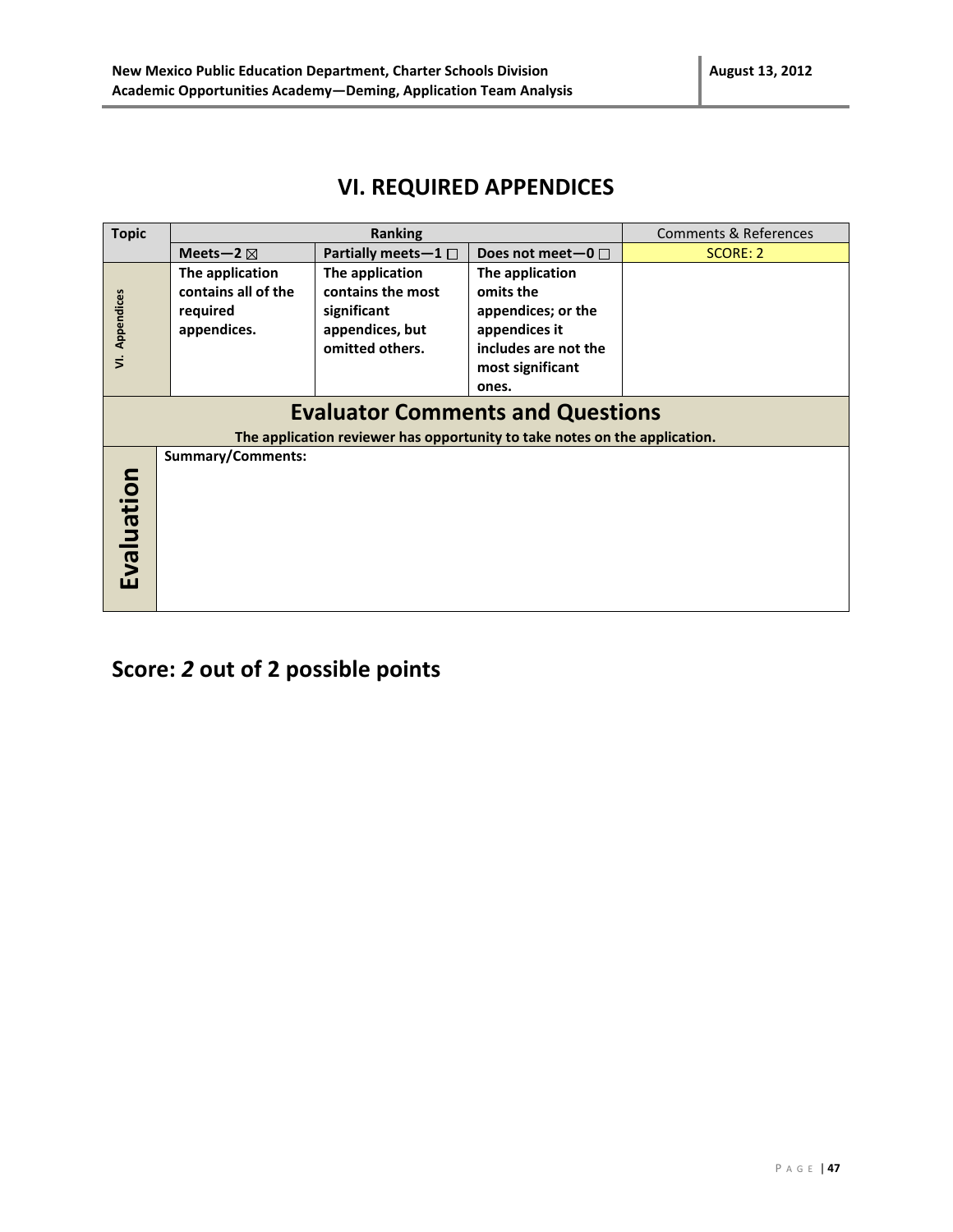# VI. REQUIRED APPENDICES

| Topic | Ranking | | | Comments & References |
|---|---|---|---|---|
| | Meets—2 ☒ | Partially meets—1 ☐ | Does not meet—0 ☐ | SCORE: 2 |
| VI. Appendices | **The application contains all of the required appendices.** | **The application contains the most significant appendices, but omitted others.** | **The application omits the appendices; or the appendices it includes are not the most significant ones.** | |

| Evaluator Comments and Questions | |
|---|---|
| The application reviewer has opportunity to take notes on the application. | |
| Evaluation | **Summary/Comments:** |

## Score: *2* out of 2 possible points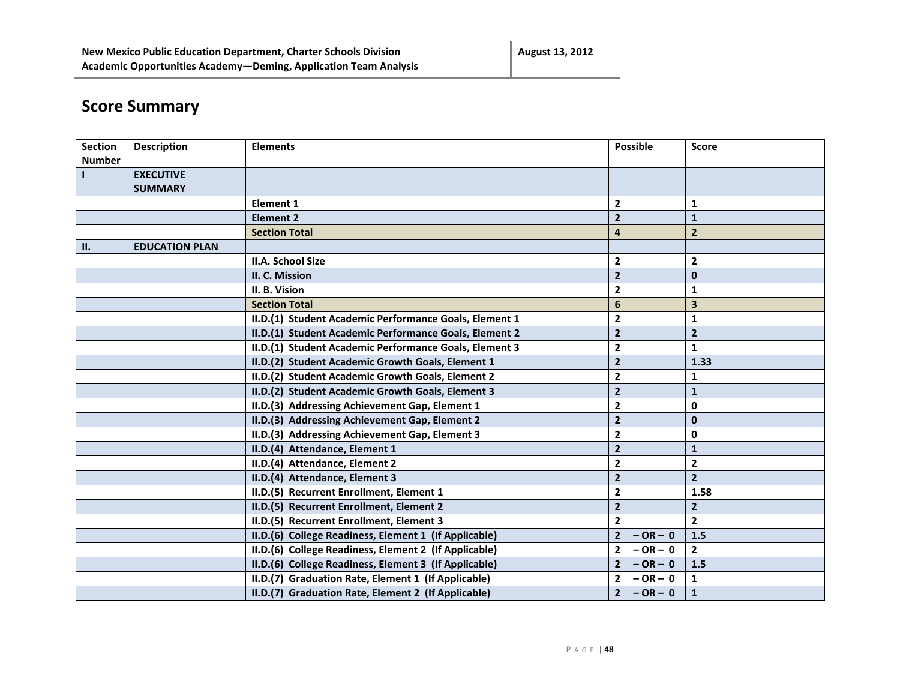## Score Summary

| Section Number | Description | Elements | Possible | Score |
|---|---|---|---|---|
| **I** | **EXECUTIVE SUMMARY** | | | |
| | | **Element 1** | **2** | **1** |
| | | **Element 2** | **2** | **1** |
| | | **Section Total** | **4** | **2** |
| **II.** | **EDUCATION PLAN** | | | |
| | | **II.A. School Size** | **2** | **2** |
| | | **II. C. Mission** | **2** | **0** |
| | | **II. B. Vision** | **2** | **1** |
| | | **Section Total** | **6** | **3** |
| | | **II.D.(1) Student Academic Performance Goals, Element 1** | **2** | **1** |
| | | **II.D.(1) Student Academic Performance Goals, Element 2** | **2** | **2** |
| | | **II.D.(1) Student Academic Performance Goals, Element 3** | **2** | **1** |
| | | **II.D.(2) Student Academic Growth Goals, Element 1** | **2** | **1.33** |
| | | **II.D.(2) Student Academic Growth Goals, Element 2** | **2** | **1** |
| | | **II.D.(2) Student Academic Growth Goals, Element 3** | **2** | **1** |
| | | **II.D.(3) Addressing Achievement Gap, Element 1** | **2** | **0** |
| | | **II.D.(3) Addressing Achievement Gap, Element 2** | **2** | **0** |
| | | **II.D.(3) Addressing Achievement Gap, Element 3** | **2** | **0** |
| | | **II.D.(4) Attendance, Element 1** | **2** | **1** |
| | | **II.D.(4) Attendance, Element 2** | **2** | **2** |
| | | **II.D.(4) Attendance, Element 3** | **2** | **2** |
| | | **II.D.(5) Recurrent Enrollment, Element 1** | **2** | **1.58** |
| | | **II.D.(5) Recurrent Enrollment, Element 2** | **2** | **2** |
| | | **II.D.(5) Recurrent Enrollment, Element 3** | **2** | **2** |
| | | **II.D.(6) College Readiness, Element 1 (If Applicable)** | **2 – OR – 0** | **1.5** |
| | | **II.D.(6) College Readiness, Element 2 (If Applicable)** | **2 – OR – 0** | **2** |
| | | **II.D.(6) College Readiness, Element 3 (If Applicable)** | **2 – OR – 0** | **1.5** |
| | | **II.D.(7) Graduation Rate, Element 1 (If Applicable)** | **2 – OR – 0** | **1** |
| | | **II.D.(7) Graduation Rate, Element 2 (If Applicable)** | **2 – OR – 0** | **1** |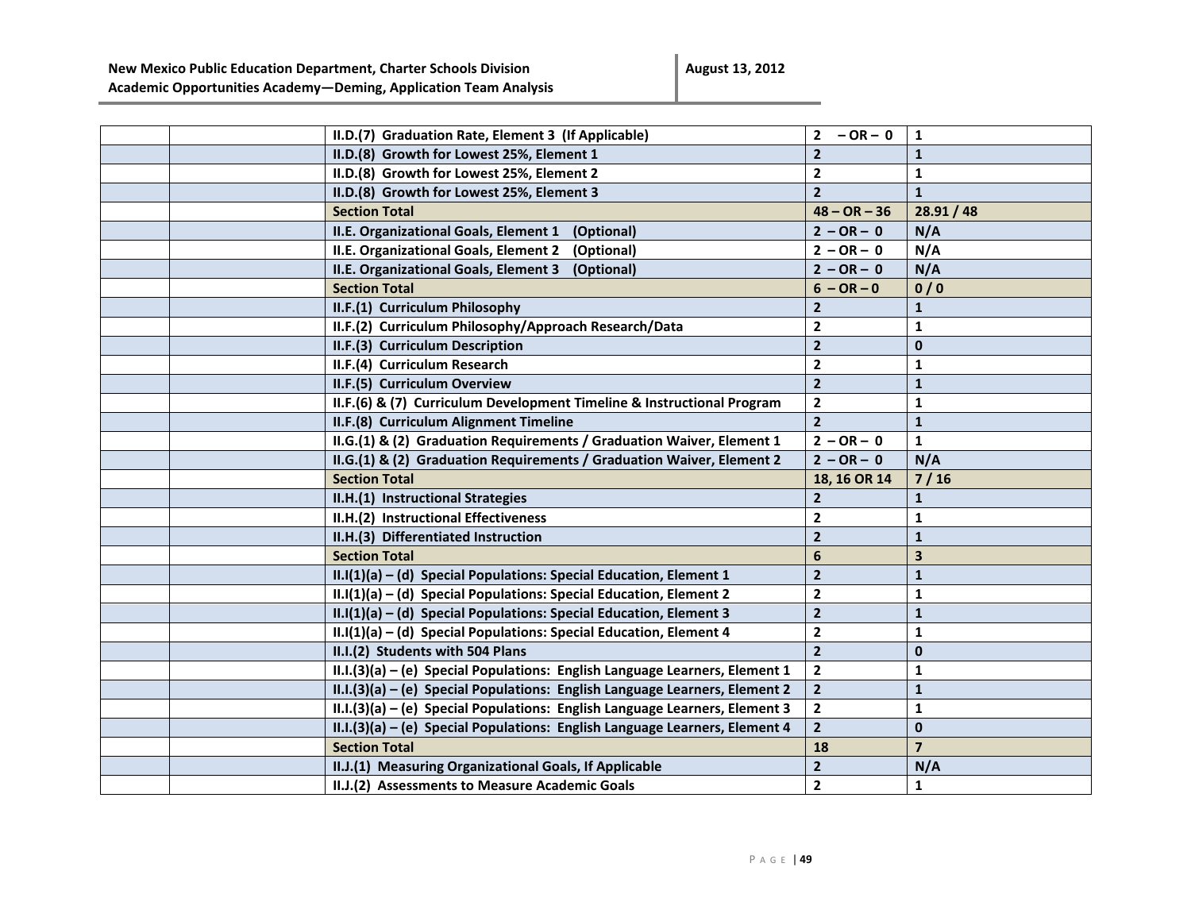| | | | | |
|---|---|---|---|---|
| | | **II.D.(7) Graduation Rate, Element 3 (If Applicable)** | **2 – OR – 0** | **1** |
| | | **II.D.(8) Growth for Lowest 25%, Element 1** | **2** | **1** |
| | | **II.D.(8) Growth for Lowest 25%, Element 2** | **2** | **1** |
| | | **II.D.(8) Growth for Lowest 25%, Element 3** | **2** | **1** |
| | | **Section Total** | **48 – OR – 36** | **28.91 / 48** |
| | | **II.E. Organizational Goals, Element 1 (Optional)** | **2 – OR – 0** | **N/A** |
| | | **II.E. Organizational Goals, Element 2 (Optional)** | **2 – OR – 0** | **N/A** |
| | | **II.E. Organizational Goals, Element 3 (Optional)** | **2 – OR – 0** | **N/A** |
| | | **Section Total** | **6 – OR – 0** | **0 / 0** |
| | | **II.F.(1) Curriculum Philosophy** | **2** | **1** |
| | | **II.F.(2) Curriculum Philosophy/Approach Research/Data** | **2** | **1** |
| | | **II.F.(3) Curriculum Description** | **2** | **0** |
| | | **II.F.(4) Curriculum Research** | **2** | **1** |
| | | **II.F.(5) Curriculum Overview** | **2** | **1** |
| | | **II.F.(6) & (7) Curriculum Development Timeline & Instructional Program** | **2** | **1** |
| | | **II.F.(8) Curriculum Alignment Timeline** | **2** | **1** |
| | | **II.G.(1) & (2) Graduation Requirements / Graduation Waiver, Element 1** | **2 – OR – 0** | **1** |
| | | **II.G.(1) & (2) Graduation Requirements / Graduation Waiver, Element 2** | **2 – OR – 0** | **N/A** |
| | | **Section Total** | **18, 16 OR 14** | **7 / 16** |
| | | **II.H.(1) Instructional Strategies** | **2** | **1** |
| | | **II.H.(2) Instructional Effectiveness** | **2** | **1** |
| | | **II.H.(3) Differentiated Instruction** | **2** | **1** |
| | | **Section Total** | **6** | **3** |
| | | **II.I(1)(a) – (d) Special Populations: Special Education, Element 1** | **2** | **1** |
| | | **II.I(1)(a) – (d) Special Populations: Special Education, Element 2** | **2** | **1** |
| | | **II.I(1)(a) – (d) Special Populations: Special Education, Element 3** | **2** | **1** |
| | | **II.I(1)(a) – (d) Special Populations: Special Education, Element 4** | **2** | **1** |
| | | **II.I.(2) Students with 504 Plans** | **2** | **0** |
| | | **II.I.(3)(a) – (e) Special Populations: English Language Learners, Element 1** | **2** | **1** |
| | | **II.I.(3)(a) – (e) Special Populations: English Language Learners, Element 2** | **2** | **1** |
| | | **II.I.(3)(a) – (e) Special Populations: English Language Learners, Element 3** | **2** | **1** |
| | | **II.I.(3)(a) – (e) Special Populations: English Language Learners, Element 4** | **2** | **0** |
| | | **Section Total** | **18** | **7** |
| | | **II.J.(1) Measuring Organizational Goals, If Applicable** | **2** | **N/A** |
| | | **II.J.(2) Assessments to Measure Academic Goals** | **2** | **1** |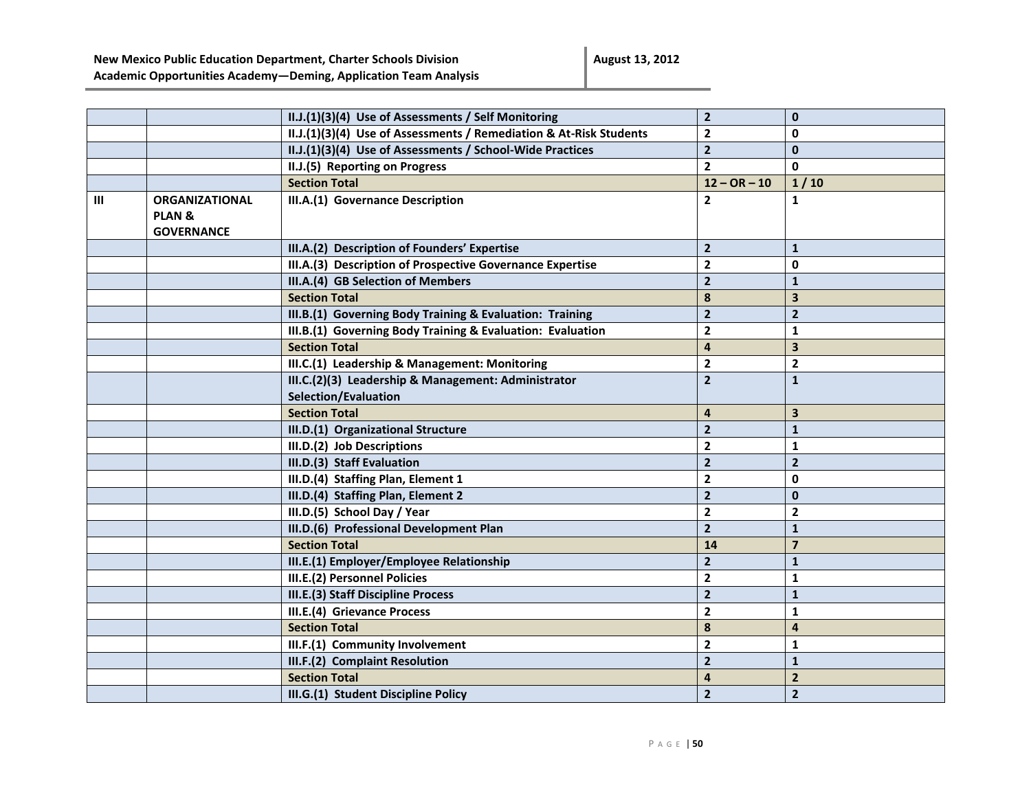| | | | | |
|---|---|---|---|---|
| | | **II.J.(1)(3)(4) Use of Assessments / Self Monitoring** | **2** | **0** |
| | | **II.J.(1)(3)(4) Use of Assessments / Remediation & At-Risk Students** | **2** | **0** |
| | | **II.J.(1)(3)(4) Use of Assessments / School-Wide Practices** | **2** | **0** |
| | | **II.J.(5) Reporting on Progress** | **2** | **0** |
| | | **Section Total** | **12 – OR – 10** | **1 / 10** |
| **III** | **ORGANIZATIONAL PLAN & GOVERNANCE** | **III.A.(1) Governance Description** | **2** | **1** |
| | | **III.A.(2) Description of Founders' Expertise** | **2** | **1** |
| | | **III.A.(3) Description of Prospective Governance Expertise** | **2** | **0** |
| | | **III.A.(4) GB Selection of Members** | **2** | **1** |
| | | **Section Total** | **8** | **3** |
| | | **III.B.(1) Governing Body Training & Evaluation: Training** | **2** | **2** |
| | | **III.B.(1) Governing Body Training & Evaluation: Evaluation** | **2** | **1** |
| | | **Section Total** | **4** | **3** |
| | | **III.C.(1) Leadership & Management: Monitoring** | **2** | **2** |
| | | **III.C.(2)(3) Leadership & Management: Administrator Selection/Evaluation** | **2** | **1** |
| | | **Section Total** | **4** | **3** |
| | | **III.D.(1) Organizational Structure** | **2** | **1** |
| | | **III.D.(2) Job Descriptions** | **2** | **1** |
| | | **III.D.(3) Staff Evaluation** | **2** | **2** |
| | | **III.D.(4) Staffing Plan, Element 1** | **2** | **0** |
| | | **III.D.(4) Staffing Plan, Element 2** | **2** | **0** |
| | | **III.D.(5) School Day / Year** | **2** | **2** |
| | | **III.D.(6) Professional Development Plan** | **2** | **1** |
| | | **Section Total** | **14** | **7** |
| | | **III.E.(1) Employer/Employee Relationship** | **2** | **1** |
| | | **III.E.(2) Personnel Policies** | **2** | **1** |
| | | **III.E.(3) Staff Discipline Process** | **2** | **1** |
| | | **III.E.(4) Grievance Process** | **2** | **1** |
| | | **Section Total** | **8** | **4** |
| | | **III.F.(1) Community Involvement** | **2** | **1** |
| | | **III.F.(2) Complaint Resolution** | **2** | **1** |
| | | **Section Total** | **4** | **2** |
| | | **III.G.(1) Student Discipline Policy** | **2** | **2** |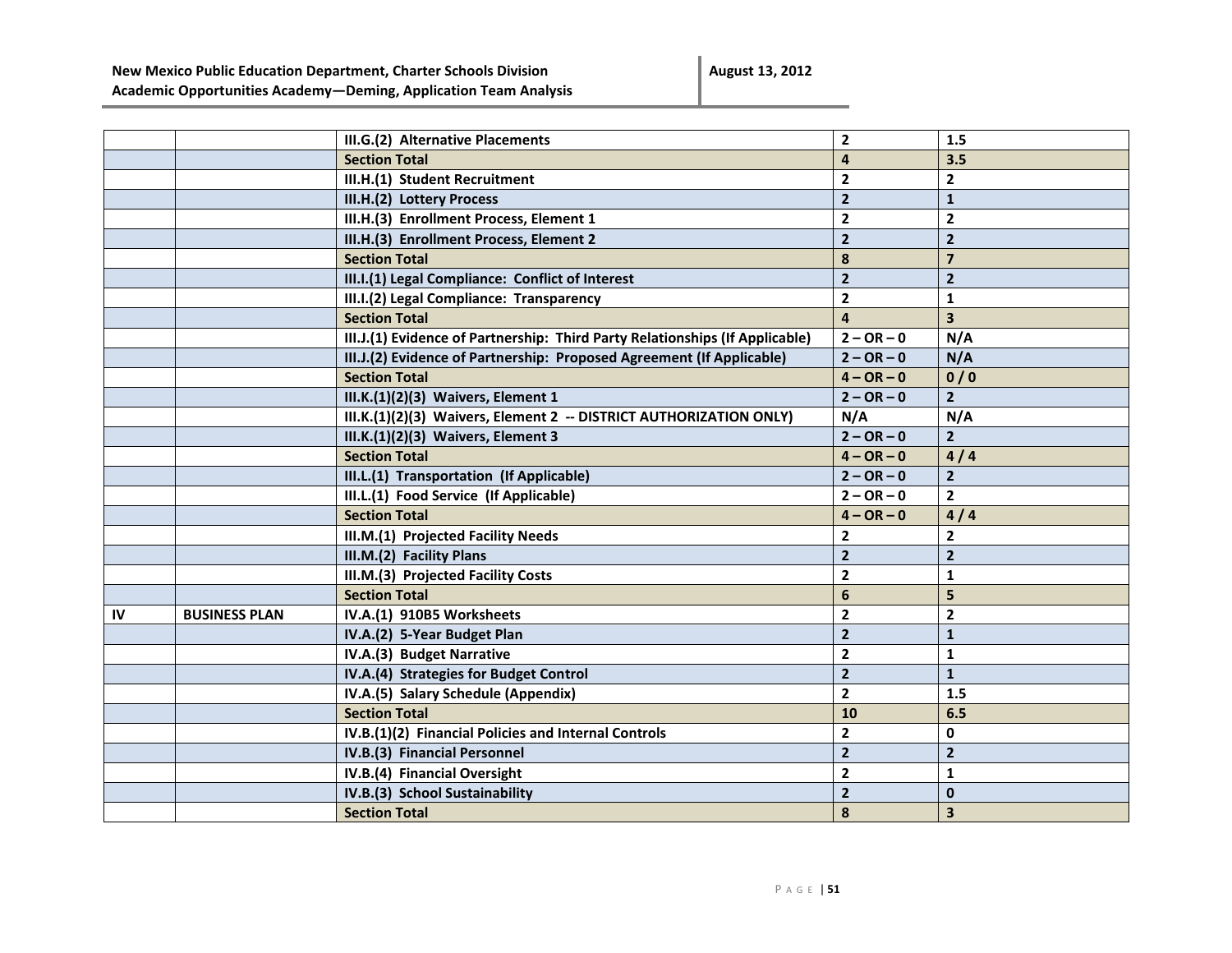| | | III.G.(2) Alternative Placements | 2 | 1.5 |
|---|---|---|---|---|
| | | **Section Total** | **4** | **3.5** |
| | | III.H.(1) Student Recruitment | 2 | 2 |
| | | III.H.(2) Lottery Process | 2 | 1 |
| | | III.H.(3) Enrollment Process, Element 1 | 2 | 2 |
| | | III.H.(3) Enrollment Process, Element 2 | 2 | 2 |
| | | **Section Total** | **8** | **7** |
| | | III.I.(1) Legal Compliance: Conflict of Interest | 2 | 2 |
| | | III.I.(2) Legal Compliance: Transparency | 2 | 1 |
| | | **Section Total** | **4** | **3** |
| | | III.J.(1) Evidence of Partnership: Third Party Relationships (If Applicable) | 2 – OR – 0 | N/A |
| | | III.J.(2) Evidence of Partnership: Proposed Agreement (If Applicable) | 2 – OR – 0 | N/A |
| | | **Section Total** | **4 – OR – 0** | **0 / 0** |
| | | III.K.(1)(2)(3) Waivers, Element 1 | 2 – OR – 0 | 2 |
| | | III.K.(1)(2)(3) Waivers, Element 2 -- DISTRICT AUTHORIZATION ONLY) | N/A | N/A |
| | | III.K.(1)(2)(3) Waivers, Element 3 | 2 – OR – 0 | 2 |
| | | **Section Total** | **4 – OR – 0** | **4 / 4** |
| | | III.L.(1) Transportation (If Applicable) | 2 – OR – 0 | 2 |
| | | III.L.(1) Food Service (If Applicable) | 2 – OR – 0 | 2 |
| | | **Section Total** | **4 – OR – 0** | **4 / 4** |
| | | III.M.(1) Projected Facility Needs | 2 | 2 |
| | | III.M.(2) Facility Plans | 2 | 2 |
| | | III.M.(3) Projected Facility Costs | 2 | 1 |
| | | **Section Total** | **6** | **5** |
| IV | BUSINESS PLAN | IV.A.(1) 910B5 Worksheets | 2 | 2 |
| | | IV.A.(2) 5-Year Budget Plan | 2 | 1 |
| | | IV.A.(3) Budget Narrative | 2 | 1 |
| | | IV.A.(4) Strategies for Budget Control | 2 | 1 |
| | | IV.A.(5) Salary Schedule (Appendix) | 2 | 1.5 |
| | | **Section Total** | **10** | **6.5** |
| | | IV.B.(1)(2) Financial Policies and Internal Controls | 2 | 0 |
| | | IV.B.(3) Financial Personnel | 2 | 2 |
| | | IV.B.(4) Financial Oversight | 2 | 1 |
| | | IV.B.(3) School Sustainability | 2 | 0 |
| | | **Section Total** | **8** | **3** |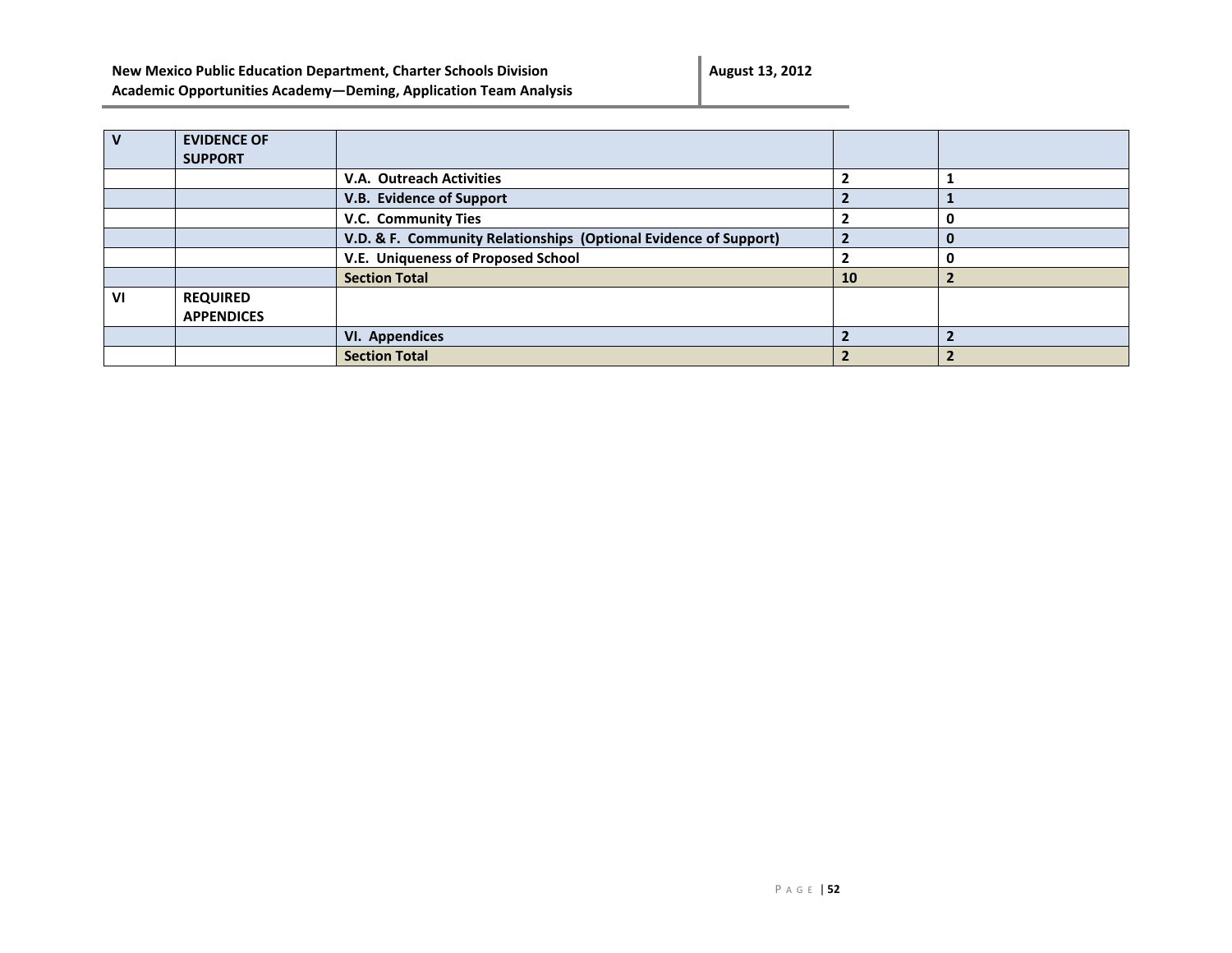| | | | | |
|---|---|---|---|---|
| **V** | **EVIDENCE OF SUPPORT** | | | |
| | | **V.A. Outreach Activities** | **2** | **1** |
| | | **V.B. Evidence of Support** | **2** | **1** |
| | | **V.C. Community Ties** | **2** | **0** |
| | | **V.D. & F. Community Relationships (Optional Evidence of Support)** | **2** | **0** |
| | | **V.E. Uniqueness of Proposed School** | **2** | **0** |
| | | **Section Total** | **10** | **2** |
| **VI** | **REQUIRED APPENDICES** | | | |
| | | **VI. Appendices** | **2** | **2** |
| | | **Section Total** | **2** | **2** |